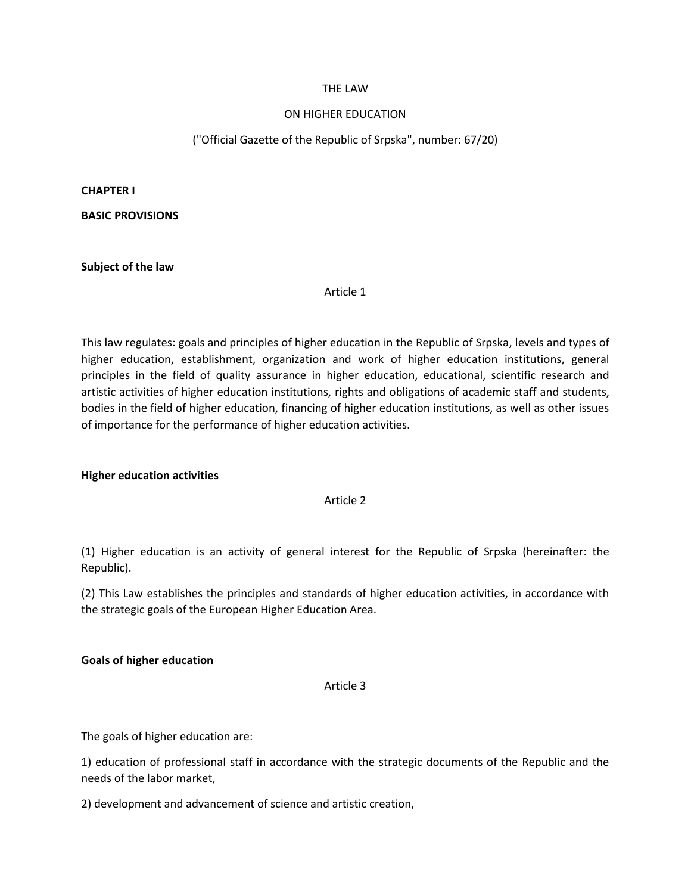# THE LAW

# ON HIGHER EDUCATION

("Official Gazette of the Republic of Srpska", number: 67/20)

## CHAPTER I

## BASIC PROVISIONS

### Subject of the law

Article 1

This law regulates: goals and principles of higher education in the Republic of Srpska, levels and types of higher education, establishment, organization and work of higher education institutions, general principles in the field of quality assurance in higher education, educational, scientific research and artistic activities of higher education institutions, rights and obligations of academic staff and students, bodies in the field of higher education, financing of higher education institutions, as well as other issues of importance for the performance of higher education activities.

### Higher education activities

Article 2

(1) Higher education is an activity of general interest for the Republic of Srpska (hereinafter: the Republic).

(2) This Law establishes the principles and standards of higher education activities, in accordance with the strategic goals of the European Higher Education Area.

### Goals of higher education

Article 3

The goals of higher education are:

1) education of professional staff in accordance with the strategic documents of the Republic and the needs of the labor market,

2) development and advancement of science and artistic creation,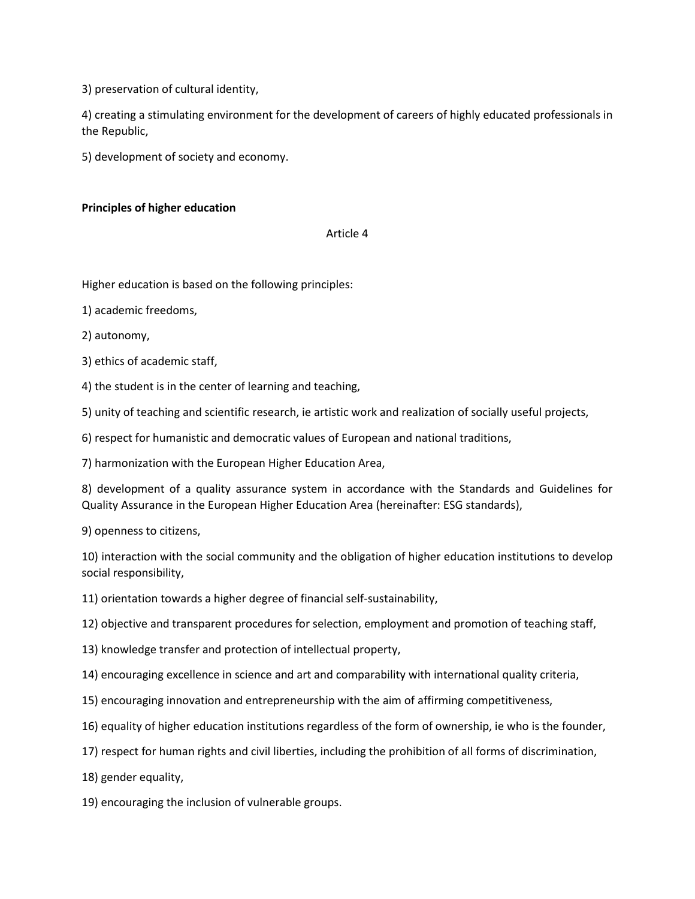3) preservation of cultural identity,

4) creating a stimulating environment for the development of careers of highly educated professionals in the Republic,

5) development of society and economy.

**Principles of higher education**

Article 4

Higher education is based on the following principles:

1) academic freedoms,

2) autonomy,

3) ethics of academic staff,

4) the student is in the center of learning and teaching,

5) unity of teaching and scientific research, ie artistic work and realization of socially useful projects,

6) respect for humanistic and democratic values of European and national traditions,

7) harmonization with the European Higher Education Area,

8) development of a quality assurance system in accordance with the Standards and Guidelines for Quality Assurance in the European Higher Education Area (hereinafter: ESG standards),

9) openness to citizens,

10) interaction with the social community and the obligation of higher education institutions to develop social responsibility,

11) orientation towards a higher degree of financial self-sustainability,

12) objective and transparent procedures for selection, employment and promotion of teaching staff,

13) knowledge transfer and protection of intellectual property,

14) encouraging excellence in science and art and comparability with international quality criteria,

15) encouraging innovation and entrepreneurship with the aim of affirming competitiveness,

16) equality of higher education institutions regardless of the form of ownership, ie who is the founder,

17) respect for human rights and civil liberties, including the prohibition of all forms of discrimination,

18) gender equality,

19) encouraging the inclusion of vulnerable groups.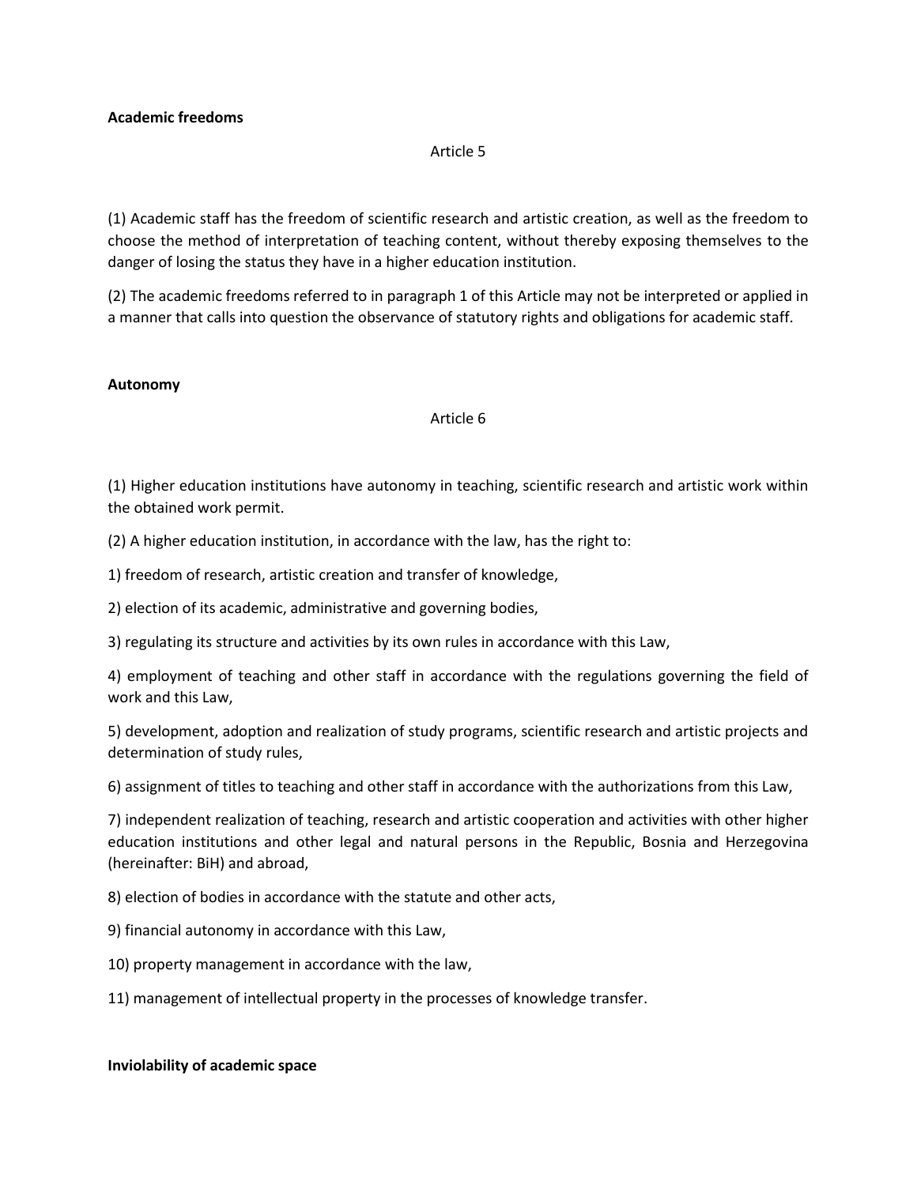**Academic freedoms**

Article 5

(1) Academic staff has the freedom of scientific research and artistic creation, as well as the freedom to choose the method of interpretation of teaching content, without thereby exposing themselves to the danger of losing the status they have in a higher education institution.

(2) The academic freedoms referred to in paragraph 1 of this Article may not be interpreted or applied in a manner that calls into question the observance of statutory rights and obligations for academic staff.

**Autonomy**

Article 6

(1) Higher education institutions have autonomy in teaching, scientific research and artistic work within the obtained work permit.

(2) A higher education institution, in accordance with the law, has the right to:

1) freedom of research, artistic creation and transfer of knowledge,

2) election of its academic, administrative and governing bodies,

3) regulating its structure and activities by its own rules in accordance with this Law,

4) employment of teaching and other staff in accordance with the regulations governing the field of work and this Law,

5) development, adoption and realization of study programs, scientific research and artistic projects and determination of study rules,

6) assignment of titles to teaching and other staff in accordance with the authorizations from this Law,

7) independent realization of teaching, research and artistic cooperation and activities with other higher education institutions and other legal and natural persons in the Republic, Bosnia and Herzegovina (hereinafter: BiH) and abroad,

8) election of bodies in accordance with the statute and other acts,

9) financial autonomy in accordance with this Law,

10) property management in accordance with the law,

11) management of intellectual property in the processes of knowledge transfer.

**Inviolability of academic space**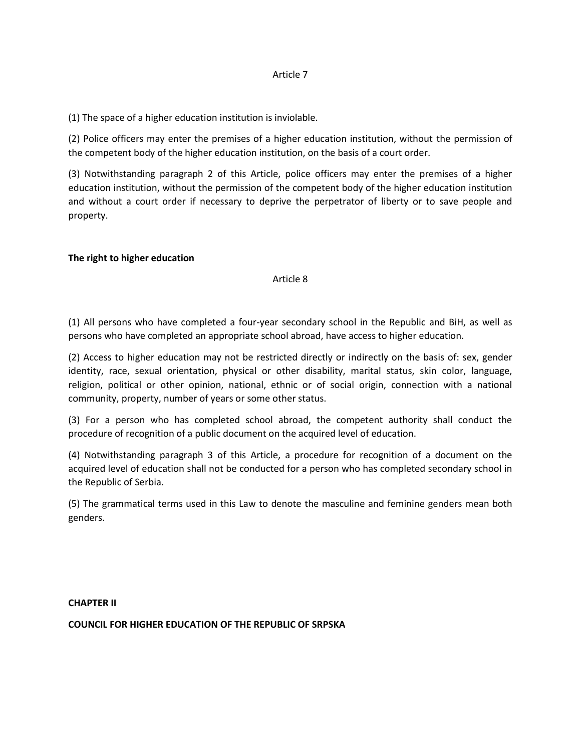Article 7

(1) The space of a higher education institution is inviolable.

(2) Police officers may enter the premises of a higher education institution, without the permission of the competent body of the higher education institution, on the basis of a court order.

(3) Notwithstanding paragraph 2 of this Article, police officers may enter the premises of a higher education institution, without the permission of the competent body of the higher education institution and without a court order if necessary to deprive the perpetrator of liberty or to save people and property.

**The right to higher education**

Article 8

(1) All persons who have completed a four-year secondary school in the Republic and BiH, as well as persons who have completed an appropriate school abroad, have access to higher education.

(2) Access to higher education may not be restricted directly or indirectly on the basis of: sex, gender identity, race, sexual orientation, physical or other disability, marital status, skin color, language, religion, political or other opinion, national, ethnic or of social origin, connection with a national community, property, number of years or some other status.

(3) For a person who has completed school abroad, the competent authority shall conduct the procedure of recognition of a public document on the acquired level of education.

(4) Notwithstanding paragraph 3 of this Article, a procedure for recognition of a document on the acquired level of education shall not be conducted for a person who has completed secondary school in the Republic of Serbia.

(5) The grammatical terms used in this Law to denote the masculine and feminine genders mean both genders.

## CHAPTER II

## COUNCIL FOR HIGHER EDUCATION OF THE REPUBLIC OF SRPSKA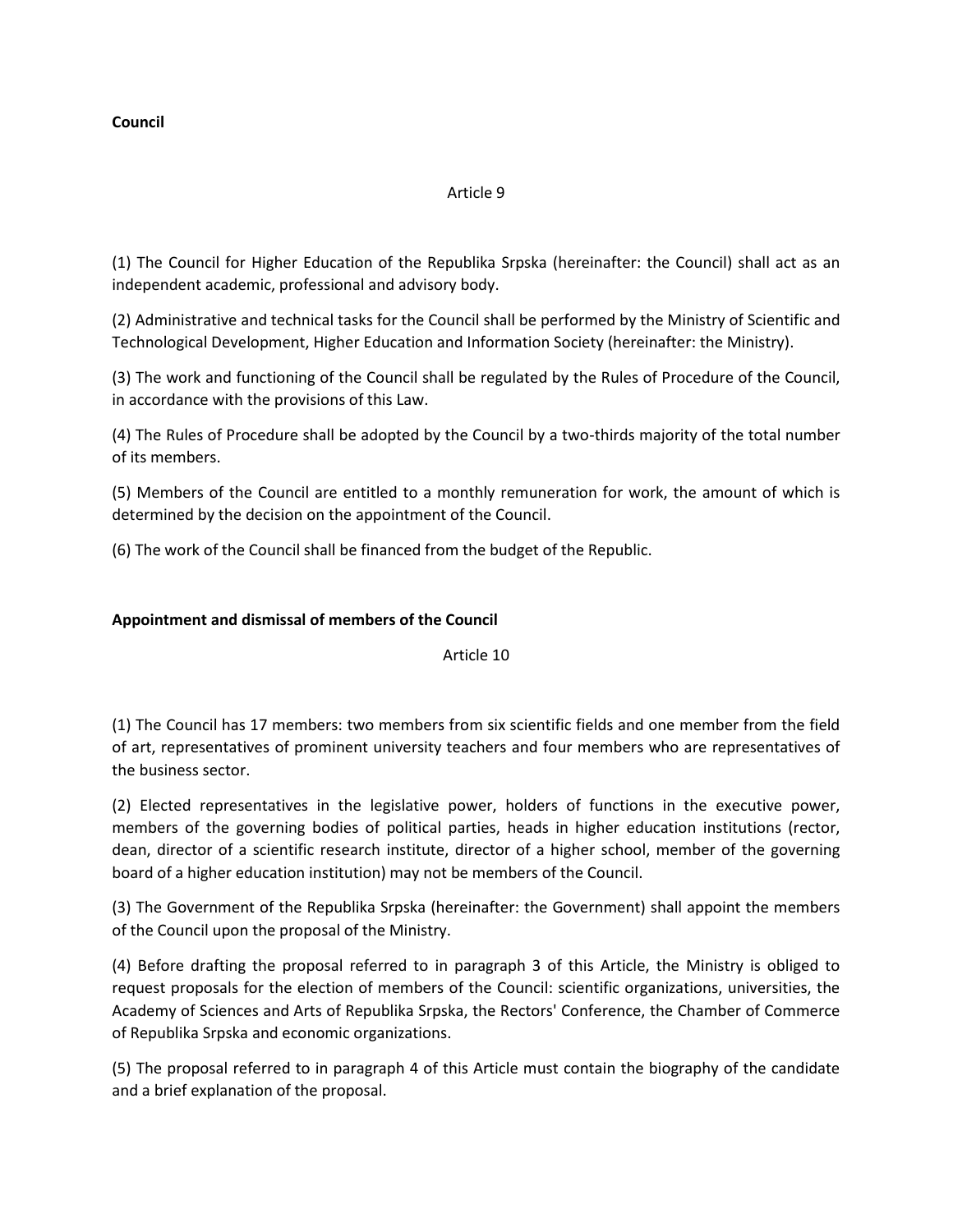**Council**

Article 9

(1) The Council for Higher Education of the Republika Srpska (hereinafter: the Council) shall act as an independent academic, professional and advisory body.

(2) Administrative and technical tasks for the Council shall be performed by the Ministry of Scientific and Technological Development, Higher Education and Information Society (hereinafter: the Ministry).

(3) The work and functioning of the Council shall be regulated by the Rules of Procedure of the Council, in accordance with the provisions of this Law.

(4) The Rules of Procedure shall be adopted by the Council by a two-thirds majority of the total number of its members.

(5) Members of the Council are entitled to a monthly remuneration for work, the amount of which is determined by the decision on the appointment of the Council.

(6) The work of the Council shall be financed from the budget of the Republic.

**Appointment and dismissal of members of the Council**

Article 10

(1) The Council has 17 members: two members from six scientific fields and one member from the field of art, representatives of prominent university teachers and four members who are representatives of the business sector.

(2) Elected representatives in the legislative power, holders of functions in the executive power, members of the governing bodies of political parties, heads in higher education institutions (rector, dean, director of a scientific research institute, director of a higher school, member of the governing board of a higher education institution) may not be members of the Council.

(3) The Government of the Republika Srpska (hereinafter: the Government) shall appoint the members of the Council upon the proposal of the Ministry.

(4) Before drafting the proposal referred to in paragraph 3 of this Article, the Ministry is obliged to request proposals for the election of members of the Council: scientific organizations, universities, the Academy of Sciences and Arts of Republika Srpska, the Rectors' Conference, the Chamber of Commerce of Republika Srpska and economic organizations.

(5) The proposal referred to in paragraph 4 of this Article must contain the biography of the candidate and a brief explanation of the proposal.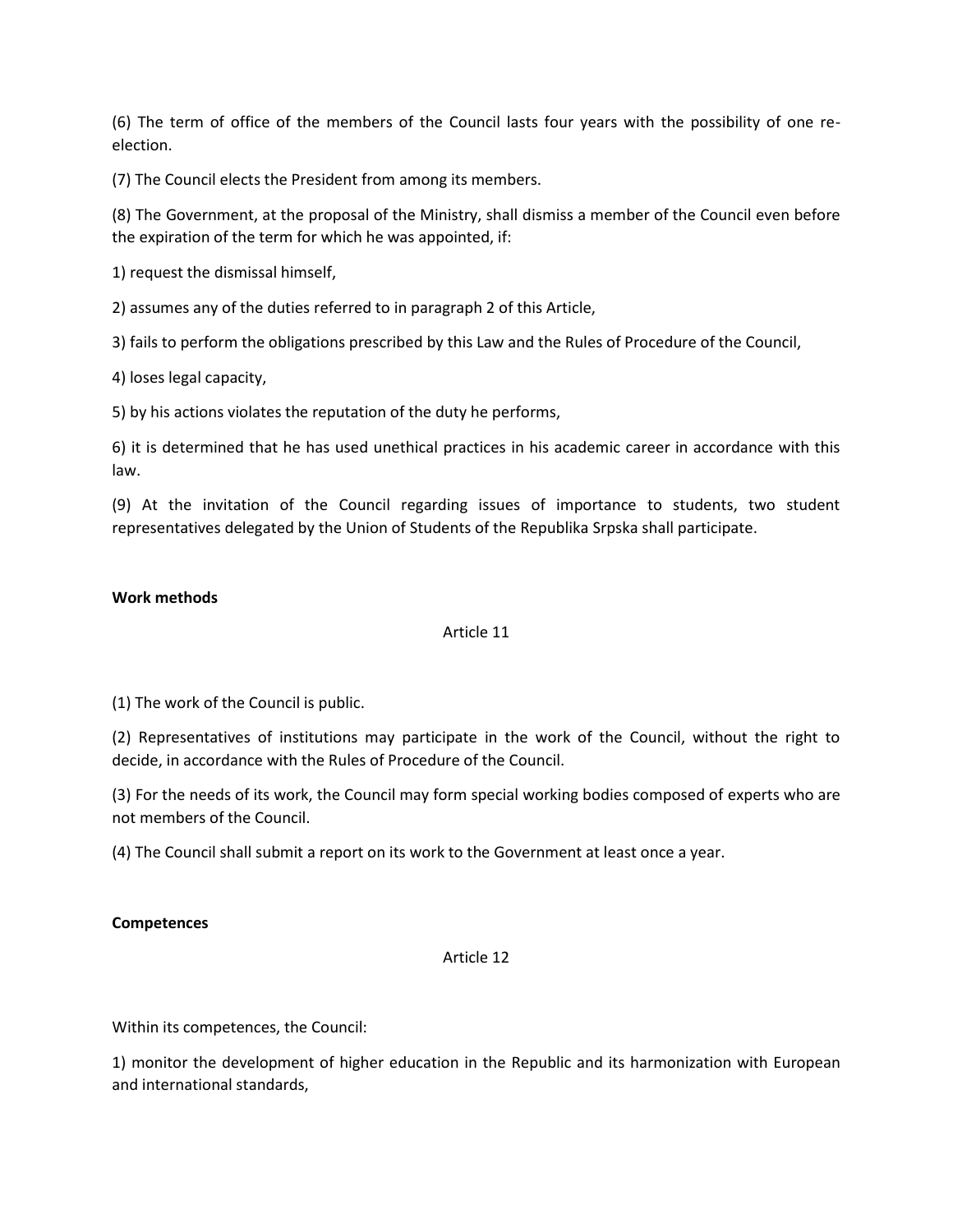(6) The term of office of the members of the Council lasts four years with the possibility of one re-election.

(7) The Council elects the President from among its members.

(8) The Government, at the proposal of the Ministry, shall dismiss a member of the Council even before the expiration of the term for which he was appointed, if:

1) request the dismissal himself,

2) assumes any of the duties referred to in paragraph 2 of this Article,

3) fails to perform the obligations prescribed by this Law and the Rules of Procedure of the Council,

4) loses legal capacity,

5) by his actions violates the reputation of the duty he performs,

6) it is determined that he has used unethical practices in his academic career in accordance with this law.

(9) At the invitation of the Council regarding issues of importance to students, two student representatives delegated by the Union of Students of the Republika Srpska shall participate.

**Work methods**

Article 11

(1) The work of the Council is public.

(2) Representatives of institutions may participate in the work of the Council, without the right to decide, in accordance with the Rules of Procedure of the Council.

(3) For the needs of its work, the Council may form special working bodies composed of experts who are not members of the Council.

(4) The Council shall submit a report on its work to the Government at least once a year.

**Competences**

Article 12

Within its competences, the Council:

1) monitor the development of higher education in the Republic and its harmonization with European and international standards,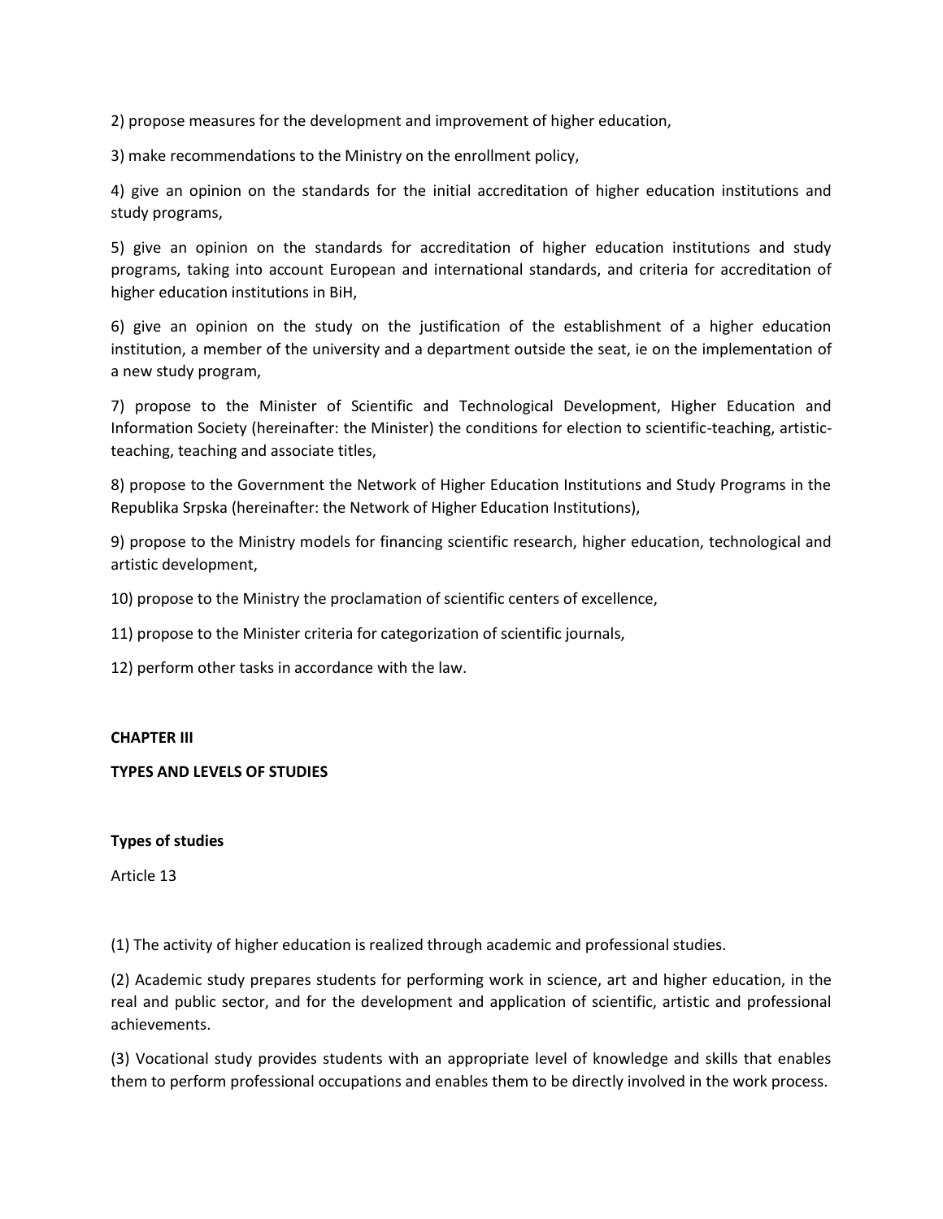2) propose measures for the development and improvement of higher education,

3) make recommendations to the Ministry on the enrollment policy,

4) give an opinion on the standards for the initial accreditation of higher education institutions and study programs,

5) give an opinion on the standards for accreditation of higher education institutions and study programs, taking into account European and international standards, and criteria for accreditation of higher education institutions in BiH,

6) give an opinion on the study on the justification of the establishment of a higher education institution, a member of the university and a department outside the seat, ie on the implementation of a new study program,

7) propose to the Minister of Scientific and Technological Development, Higher Education and Information Society (hereinafter: the Minister) the conditions for election to scientific-teaching, artistic-teaching, teaching and associate titles,

8) propose to the Government the Network of Higher Education Institutions and Study Programs in the Republika Srpska (hereinafter: the Network of Higher Education Institutions),

9) propose to the Ministry models for financing scientific research, higher education, technological and artistic development,

10) propose to the Ministry the proclamation of scientific centers of excellence,

11) propose to the Minister criteria for categorization of scientific journals,

12) perform other tasks in accordance with the law.

## CHAPTER III

## TYPES AND LEVELS OF STUDIES

### Types of studies

Article 13

(1) The activity of higher education is realized through academic and professional studies.

(2) Academic study prepares students for performing work in science, art and higher education, in the real and public sector, and for the development and application of scientific, artistic and professional achievements.

(3) Vocational study provides students with an appropriate level of knowledge and skills that enables them to perform professional occupations and enables them to be directly involved in the work process.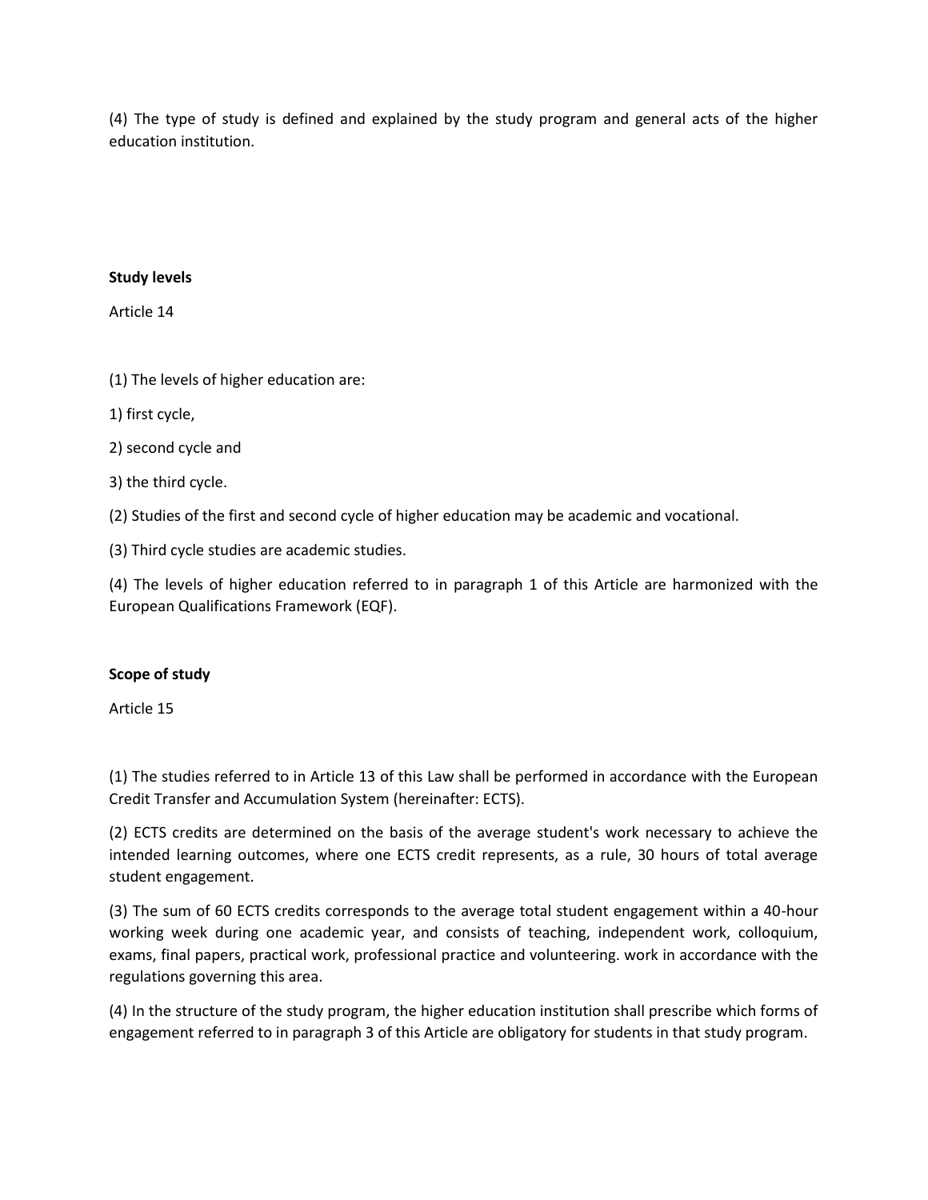(4) The type of study is defined and explained by the study program and general acts of the higher education institution.

**Study levels**

Article 14

(1) The levels of higher education are:

1) first cycle,

2) second cycle and

3) the third cycle.

(2) Studies of the first and second cycle of higher education may be academic and vocational.

(3) Third cycle studies are academic studies.

(4) The levels of higher education referred to in paragraph 1 of this Article are harmonized with the European Qualifications Framework (EQF).

**Scope of study**

Article 15

(1) The studies referred to in Article 13 of this Law shall be performed in accordance with the European Credit Transfer and Accumulation System (hereinafter: ECTS).

(2) ECTS credits are determined on the basis of the average student's work necessary to achieve the intended learning outcomes, where one ECTS credit represents, as a rule, 30 hours of total average student engagement.

(3) The sum of 60 ECTS credits corresponds to the average total student engagement within a 40-hour working week during one academic year, and consists of teaching, independent work, colloquium, exams, final papers, practical work, professional practice and volunteering. work in accordance with the regulations governing this area.

(4) In the structure of the study program, the higher education institution shall prescribe which forms of engagement referred to in paragraph 3 of this Article are obligatory for students in that study program.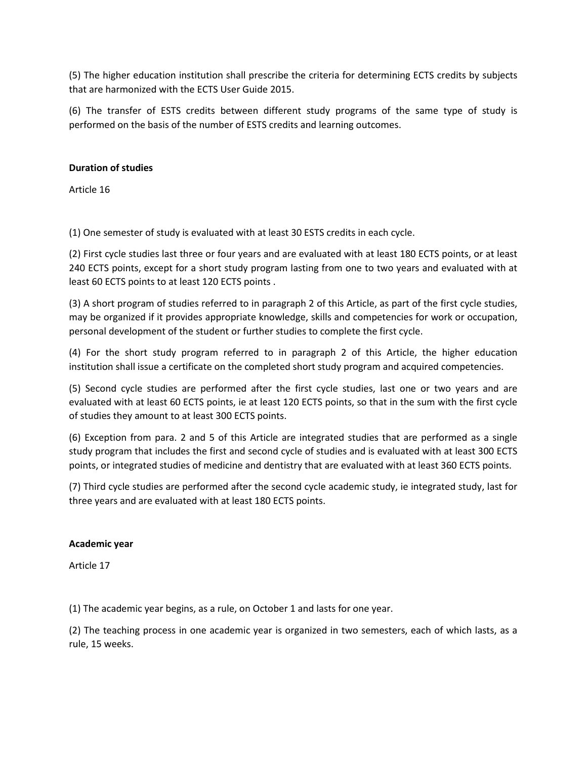(5) The higher education institution shall prescribe the criteria for determining ECTS credits by subjects that are harmonized with the ECTS User Guide 2015.

(6) The transfer of ESTS credits between different study programs of the same type of study is performed on the basis of the number of ESTS credits and learning outcomes.

**Duration of studies**

Article 16

(1) One semester of study is evaluated with at least 30 ESTS credits in each cycle.

(2) First cycle studies last three or four years and are evaluated with at least 180 ECTS points, or at least 240 ECTS points, except for a short study program lasting from one to two years and evaluated with at least 60 ECTS points to at least 120 ECTS points .

(3) A short program of studies referred to in paragraph 2 of this Article, as part of the first cycle studies, may be organized if it provides appropriate knowledge, skills and competencies for work or occupation, personal development of the student or further studies to complete the first cycle.

(4) For the short study program referred to in paragraph 2 of this Article, the higher education institution shall issue a certificate on the completed short study program and acquired competencies.

(5) Second cycle studies are performed after the first cycle studies, last one or two years and are evaluated with at least 60 ECTS points, ie at least 120 ECTS points, so that in the sum with the first cycle of studies they amount to at least 300 ECTS points.

(6) Exception from para. 2 and 5 of this Article are integrated studies that are performed as a single study program that includes the first and second cycle of studies and is evaluated with at least 300 ECTS points, or integrated studies of medicine and dentistry that are evaluated with at least 360 ECTS points.

(7) Third cycle studies are performed after the second cycle academic study, ie integrated study, last for three years and are evaluated with at least 180 ECTS points.

**Academic year**

Article 17

(1) The academic year begins, as a rule, on October 1 and lasts for one year.

(2) The teaching process in one academic year is organized in two semesters, each of which lasts, as a rule, 15 weeks.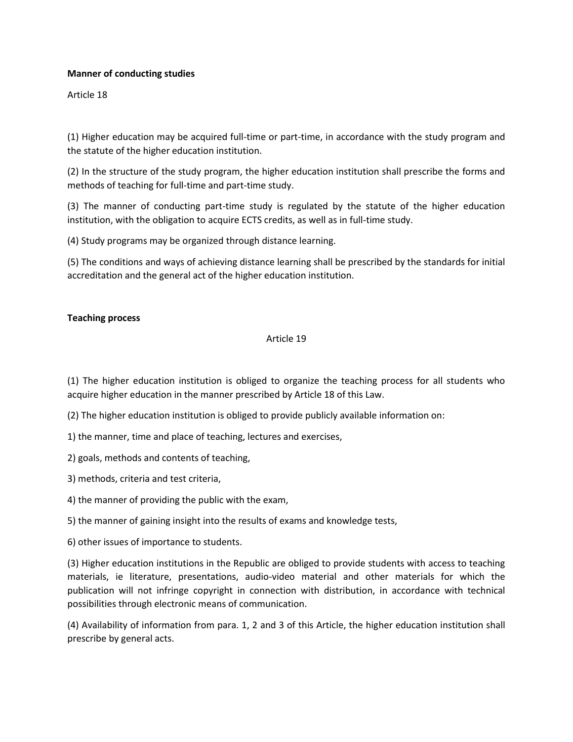**Manner of conducting studies**

Article 18

(1) Higher education may be acquired full-time or part-time, in accordance with the study program and the statute of the higher education institution.

(2) In the structure of the study program, the higher education institution shall prescribe the forms and methods of teaching for full-time and part-time study.

(3) The manner of conducting part-time study is regulated by the statute of the higher education institution, with the obligation to acquire ECTS credits, as well as in full-time study.

(4) Study programs may be organized through distance learning.

(5) The conditions and ways of achieving distance learning shall be prescribed by the standards for initial accreditation and the general act of the higher education institution.

**Teaching process**

Article 19

(1) The higher education institution is obliged to organize the teaching process for all students who acquire higher education in the manner prescribed by Article 18 of this Law.

(2) The higher education institution is obliged to provide publicly available information on:

1) the manner, time and place of teaching, lectures and exercises,

2) goals, methods and contents of teaching,

3) methods, criteria and test criteria,

4) the manner of providing the public with the exam,

5) the manner of gaining insight into the results of exams and knowledge tests,

6) other issues of importance to students.

(3) Higher education institutions in the Republic are obliged to provide students with access to teaching materials, ie literature, presentations, audio-video material and other materials for which the publication will not infringe copyright in connection with distribution, in accordance with technical possibilities through electronic means of communication.

(4) Availability of information from para. 1, 2 and 3 of this Article, the higher education institution shall prescribe by general acts.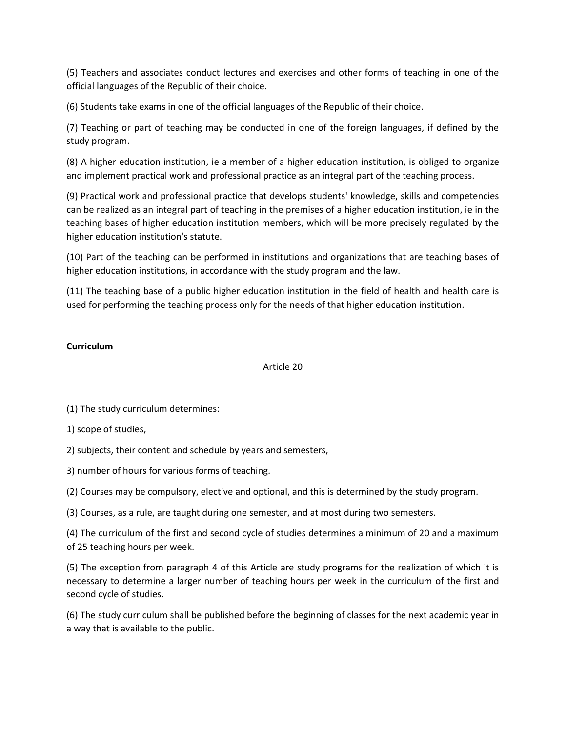(5) Teachers and associates conduct lectures and exercises and other forms of teaching in one of the official languages of the Republic of their choice.

(6) Students take exams in one of the official languages of the Republic of their choice.

(7) Teaching or part of teaching may be conducted in one of the foreign languages, if defined by the study program.

(8) A higher education institution, ie a member of a higher education institution, is obliged to organize and implement practical work and professional practice as an integral part of the teaching process.

(9) Practical work and professional practice that develops students' knowledge, skills and competencies can be realized as an integral part of teaching in the premises of a higher education institution, ie in the teaching bases of higher education institution members, which will be more precisely regulated by the higher education institution's statute.

(10) Part of the teaching can be performed in institutions and organizations that are teaching bases of higher education institutions, in accordance with the study program and the law.

(11) The teaching base of a public higher education institution in the field of health and health care is used for performing the teaching process only for the needs of that higher education institution.

**Curriculum**

Article 20

(1) The study curriculum determines:

1) scope of studies,

2) subjects, their content and schedule by years and semesters,

3) number of hours for various forms of teaching.

(2) Courses may be compulsory, elective and optional, and this is determined by the study program.

(3) Courses, as a rule, are taught during one semester, and at most during two semesters.

(4) The curriculum of the first and second cycle of studies determines a minimum of 20 and a maximum of 25 teaching hours per week.

(5) The exception from paragraph 4 of this Article are study programs for the realization of which it is necessary to determine a larger number of teaching hours per week in the curriculum of the first and second cycle of studies.

(6) The study curriculum shall be published before the beginning of classes for the next academic year in a way that is available to the public.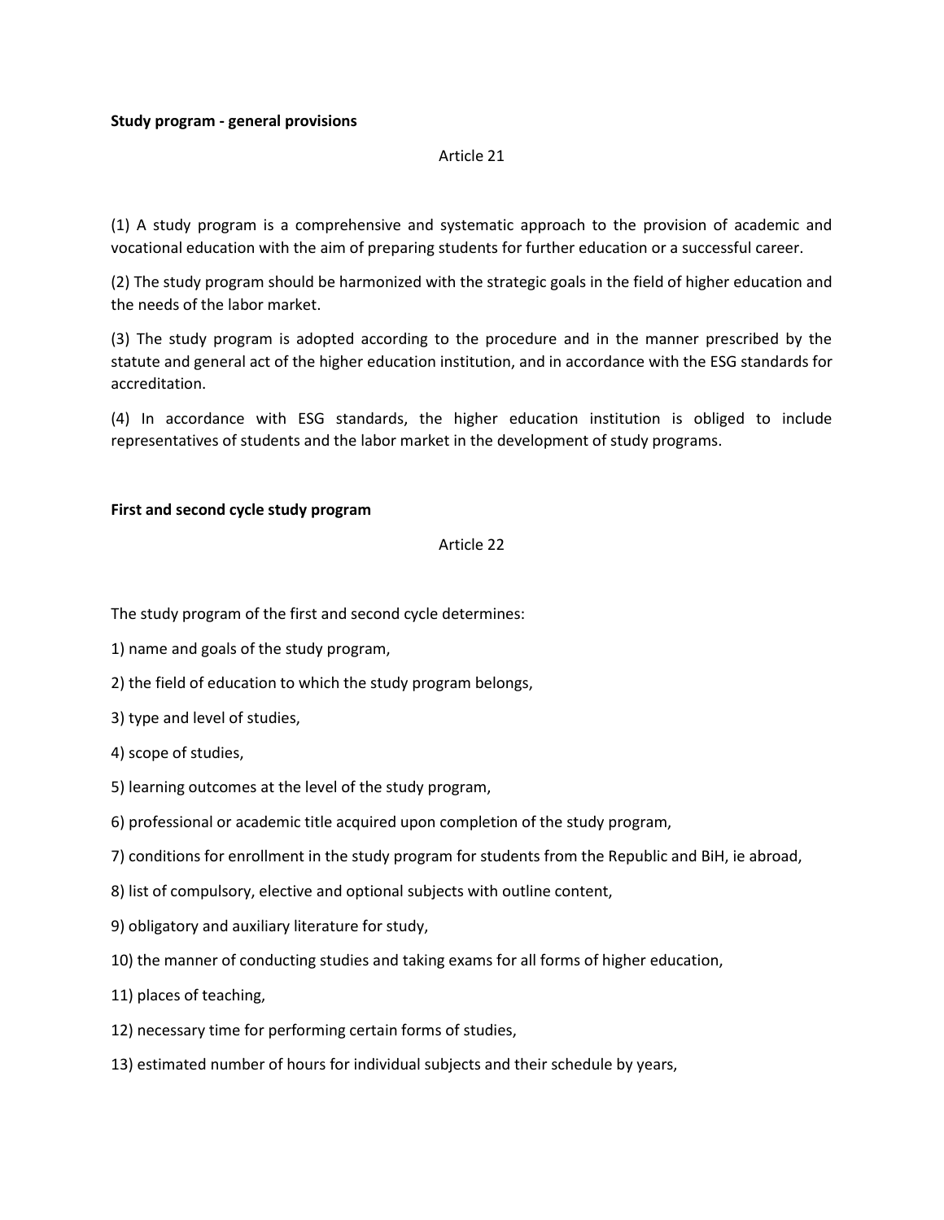**Study program - general provisions**

Article 21

(1) A study program is a comprehensive and systematic approach to the provision of academic and vocational education with the aim of preparing students for further education or a successful career.

(2) The study program should be harmonized with the strategic goals in the field of higher education and the needs of the labor market.

(3) The study program is adopted according to the procedure and in the manner prescribed by the statute and general act of the higher education institution, and in accordance with the ESG standards for accreditation.

(4) In accordance with ESG standards, the higher education institution is obliged to include representatives of students and the labor market in the development of study programs.

**First and second cycle study program**

Article 22

The study program of the first and second cycle determines:

1) name and goals of the study program,

2) the field of education to which the study program belongs,

3) type and level of studies,

4) scope of studies,

5) learning outcomes at the level of the study program,

6) professional or academic title acquired upon completion of the study program,

7) conditions for enrollment in the study program for students from the Republic and BiH, ie abroad,

8) list of compulsory, elective and optional subjects with outline content,

9) obligatory and auxiliary literature for study,

10) the manner of conducting studies and taking exams for all forms of higher education,

11) places of teaching,

12) necessary time for performing certain forms of studies,

13) estimated number of hours for individual subjects and their schedule by years,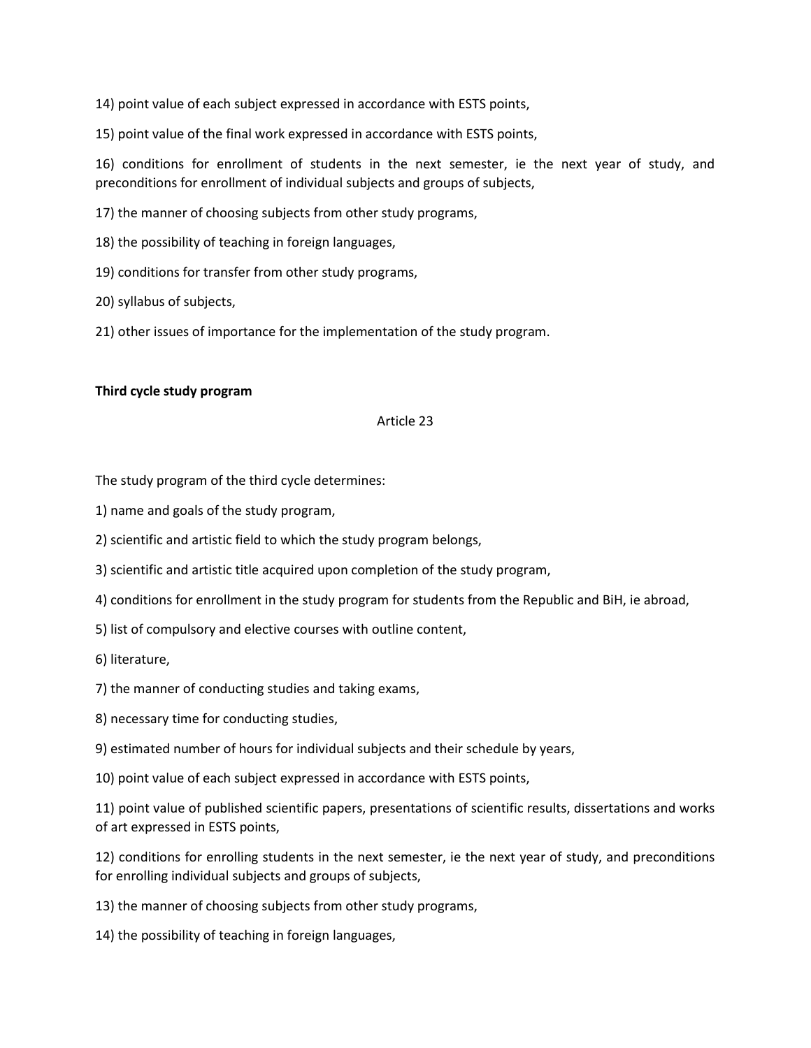14) point value of each subject expressed in accordance with ESTS points,

15) point value of the final work expressed in accordance with ESTS points,

16) conditions for enrollment of students in the next semester, ie the next year of study, and preconditions for enrollment of individual subjects and groups of subjects,

17) the manner of choosing subjects from other study programs,

18) the possibility of teaching in foreign languages,

19) conditions for transfer from other study programs,

20) syllabus of subjects,

21) other issues of importance for the implementation of the study program.

**Third cycle study program**

Article 23

The study program of the third cycle determines:

1) name and goals of the study program,

2) scientific and artistic field to which the study program belongs,

3) scientific and artistic title acquired upon completion of the study program,

4) conditions for enrollment in the study program for students from the Republic and BiH, ie abroad,

5) list of compulsory and elective courses with outline content,

6) literature,

7) the manner of conducting studies and taking exams,

8) necessary time for conducting studies,

9) estimated number of hours for individual subjects and their schedule by years,

10) point value of each subject expressed in accordance with ESTS points,

11) point value of published scientific papers, presentations of scientific results, dissertations and works of art expressed in ESTS points,

12) conditions for enrolling students in the next semester, ie the next year of study, and preconditions for enrolling individual subjects and groups of subjects,

13) the manner of choosing subjects from other study programs,

14) the possibility of teaching in foreign languages,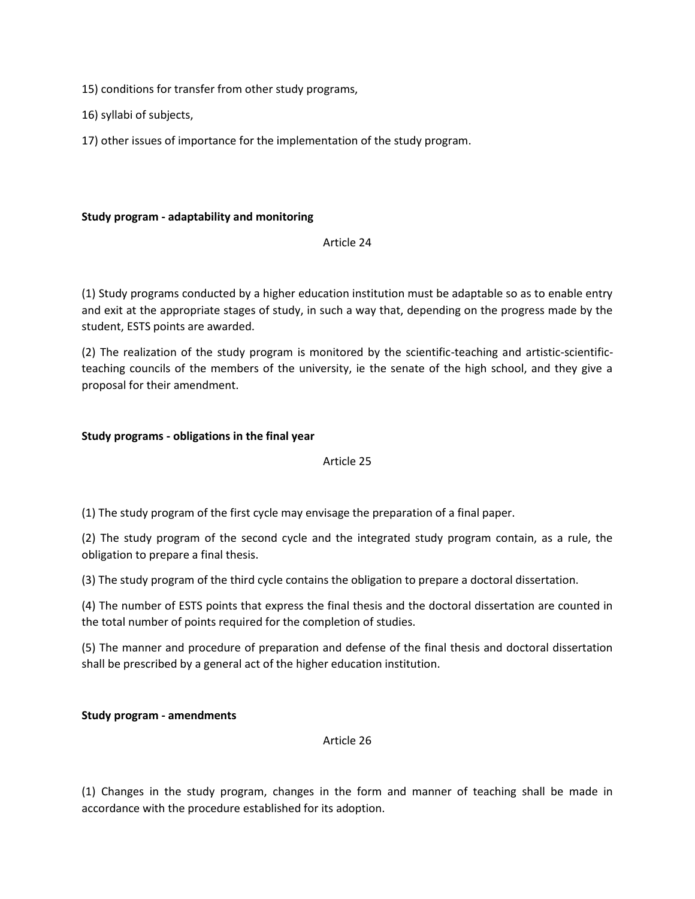15) conditions for transfer from other study programs,

16) syllabi of subjects,

17) other issues of importance for the implementation of the study program.

**Study program - adaptability and monitoring**

Article 24

(1) Study programs conducted by a higher education institution must be adaptable so as to enable entry and exit at the appropriate stages of study, in such a way that, depending on the progress made by the student, ESTS points are awarded.

(2) The realization of the study program is monitored by the scientific-teaching and artistic-scientific-teaching councils of the members of the university, ie the senate of the high school, and they give a proposal for their amendment.

**Study programs - obligations in the final year**

Article 25

(1) The study program of the first cycle may envisage the preparation of a final paper.

(2) The study program of the second cycle and the integrated study program contain, as a rule, the obligation to prepare a final thesis.

(3) The study program of the third cycle contains the obligation to prepare a doctoral dissertation.

(4) The number of ESTS points that express the final thesis and the doctoral dissertation are counted in the total number of points required for the completion of studies.

(5) The manner and procedure of preparation and defense of the final thesis and doctoral dissertation shall be prescribed by a general act of the higher education institution.

**Study program - amendments**

Article 26

(1) Changes in the study program, changes in the form and manner of teaching shall be made in accordance with the procedure established for its adoption.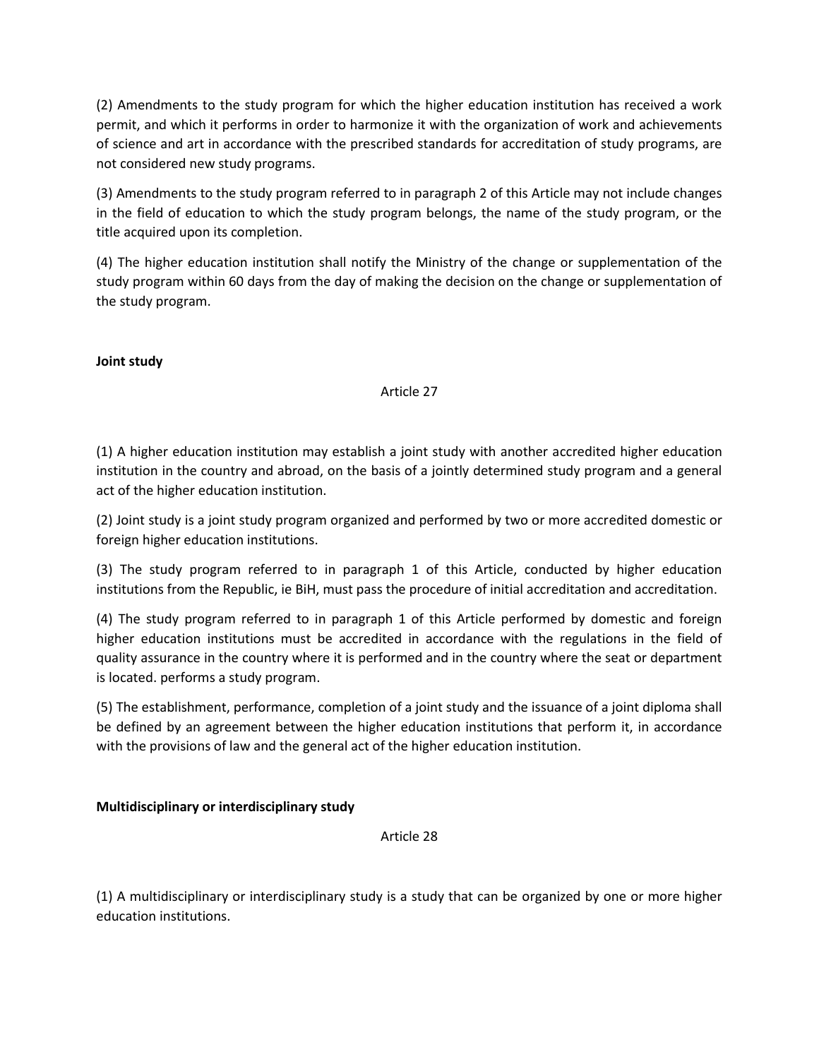(2) Amendments to the study program for which the higher education institution has received a work permit, and which it performs in order to harmonize it with the organization of work and achievements of science and art in accordance with the prescribed standards for accreditation of study programs, are not considered new study programs.

(3) Amendments to the study program referred to in paragraph 2 of this Article may not include changes in the field of education to which the study program belongs, the name of the study program, or the title acquired upon its completion.

(4) The higher education institution shall notify the Ministry of the change or supplementation of the study program within 60 days from the day of making the decision on the change or supplementation of the study program.

**Joint study**

Article 27

(1) A higher education institution may establish a joint study with another accredited higher education institution in the country and abroad, on the basis of a jointly determined study program and a general act of the higher education institution.

(2) Joint study is a joint study program organized and performed by two or more accredited domestic or foreign higher education institutions.

(3) The study program referred to in paragraph 1 of this Article, conducted by higher education institutions from the Republic, ie BiH, must pass the procedure of initial accreditation and accreditation.

(4) The study program referred to in paragraph 1 of this Article performed by domestic and foreign higher education institutions must be accredited in accordance with the regulations in the field of quality assurance in the country where it is performed and in the country where the seat or department is located. performs a study program.

(5) The establishment, performance, completion of a joint study and the issuance of a joint diploma shall be defined by an agreement between the higher education institutions that perform it, in accordance with the provisions of law and the general act of the higher education institution.

**Multidisciplinary or interdisciplinary study**

Article 28

(1) A multidisciplinary or interdisciplinary study is a study that can be organized by one or more higher education institutions.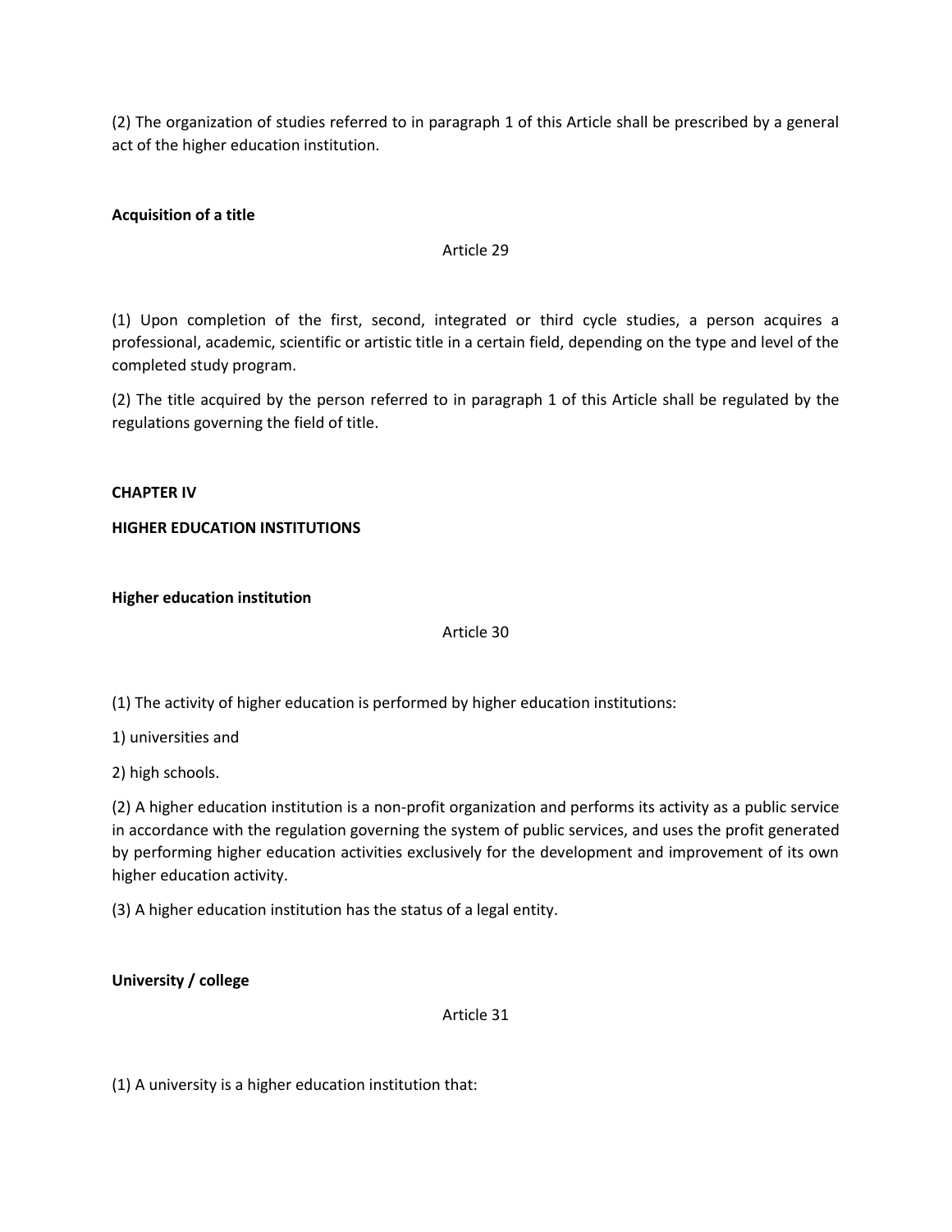(2) The organization of studies referred to in paragraph 1 of this Article shall be prescribed by a general act of the higher education institution.

**Acquisition of a title**

Article 29

(1) Upon completion of the first, second, integrated or third cycle studies, a person acquires a professional, academic, scientific or artistic title in a certain field, depending on the type and level of the completed study program.

(2) The title acquired by the person referred to in paragraph 1 of this Article shall be regulated by the regulations governing the field of title.

**CHAPTER IV**

**HIGHER EDUCATION INSTITUTIONS**

**Higher education institution**

Article 30

(1) The activity of higher education is performed by higher education institutions:

1) universities and

2) high schools.

(2) A higher education institution is a non-profit organization and performs its activity as a public service in accordance with the regulation governing the system of public services, and uses the profit generated by performing higher education activities exclusively for the development and improvement of its own higher education activity.

(3) A higher education institution has the status of a legal entity.

**University / college**

Article 31

(1) A university is a higher education institution that: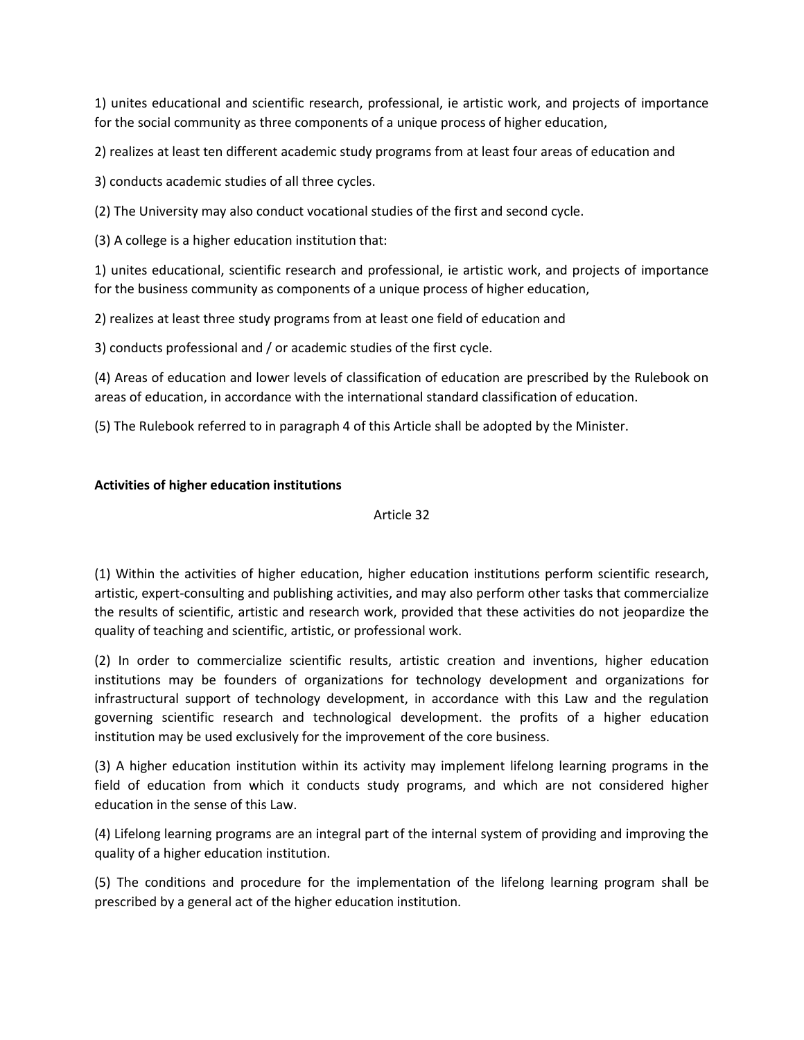1) unites educational and scientific research, professional, ie artistic work, and projects of importance for the social community as three components of a unique process of higher education,

2) realizes at least ten different academic study programs from at least four areas of education and

3) conducts academic studies of all three cycles.

(2) The University may also conduct vocational studies of the first and second cycle.

(3) A college is a higher education institution that:

1) unites educational, scientific research and professional, ie artistic work, and projects of importance for the business community as components of a unique process of higher education,

2) realizes at least three study programs from at least one field of education and

3) conducts professional and / or academic studies of the first cycle.

(4) Areas of education and lower levels of classification of education are prescribed by the Rulebook on areas of education, in accordance with the international standard classification of education.

(5) The Rulebook referred to in paragraph 4 of this Article shall be adopted by the Minister.

**Activities of higher education institutions**

Article 32

(1) Within the activities of higher education, higher education institutions perform scientific research, artistic, expert-consulting and publishing activities, and may also perform other tasks that commercialize the results of scientific, artistic and research work, provided that these activities do not jeopardize the quality of teaching and scientific, artistic, or professional work.

(2) In order to commercialize scientific results, artistic creation and inventions, higher education institutions may be founders of organizations for technology development and organizations for infrastructural support of technology development, in accordance with this Law and the regulation governing scientific research and technological development. the profits of a higher education institution may be used exclusively for the improvement of the core business.

(3) A higher education institution within its activity may implement lifelong learning programs in the field of education from which it conducts study programs, and which are not considered higher education in the sense of this Law.

(4) Lifelong learning programs are an integral part of the internal system of providing and improving the quality of a higher education institution.

(5) The conditions and procedure for the implementation of the lifelong learning program shall be prescribed by a general act of the higher education institution.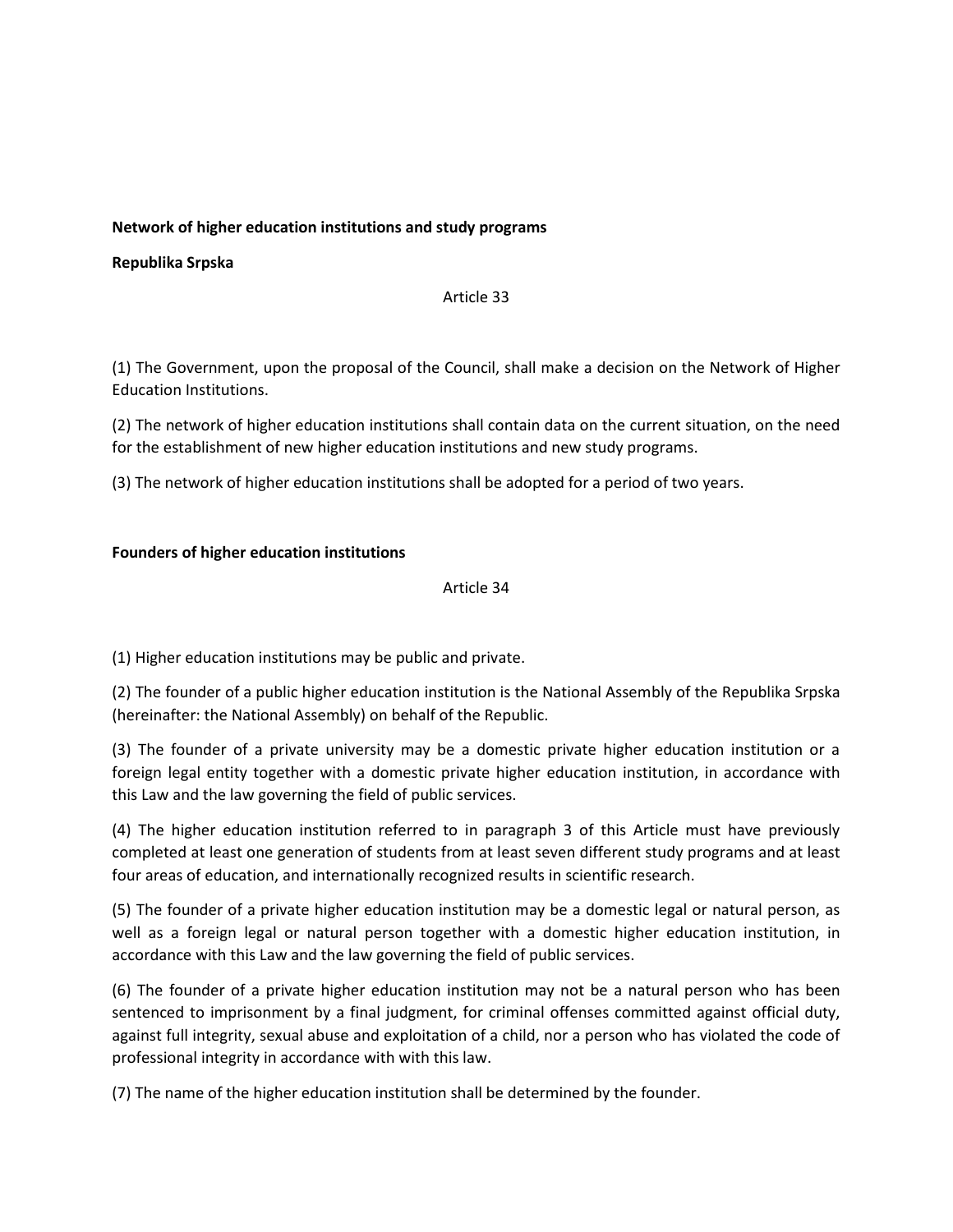**Network of higher education institutions and study programs**

**Republika Srpska**

Article 33

(1) The Government, upon the proposal of the Council, shall make a decision on the Network of Higher Education Institutions.

(2) The network of higher education institutions shall contain data on the current situation, on the need for the establishment of new higher education institutions and new study programs.

(3) The network of higher education institutions shall be adopted for a period of two years.

**Founders of higher education institutions**

Article 34

(1) Higher education institutions may be public and private.

(2) The founder of a public higher education institution is the National Assembly of the Republika Srpska (hereinafter: the National Assembly) on behalf of the Republic.

(3) The founder of a private university may be a domestic private higher education institution or a foreign legal entity together with a domestic private higher education institution, in accordance with this Law and the law governing the field of public services.

(4) The higher education institution referred to in paragraph 3 of this Article must have previously completed at least one generation of students from at least seven different study programs and at least four areas of education, and internationally recognized results in scientific research.

(5) The founder of a private higher education institution may be a domestic legal or natural person, as well as a foreign legal or natural person together with a domestic higher education institution, in accordance with this Law and the law governing the field of public services.

(6) The founder of a private higher education institution may not be a natural person who has been sentenced to imprisonment by a final judgment, for criminal offenses committed against official duty, against full integrity, sexual abuse and exploitation of a child, nor a person who has violated the code of professional integrity in accordance with with this law.

(7) The name of the higher education institution shall be determined by the founder.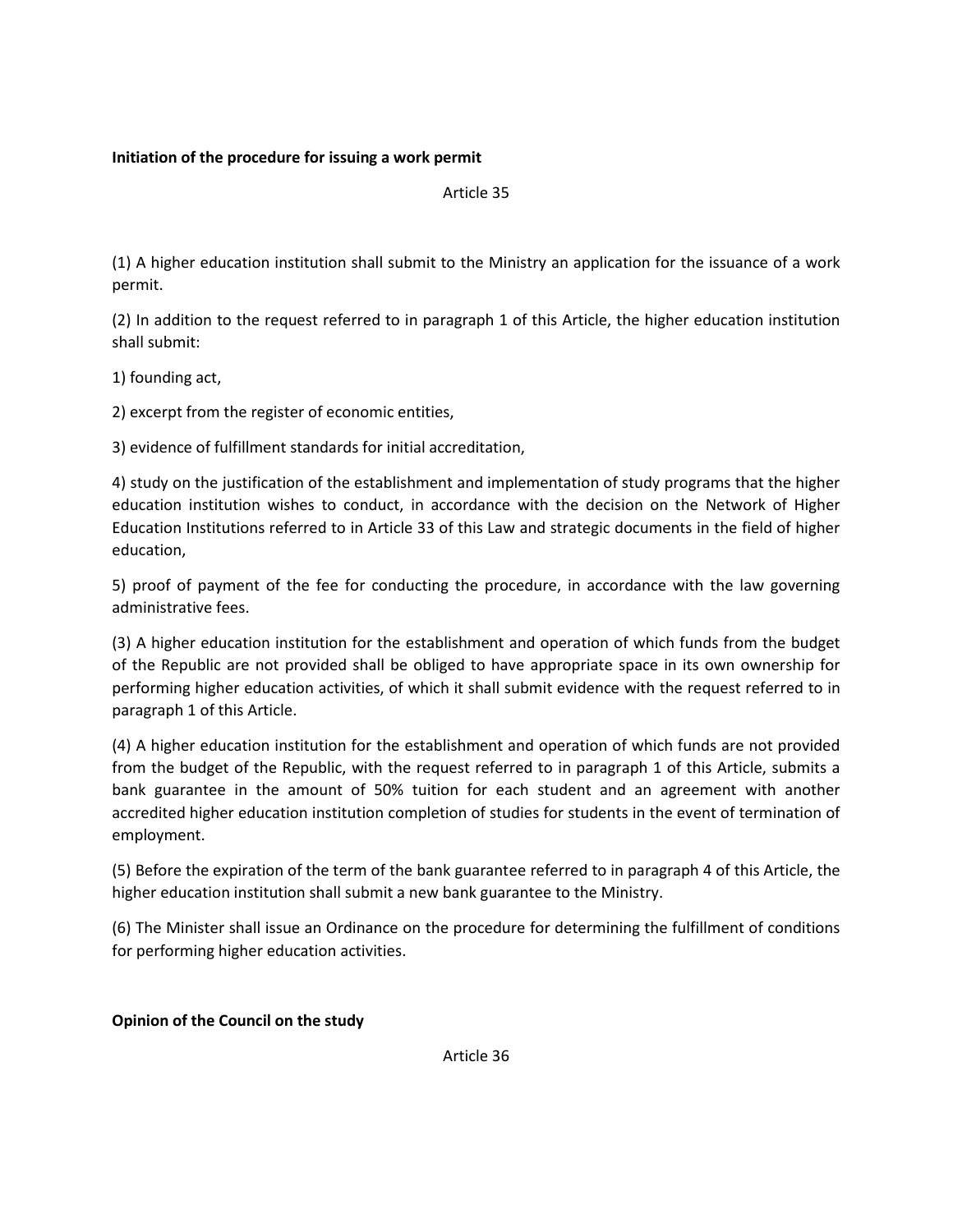**Initiation of the procedure for issuing a work permit**

Article 35

(1) A higher education institution shall submit to the Ministry an application for the issuance of a work permit.

(2) In addition to the request referred to in paragraph 1 of this Article, the higher education institution shall submit:

1) founding act,

2) excerpt from the register of economic entities,

3) evidence of fulfillment standards for initial accreditation,

4) study on the justification of the establishment and implementation of study programs that the higher education institution wishes to conduct, in accordance with the decision on the Network of Higher Education Institutions referred to in Article 33 of this Law and strategic documents in the field of higher education,

5) proof of payment of the fee for conducting the procedure, in accordance with the law governing administrative fees.

(3) A higher education institution for the establishment and operation of which funds from the budget of the Republic are not provided shall be obliged to have appropriate space in its own ownership for performing higher education activities, of which it shall submit evidence with the request referred to in paragraph 1 of this Article.

(4) A higher education institution for the establishment and operation of which funds are not provided from the budget of the Republic, with the request referred to in paragraph 1 of this Article, submits a bank guarantee in the amount of 50% tuition for each student and an agreement with another accredited higher education institution completion of studies for students in the event of termination of employment.

(5) Before the expiration of the term of the bank guarantee referred to in paragraph 4 of this Article, the higher education institution shall submit a new bank guarantee to the Ministry.

(6) The Minister shall issue an Ordinance on the procedure for determining the fulfillment of conditions for performing higher education activities.

**Opinion of the Council on the study**

Article 36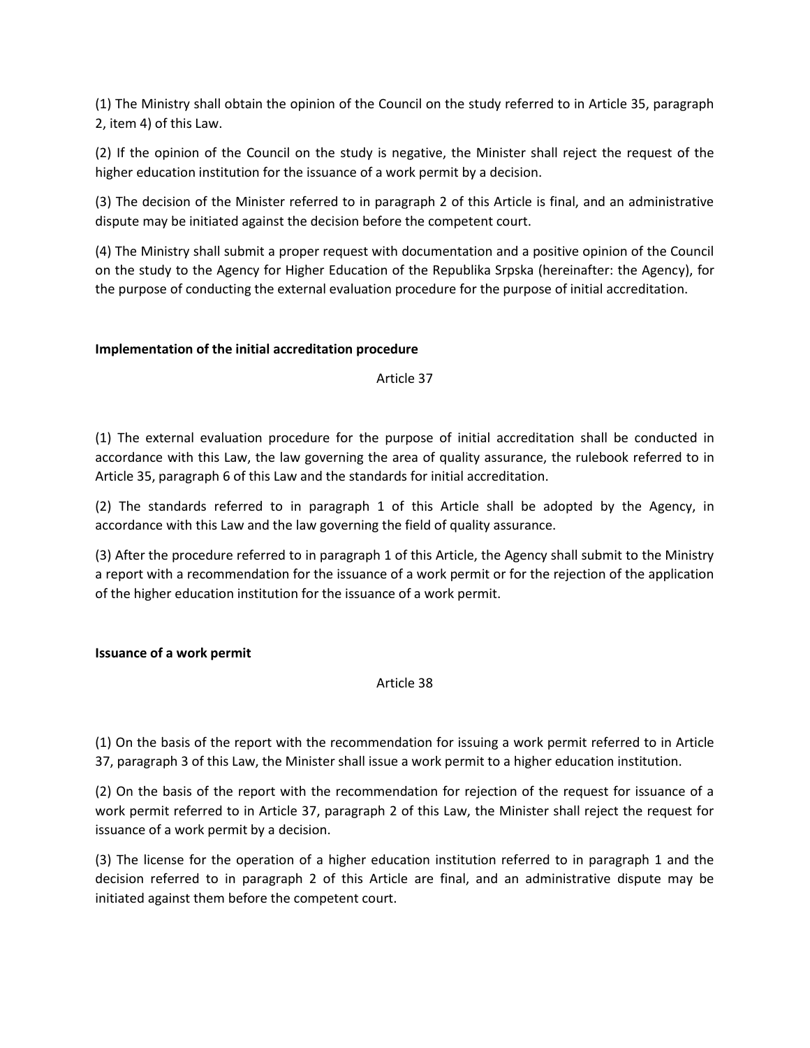(1) The Ministry shall obtain the opinion of the Council on the study referred to in Article 35, paragraph 2, item 4) of this Law.

(2) If the opinion of the Council on the study is negative, the Minister shall reject the request of the higher education institution for the issuance of a work permit by a decision.

(3) The decision of the Minister referred to in paragraph 2 of this Article is final, and an administrative dispute may be initiated against the decision before the competent court.

(4) The Ministry shall submit a proper request with documentation and a positive opinion of the Council on the study to the Agency for Higher Education of the Republika Srpska (hereinafter: the Agency), for the purpose of conducting the external evaluation procedure for the purpose of initial accreditation.

**Implementation of the initial accreditation procedure**

Article 37

(1) The external evaluation procedure for the purpose of initial accreditation shall be conducted in accordance with this Law, the law governing the area of quality assurance, the rulebook referred to in Article 35, paragraph 6 of this Law and the standards for initial accreditation.

(2) The standards referred to in paragraph 1 of this Article shall be adopted by the Agency, in accordance with this Law and the law governing the field of quality assurance.

(3) After the procedure referred to in paragraph 1 of this Article, the Agency shall submit to the Ministry a report with a recommendation for the issuance of a work permit or for the rejection of the application of the higher education institution for the issuance of a work permit.

**Issuance of a work permit**

Article 38

(1) On the basis of the report with the recommendation for issuing a work permit referred to in Article 37, paragraph 3 of this Law, the Minister shall issue a work permit to a higher education institution.

(2) On the basis of the report with the recommendation for rejection of the request for issuance of a work permit referred to in Article 37, paragraph 2 of this Law, the Minister shall reject the request for issuance of a work permit by a decision.

(3) The license for the operation of a higher education institution referred to in paragraph 1 and the decision referred to in paragraph 2 of this Article are final, and an administrative dispute may be initiated against them before the competent court.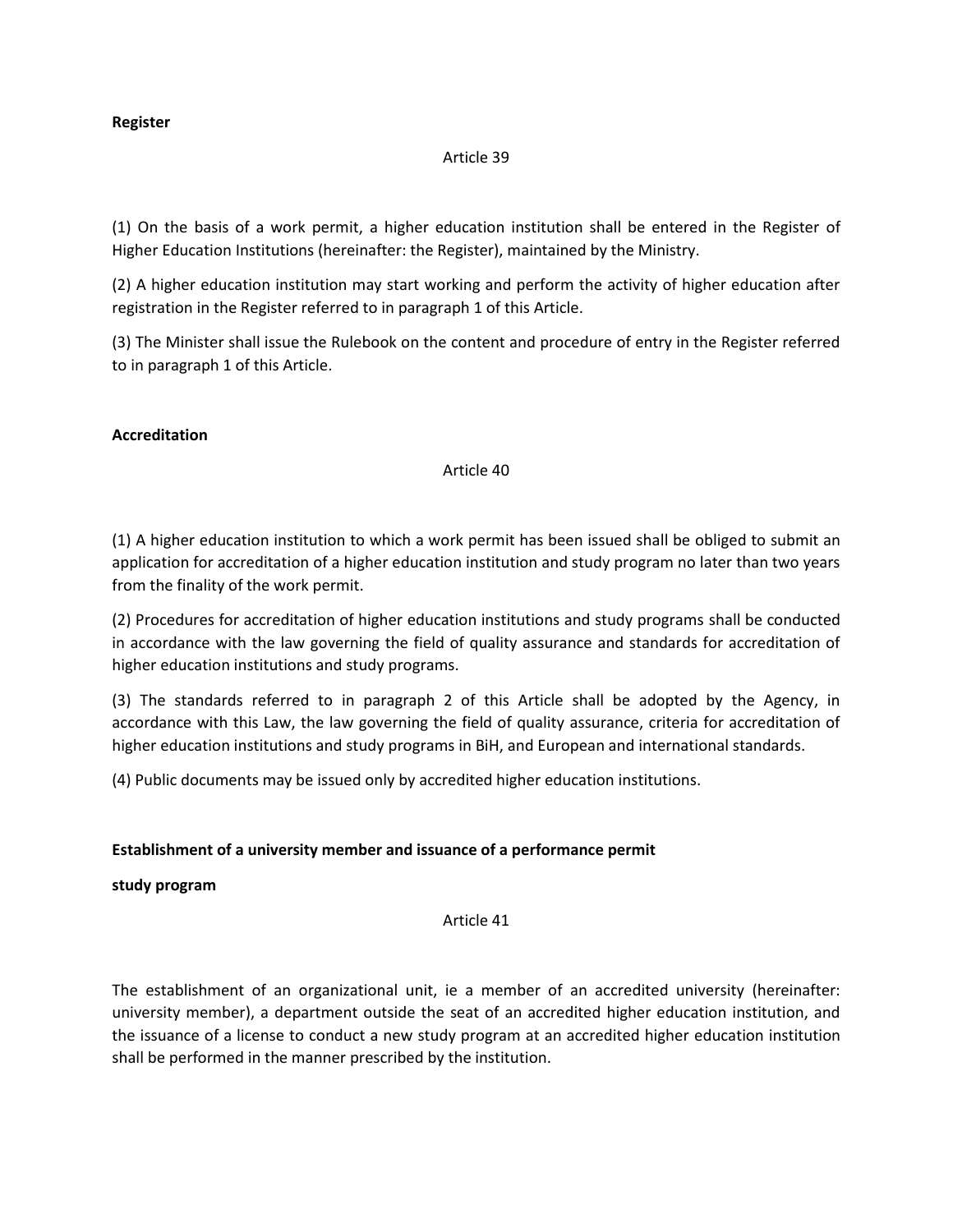**Register**

Article 39

(1) On the basis of a work permit, a higher education institution shall be entered in the Register of Higher Education Institutions (hereinafter: the Register), maintained by the Ministry.

(2) A higher education institution may start working and perform the activity of higher education after registration in the Register referred to in paragraph 1 of this Article.

(3) The Minister shall issue the Rulebook on the content and procedure of entry in the Register referred to in paragraph 1 of this Article.

**Accreditation**

Article 40

(1) A higher education institution to which a work permit has been issued shall be obliged to submit an application for accreditation of a higher education institution and study program no later than two years from the finality of the work permit.

(2) Procedures for accreditation of higher education institutions and study programs shall be conducted in accordance with the law governing the field of quality assurance and standards for accreditation of higher education institutions and study programs.

(3) The standards referred to in paragraph 2 of this Article shall be adopted by the Agency, in accordance with this Law, the law governing the field of quality assurance, criteria for accreditation of higher education institutions and study programs in BiH, and European and international standards.

(4) Public documents may be issued only by accredited higher education institutions.

**Establishment of a university member and issuance of a performance permit**

**study program**

Article 41

The establishment of an organizational unit, ie a member of an accredited university (hereinafter: university member), a department outside the seat of an accredited higher education institution, and the issuance of a license to conduct a new study program at an accredited higher education institution shall be performed in the manner prescribed by the institution.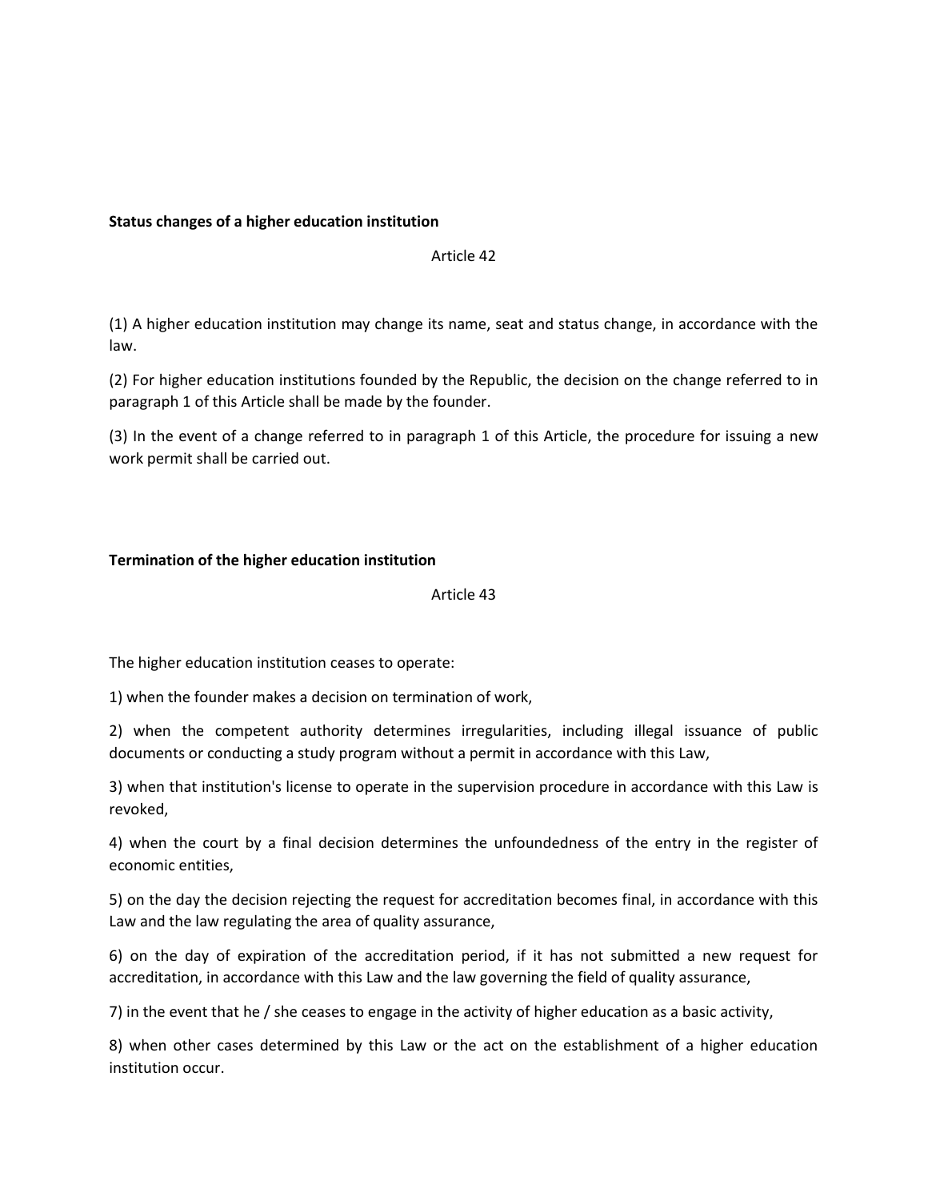**Status changes of a higher education institution**

Article 42

(1) A higher education institution may change its name, seat and status change, in accordance with the law.

(2) For higher education institutions founded by the Republic, the decision on the change referred to in paragraph 1 of this Article shall be made by the founder.

(3) In the event of a change referred to in paragraph 1 of this Article, the procedure for issuing a new work permit shall be carried out.

**Termination of the higher education institution**

Article 43

The higher education institution ceases to operate:

1) when the founder makes a decision on termination of work,

2) when the competent authority determines irregularities, including illegal issuance of public documents or conducting a study program without a permit in accordance with this Law,

3) when that institution's license to operate in the supervision procedure in accordance with this Law is revoked,

4) when the court by a final decision determines the unfoundedness of the entry in the register of economic entities,

5) on the day the decision rejecting the request for accreditation becomes final, in accordance with this Law and the law regulating the area of quality assurance,

6) on the day of expiration of the accreditation period, if it has not submitted a new request for accreditation, in accordance with this Law and the law governing the field of quality assurance,

7) in the event that he / she ceases to engage in the activity of higher education as a basic activity,

8) when other cases determined by this Law or the act on the establishment of a higher education institution occur.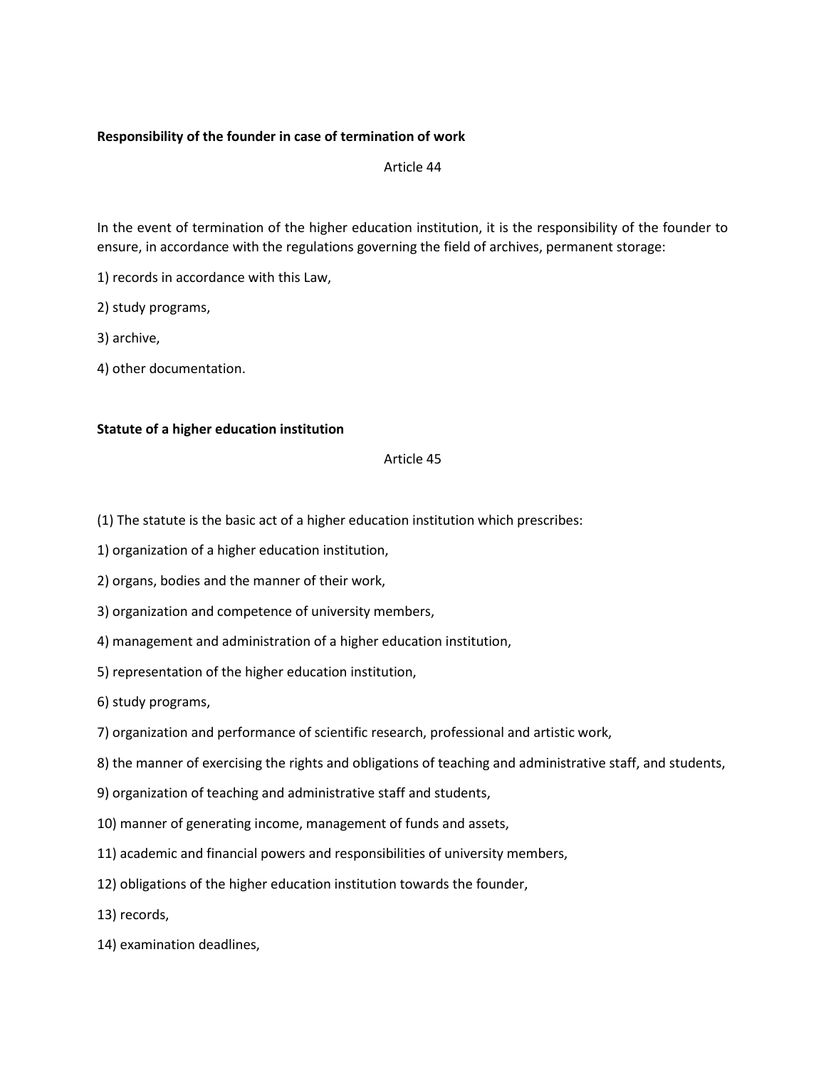**Responsibility of the founder in case of termination of work**

Article 44

In the event of termination of the higher education institution, it is the responsibility of the founder to ensure, in accordance with the regulations governing the field of archives, permanent storage:

1) records in accordance with this Law,

2) study programs,

3) archive,

4) other documentation.

**Statute of a higher education institution**

Article 45

(1) The statute is the basic act of a higher education institution which prescribes:

1) organization of a higher education institution,

2) organs, bodies and the manner of their work,

3) organization and competence of university members,

4) management and administration of a higher education institution,

5) representation of the higher education institution,

6) study programs,

7) organization and performance of scientific research, professional and artistic work,

8) the manner of exercising the rights and obligations of teaching and administrative staff, and students,

9) organization of teaching and administrative staff and students,

10) manner of generating income, management of funds and assets,

11) academic and financial powers and responsibilities of university members,

12) obligations of the higher education institution towards the founder,

13) records,

14) examination deadlines,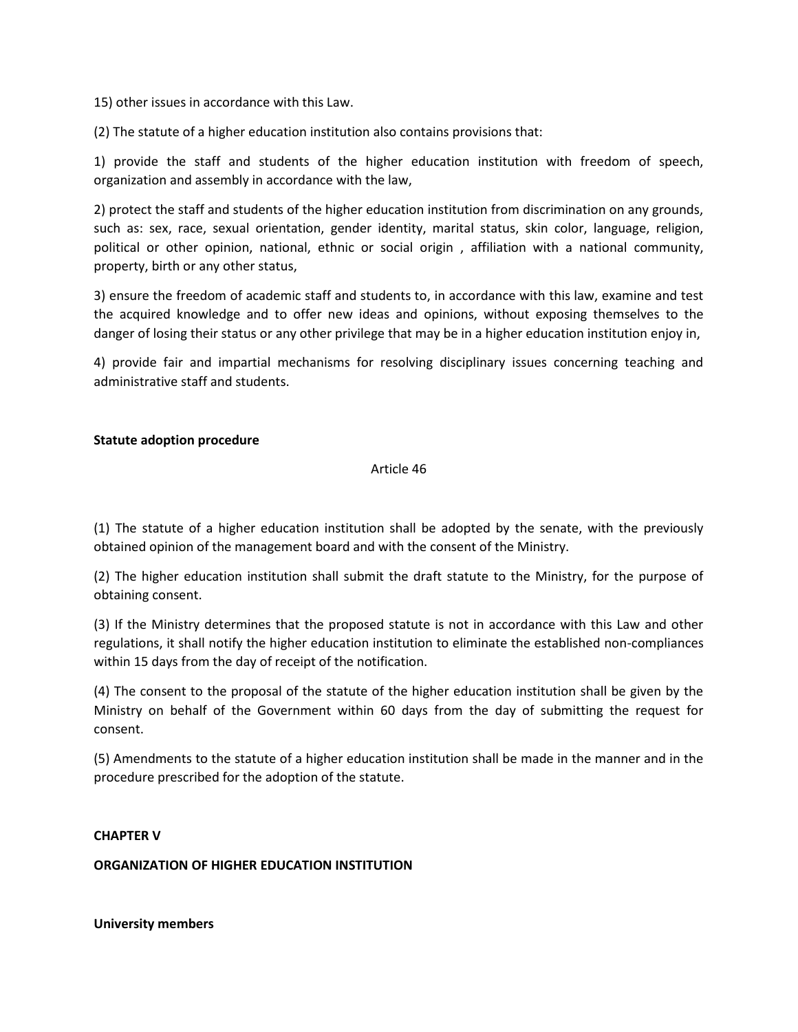15) other issues in accordance with this Law.

(2) The statute of a higher education institution also contains provisions that:

1) provide the staff and students of the higher education institution with freedom of speech, organization and assembly in accordance with the law,

2) protect the staff and students of the higher education institution from discrimination on any grounds, such as: sex, race, sexual orientation, gender identity, marital status, skin color, language, religion, political or other opinion, national, ethnic or social origin , affiliation with a national community, property, birth or any other status,

3) ensure the freedom of academic staff and students to, in accordance with this law, examine and test the acquired knowledge and to offer new ideas and opinions, without exposing themselves to the danger of losing their status or any other privilege that may be in a higher education institution enjoy in,

4) provide fair and impartial mechanisms for resolving disciplinary issues concerning teaching and administrative staff and students.

**Statute adoption procedure**

Article 46

(1) The statute of a higher education institution shall be adopted by the senate, with the previously obtained opinion of the management board and with the consent of the Ministry.

(2) The higher education institution shall submit the draft statute to the Ministry, for the purpose of obtaining consent.

(3) If the Ministry determines that the proposed statute is not in accordance with this Law and other regulations, it shall notify the higher education institution to eliminate the established non-compliances within 15 days from the day of receipt of the notification.

(4) The consent to the proposal of the statute of the higher education institution shall be given by the Ministry on behalf of the Government within 60 days from the day of submitting the request for consent.

(5) Amendments to the statute of a higher education institution shall be made in the manner and in the procedure prescribed for the adoption of the statute.

## CHAPTER V

## ORGANIZATION OF HIGHER EDUCATION INSTITUTION

**University members**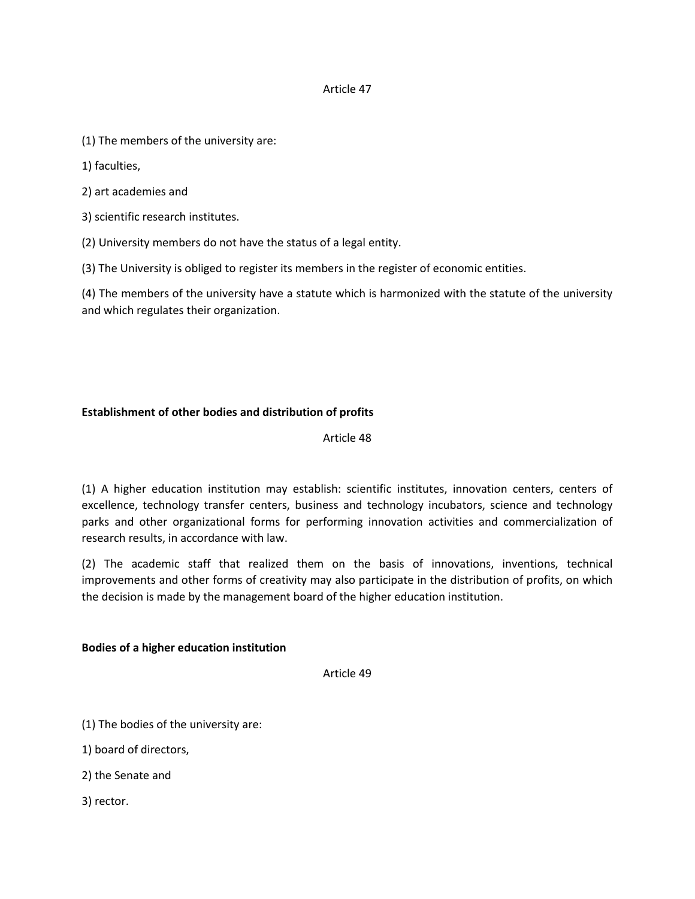Article 47

(1) The members of the university are:

1) faculties,

2) art academies and

3) scientific research institutes.

(2) University members do not have the status of a legal entity.

(3) The University is obliged to register its members in the register of economic entities.

(4) The members of the university have a statute which is harmonized with the statute of the university and which regulates their organization.

**Establishment of other bodies and distribution of profits**

Article 48

(1) A higher education institution may establish: scientific institutes, innovation centers, centers of excellence, technology transfer centers, business and technology incubators, science and technology parks and other organizational forms for performing innovation activities and commercialization of research results, in accordance with law.

(2) The academic staff that realized them on the basis of innovations, inventions, technical improvements and other forms of creativity may also participate in the distribution of profits, on which the decision is made by the management board of the higher education institution.

**Bodies of a higher education institution**

Article 49

(1) The bodies of the university are:

1) board of directors,

2) the Senate and

3) rector.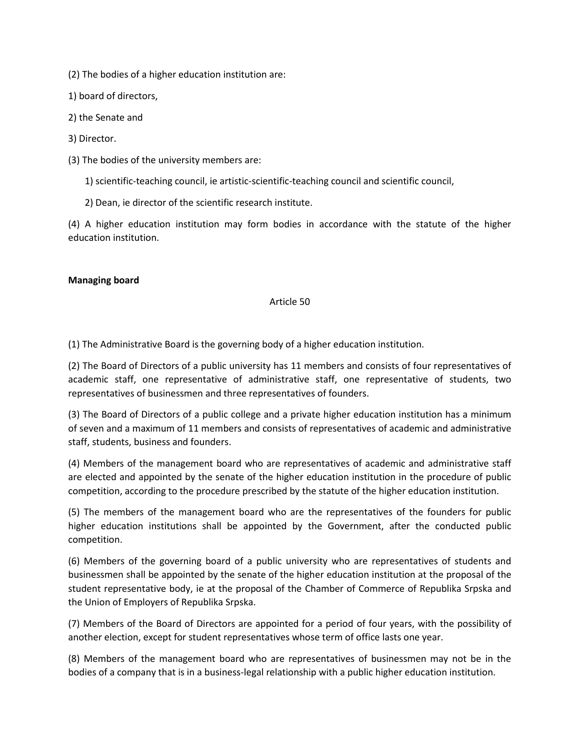(2) The bodies of a higher education institution are:

1) board of directors,

2) the Senate and

3) Director.

(3) The bodies of the university members are:

1) scientific-teaching council, ie artistic-scientific-teaching council and scientific council,

2) Dean, ie director of the scientific research institute.

(4) A higher education institution may form bodies in accordance with the statute of the higher education institution.

**Managing board**

Article 50

(1) The Administrative Board is the governing body of a higher education institution.

(2) The Board of Directors of a public university has 11 members and consists of four representatives of academic staff, one representative of administrative staff, one representative of students, two representatives of businessmen and three representatives of founders.

(3) The Board of Directors of a public college and a private higher education institution has a minimum of seven and a maximum of 11 members and consists of representatives of academic and administrative staff, students, business and founders.

(4) Members of the management board who are representatives of academic and administrative staff are elected and appointed by the senate of the higher education institution in the procedure of public competition, according to the procedure prescribed by the statute of the higher education institution.

(5) The members of the management board who are the representatives of the founders for public higher education institutions shall be appointed by the Government, after the conducted public competition.

(6) Members of the governing board of a public university who are representatives of students and businessmen shall be appointed by the senate of the higher education institution at the proposal of the student representative body, ie at the proposal of the Chamber of Commerce of Republika Srpska and the Union of Employers of Republika Srpska.

(7) Members of the Board of Directors are appointed for a period of four years, with the possibility of another election, except for student representatives whose term of office lasts one year.

(8) Members of the management board who are representatives of businessmen may not be in the bodies of a company that is in a business-legal relationship with a public higher education institution.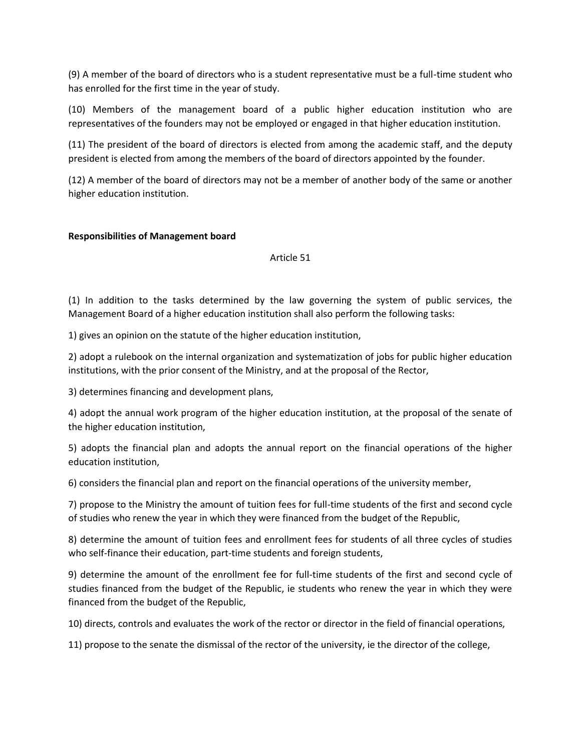(9) A member of the board of directors who is a student representative must be a full-time student who has enrolled for the first time in the year of study.

(10) Members of the management board of a public higher education institution who are representatives of the founders may not be employed or engaged in that higher education institution.

(11) The president of the board of directors is elected from among the academic staff, and the deputy president is elected from among the members of the board of directors appointed by the founder.

(12) A member of the board of directors may not be a member of another body of the same or another higher education institution.

**Responsibilities of Management board**

Article 51

(1) In addition to the tasks determined by the law governing the system of public services, the Management Board of a higher education institution shall also perform the following tasks:

1) gives an opinion on the statute of the higher education institution,

2) adopt a rulebook on the internal organization and systematization of jobs for public higher education institutions, with the prior consent of the Ministry, and at the proposal of the Rector,

3) determines financing and development plans,

4) adopt the annual work program of the higher education institution, at the proposal of the senate of the higher education institution,

5) adopts the financial plan and adopts the annual report on the financial operations of the higher education institution,

6) considers the financial plan and report on the financial operations of the university member,

7) propose to the Ministry the amount of tuition fees for full-time students of the first and second cycle of studies who renew the year in which they were financed from the budget of the Republic,

8) determine the amount of tuition fees and enrollment fees for students of all three cycles of studies who self-finance their education, part-time students and foreign students,

9) determine the amount of the enrollment fee for full-time students of the first and second cycle of studies financed from the budget of the Republic, ie students who renew the year in which they were financed from the budget of the Republic,

10) directs, controls and evaluates the work of the rector or director in the field of financial operations,

11) propose to the senate the dismissal of the rector of the university, ie the director of the college,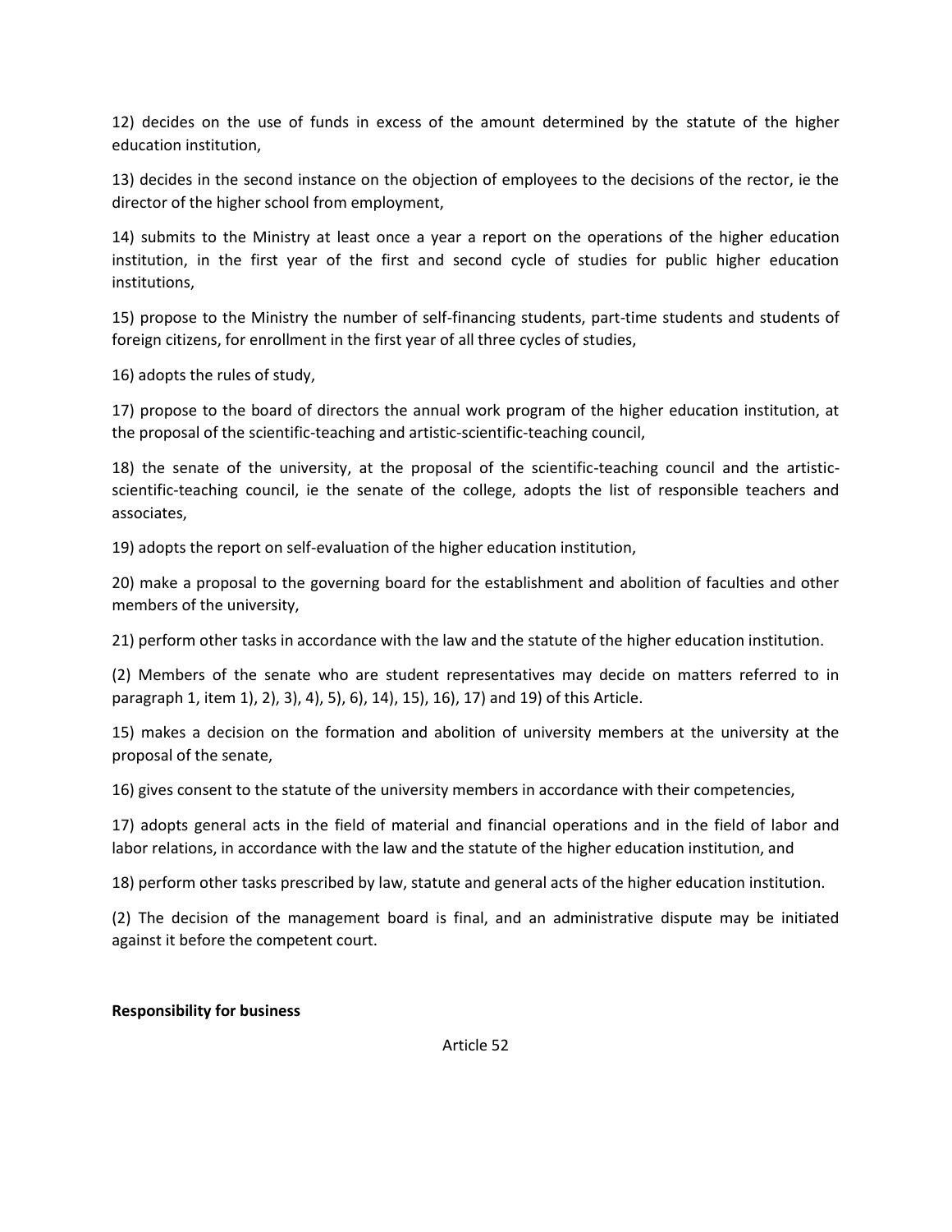12) decides on the use of funds in excess of the amount determined by the statute of the higher education institution,

13) decides in the second instance on the objection of employees to the decisions of the rector, ie the director of the higher school from employment,

14) submits to the Ministry at least once a year a report on the operations of the higher education institution, in the first year of the first and second cycle of studies for public higher education institutions,

15) propose to the Ministry the number of self-financing students, part-time students and students of foreign citizens, for enrollment in the first year of all three cycles of studies,

16) adopts the rules of study,

17) propose to the board of directors the annual work program of the higher education institution, at the proposal of the scientific-teaching and artistic-scientific-teaching council,

18) the senate of the university, at the proposal of the scientific-teaching council and the artistic-scientific-teaching council, ie the senate of the college, adopts the list of responsible teachers and associates,

19) adopts the report on self-evaluation of the higher education institution,

20) make a proposal to the governing board for the establishment and abolition of faculties and other members of the university,

21) perform other tasks in accordance with the law and the statute of the higher education institution.

(2) Members of the senate who are student representatives may decide on matters referred to in paragraph 1, item 1), 2), 3), 4), 5), 6), 14), 15), 16), 17) and 19) of this Article.

15) makes a decision on the formation and abolition of university members at the university at the proposal of the senate,

16) gives consent to the statute of the university members in accordance with their competencies,

17) adopts general acts in the field of material and financial operations and in the field of labor and labor relations, in accordance with the law and the statute of the higher education institution, and

18) perform other tasks prescribed by law, statute and general acts of the higher education institution.

(2) The decision of the management board is final, and an administrative dispute may be initiated against it before the competent court.

**Responsibility for business**

Article 52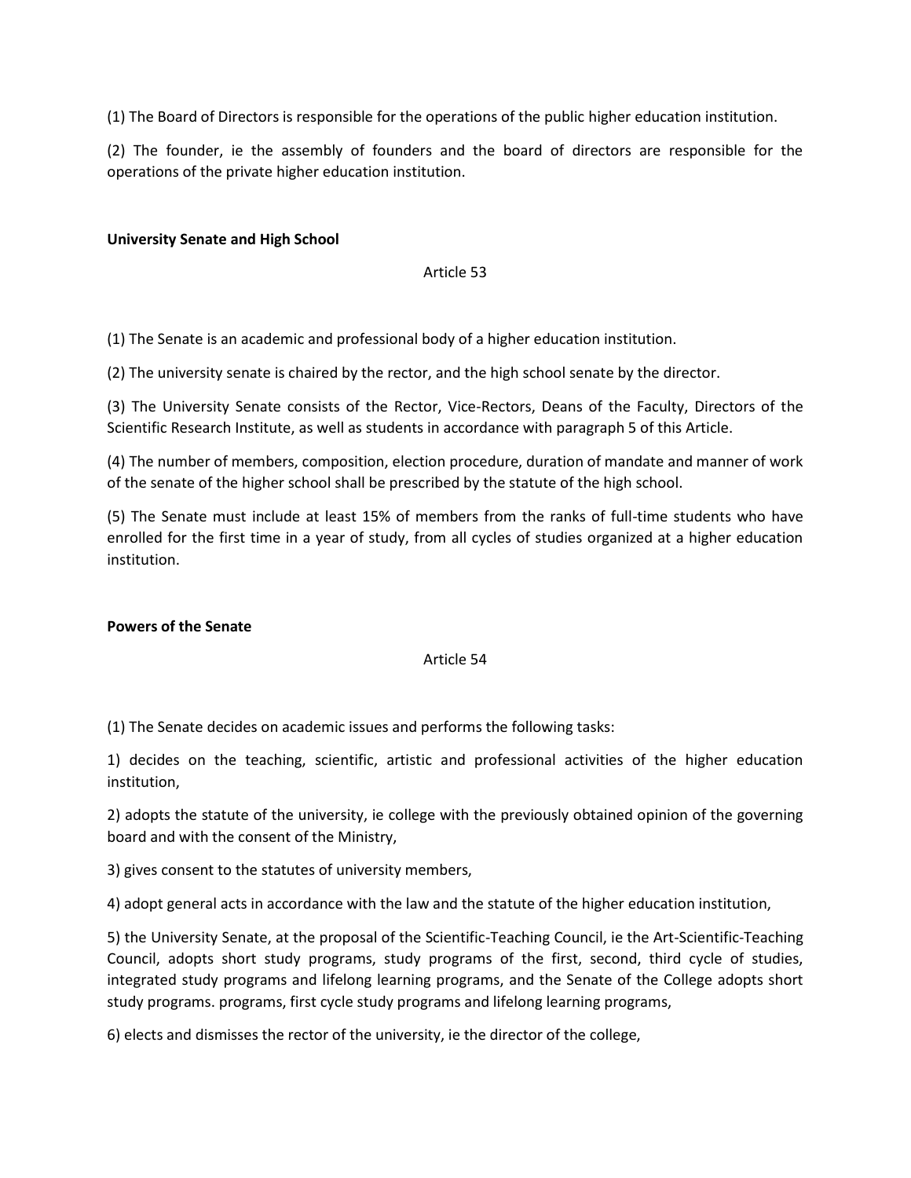(1) The Board of Directors is responsible for the operations of the public higher education institution.

(2) The founder, ie the assembly of founders and the board of directors are responsible for the operations of the private higher education institution.

**University Senate and High School**

Article 53

(1) The Senate is an academic and professional body of a higher education institution.

(2) The university senate is chaired by the rector, and the high school senate by the director.

(3) The University Senate consists of the Rector, Vice-Rectors, Deans of the Faculty, Directors of the Scientific Research Institute, as well as students in accordance with paragraph 5 of this Article.

(4) The number of members, composition, election procedure, duration of mandate and manner of work of the senate of the higher school shall be prescribed by the statute of the high school.

(5) The Senate must include at least 15% of members from the ranks of full-time students who have enrolled for the first time in a year of study, from all cycles of studies organized at a higher education institution.

**Powers of the Senate**

Article 54

(1) The Senate decides on academic issues and performs the following tasks:

1) decides on the teaching, scientific, artistic and professional activities of the higher education institution,

2) adopts the statute of the university, ie college with the previously obtained opinion of the governing board and with the consent of the Ministry,

3) gives consent to the statutes of university members,

4) adopt general acts in accordance with the law and the statute of the higher education institution,

5) the University Senate, at the proposal of the Scientific-Teaching Council, ie the Art-Scientific-Teaching Council, adopts short study programs, study programs of the first, second, third cycle of studies, integrated study programs and lifelong learning programs, and the Senate of the College adopts short study programs. programs, first cycle study programs and lifelong learning programs,

6) elects and dismisses the rector of the university, ie the director of the college,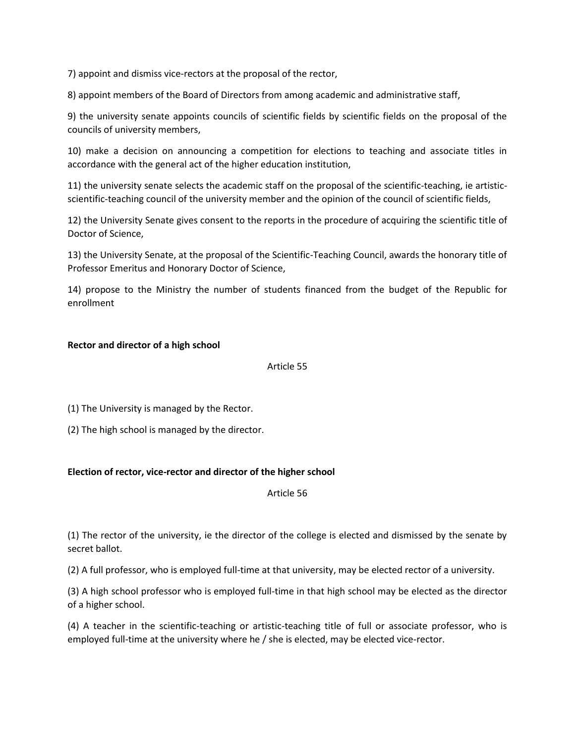7) appoint and dismiss vice-rectors at the proposal of the rector,

8) appoint members of the Board of Directors from among academic and administrative staff,

9) the university senate appoints councils of scientific fields by scientific fields on the proposal of the councils of university members,

10) make a decision on announcing a competition for elections to teaching and associate titles in accordance with the general act of the higher education institution,

11) the university senate selects the academic staff on the proposal of the scientific-teaching, ie artistic-scientific-teaching council of the university member and the opinion of the council of scientific fields,

12) the University Senate gives consent to the reports in the procedure of acquiring the scientific title of Doctor of Science,

13) the University Senate, at the proposal of the Scientific-Teaching Council, awards the honorary title of Professor Emeritus and Honorary Doctor of Science,

14) propose to the Ministry the number of students financed from the budget of the Republic for enrollment

**Rector and director of a high school**

Article 55

(1) The University is managed by the Rector.

(2) The high school is managed by the director.

**Election of rector, vice-rector and director of the higher school**

Article 56

(1) The rector of the university, ie the director of the college is elected and dismissed by the senate by secret ballot.

(2) A full professor, who is employed full-time at that university, may be elected rector of a university.

(3) A high school professor who is employed full-time in that high school may be elected as the director of a higher school.

(4) A teacher in the scientific-teaching or artistic-teaching title of full or associate professor, who is employed full-time at the university where he / she is elected, may be elected vice-rector.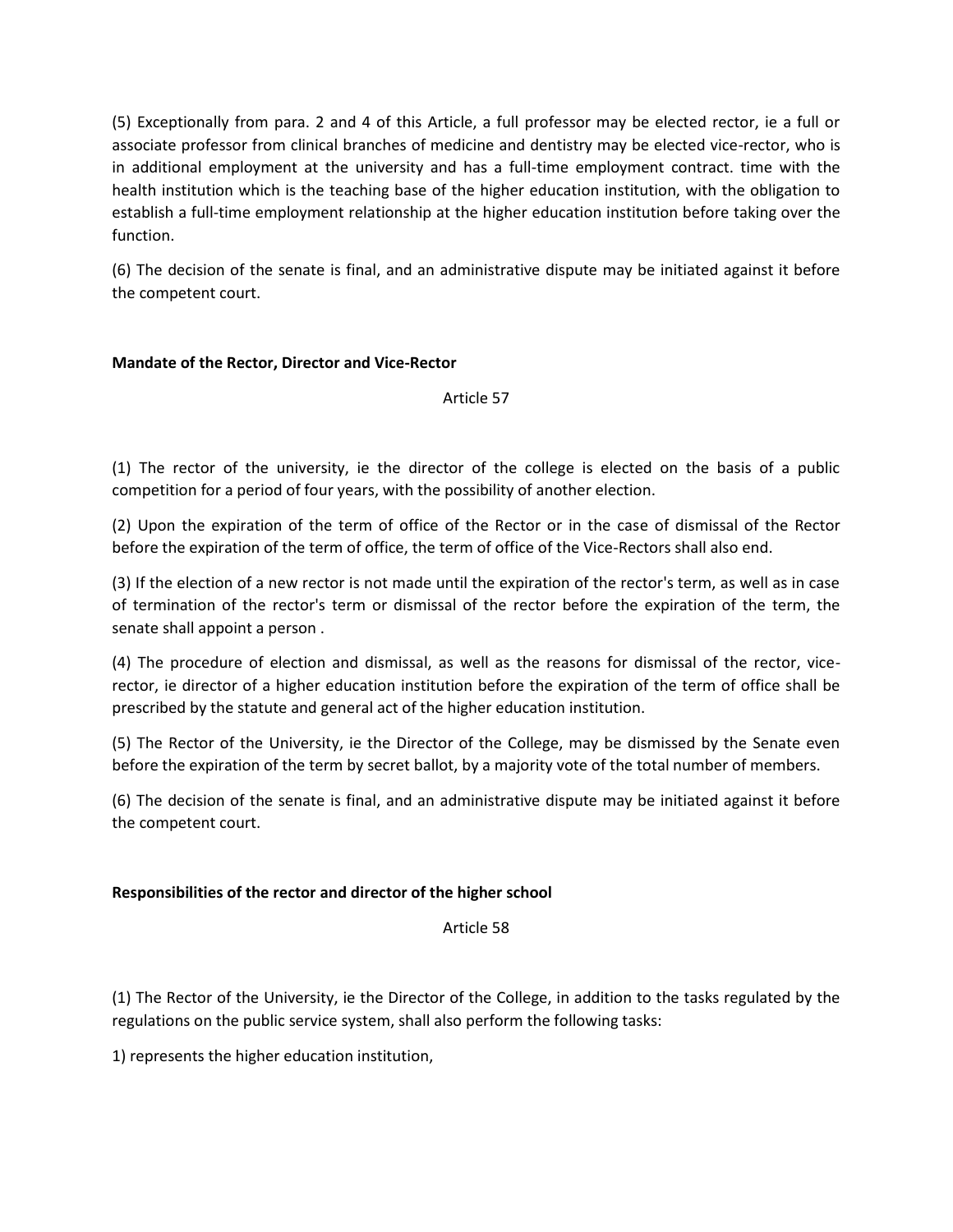(5) Exceptionally from para. 2 and 4 of this Article, a full professor may be elected rector, ie a full or associate professor from clinical branches of medicine and dentistry may be elected vice-rector, who is in additional employment at the university and has a full-time employment contract. time with the health institution which is the teaching base of the higher education institution, with the obligation to establish a full-time employment relationship at the higher education institution before taking over the function.

(6) The decision of the senate is final, and an administrative dispute may be initiated against it before the competent court.

**Mandate of the Rector, Director and Vice-Rector**

Article 57

(1) The rector of the university, ie the director of the college is elected on the basis of a public competition for a period of four years, with the possibility of another election.

(2) Upon the expiration of the term of office of the Rector or in the case of dismissal of the Rector before the expiration of the term of office, the term of office of the Vice-Rectors shall also end.

(3) If the election of a new rector is not made until the expiration of the rector's term, as well as in case of termination of the rector's term or dismissal of the rector before the expiration of the term, the senate shall appoint a person .

(4) The procedure of election and dismissal, as well as the reasons for dismissal of the rector, vice-rector, ie director of a higher education institution before the expiration of the term of office shall be prescribed by the statute and general act of the higher education institution.

(5) The Rector of the University, ie the Director of the College, may be dismissed by the Senate even before the expiration of the term by secret ballot, by a majority vote of the total number of members.

(6) The decision of the senate is final, and an administrative dispute may be initiated against it before the competent court.

**Responsibilities of the rector and director of the higher school**

Article 58

(1) The Rector of the University, ie the Director of the College, in addition to the tasks regulated by the regulations on the public service system, shall also perform the following tasks:

1) represents the higher education institution,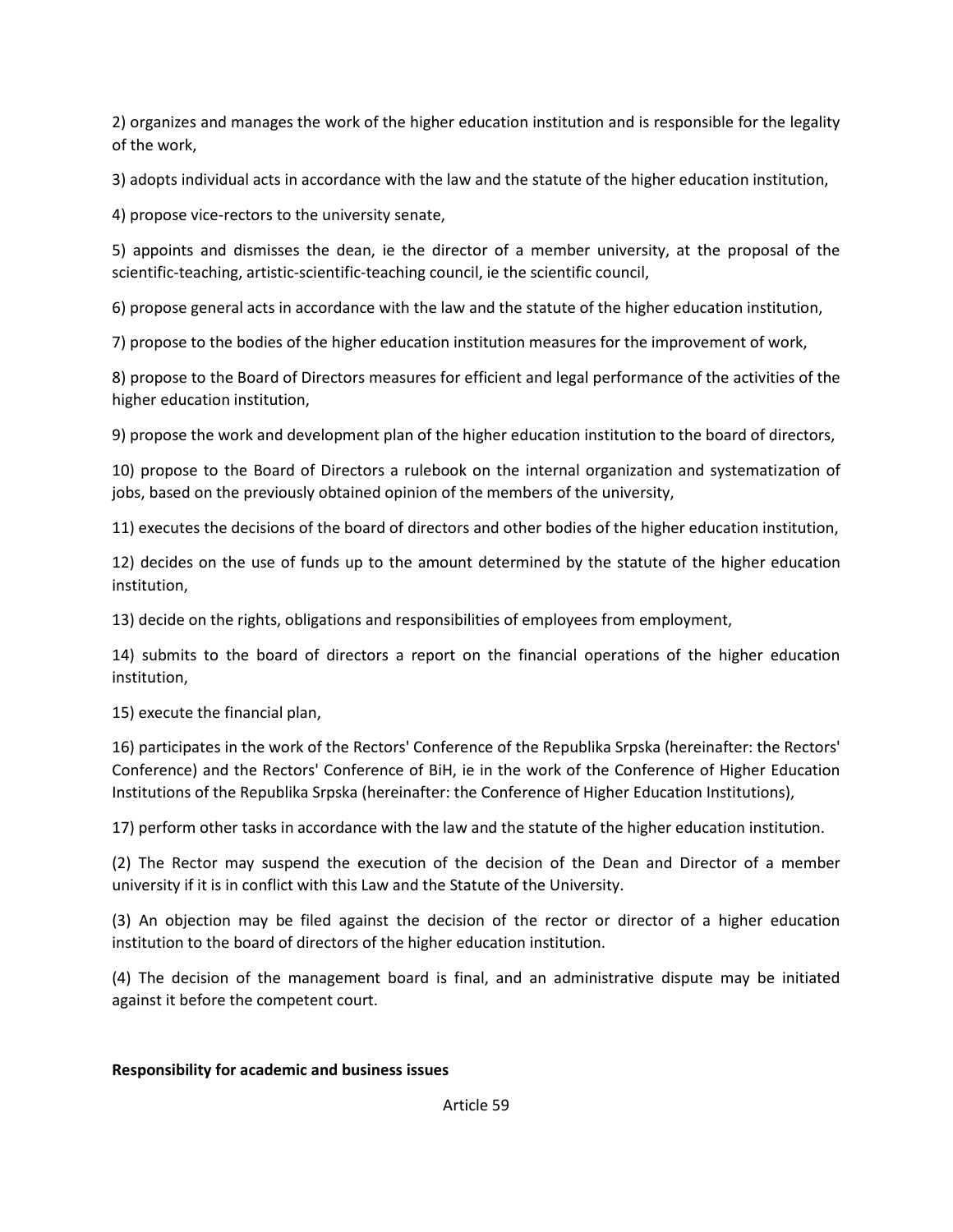2) organizes and manages the work of the higher education institution and is responsible for the legality of the work,

3) adopts individual acts in accordance with the law and the statute of the higher education institution,

4) propose vice-rectors to the university senate,

5) appoints and dismisses the dean, ie the director of a member university, at the proposal of the scientific-teaching, artistic-scientific-teaching council, ie the scientific council,

6) propose general acts in accordance with the law and the statute of the higher education institution,

7) propose to the bodies of the higher education institution measures for the improvement of work,

8) propose to the Board of Directors measures for efficient and legal performance of the activities of the higher education institution,

9) propose the work and development plan of the higher education institution to the board of directors,

10) propose to the Board of Directors a rulebook on the internal organization and systematization of jobs, based on the previously obtained opinion of the members of the university,

11) executes the decisions of the board of directors and other bodies of the higher education institution,

12) decides on the use of funds up to the amount determined by the statute of the higher education institution,

13) decide on the rights, obligations and responsibilities of employees from employment,

14) submits to the board of directors a report on the financial operations of the higher education institution,

15) execute the financial plan,

16) participates in the work of the Rectors' Conference of the Republika Srpska (hereinafter: the Rectors' Conference) and the Rectors' Conference of BiH, ie in the work of the Conference of Higher Education Institutions of the Republika Srpska (hereinafter: the Conference of Higher Education Institutions),

17) perform other tasks in accordance with the law and the statute of the higher education institution.

(2) The Rector may suspend the execution of the decision of the Dean and Director of a member university if it is in conflict with this Law and the Statute of the University.

(3) An objection may be filed against the decision of the rector or director of a higher education institution to the board of directors of the higher education institution.

(4) The decision of the management board is final, and an administrative dispute may be initiated against it before the competent court.

**Responsibility for academic and business issues**

Article 59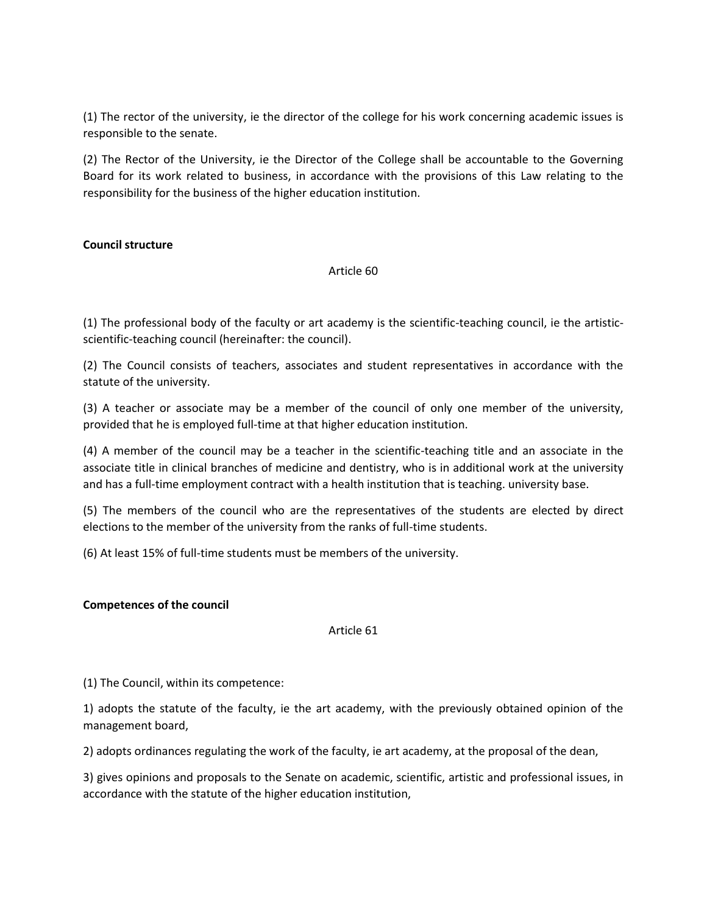(1) The rector of the university, ie the director of the college for his work concerning academic issues is responsible to the senate.

(2) The Rector of the University, ie the Director of the College shall be accountable to the Governing Board for its work related to business, in accordance with the provisions of this Law relating to the responsibility for the business of the higher education institution.

**Council structure**

Article 60

(1) The professional body of the faculty or art academy is the scientific-teaching council, ie the artistic-scientific-teaching council (hereinafter: the council).

(2) The Council consists of teachers, associates and student representatives in accordance with the statute of the university.

(3) A teacher or associate may be a member of the council of only one member of the university, provided that he is employed full-time at that higher education institution.

(4) A member of the council may be a teacher in the scientific-teaching title and an associate in the associate title in clinical branches of medicine and dentistry, who is in additional work at the university and has a full-time employment contract with a health institution that is teaching. university base.

(5) The members of the council who are the representatives of the students are elected by direct elections to the member of the university from the ranks of full-time students.

(6) At least 15% of full-time students must be members of the university.

**Competences of the council**

Article 61

(1) The Council, within its competence:

1) adopts the statute of the faculty, ie the art academy, with the previously obtained opinion of the management board,

2) adopts ordinances regulating the work of the faculty, ie art academy, at the proposal of the dean,

3) gives opinions and proposals to the Senate on academic, scientific, artistic and professional issues, in accordance with the statute of the higher education institution,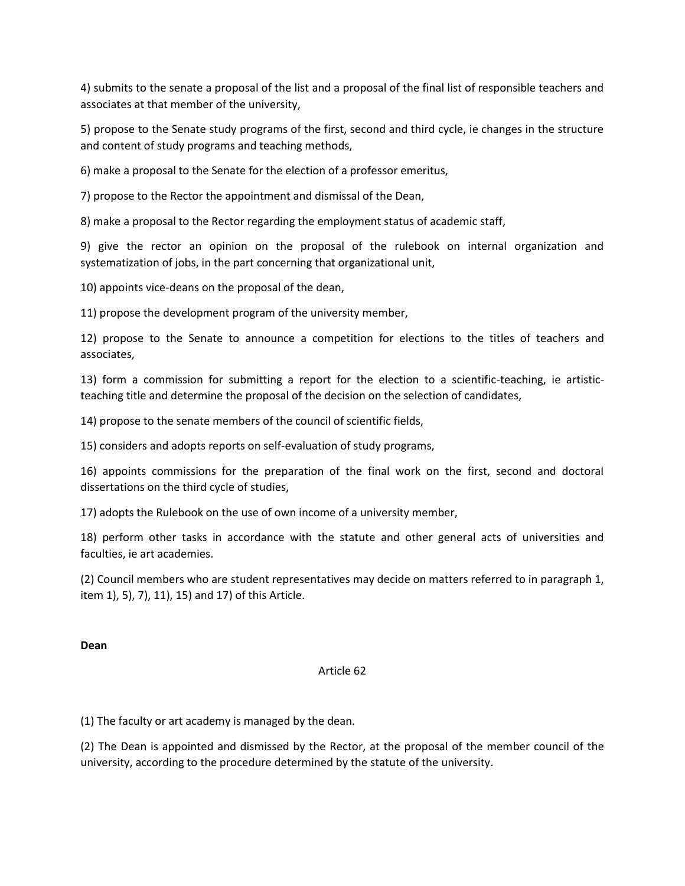4) submits to the senate a proposal of the list and a proposal of the final list of responsible teachers and associates at that member of the university,

5) propose to the Senate study programs of the first, second and third cycle, ie changes in the structure and content of study programs and teaching methods,

6) make a proposal to the Senate for the election of a professor emeritus,

7) propose to the Rector the appointment and dismissal of the Dean,

8) make a proposal to the Rector regarding the employment status of academic staff,

9) give the rector an opinion on the proposal of the rulebook on internal organization and systematization of jobs, in the part concerning that organizational unit,

10) appoints vice-deans on the proposal of the dean,

11) propose the development program of the university member,

12) propose to the Senate to announce a competition for elections to the titles of teachers and associates,

13) form a commission for submitting a report for the election to a scientific-teaching, ie artistic-teaching title and determine the proposal of the decision on the selection of candidates,

14) propose to the senate members of the council of scientific fields,

15) considers and adopts reports on self-evaluation of study programs,

16) appoints commissions for the preparation of the final work on the first, second and doctoral dissertations on the third cycle of studies,

17) adopts the Rulebook on the use of own income of a university member,

18) perform other tasks in accordance with the statute and other general acts of universities and faculties, ie art academies.

(2) Council members who are student representatives may decide on matters referred to in paragraph 1, item 1), 5), 7), 11), 15) and 17) of this Article.

**Dean**

Article 62

(1) The faculty or art academy is managed by the dean.

(2) The Dean is appointed and dismissed by the Rector, at the proposal of the member council of the university, according to the procedure determined by the statute of the university.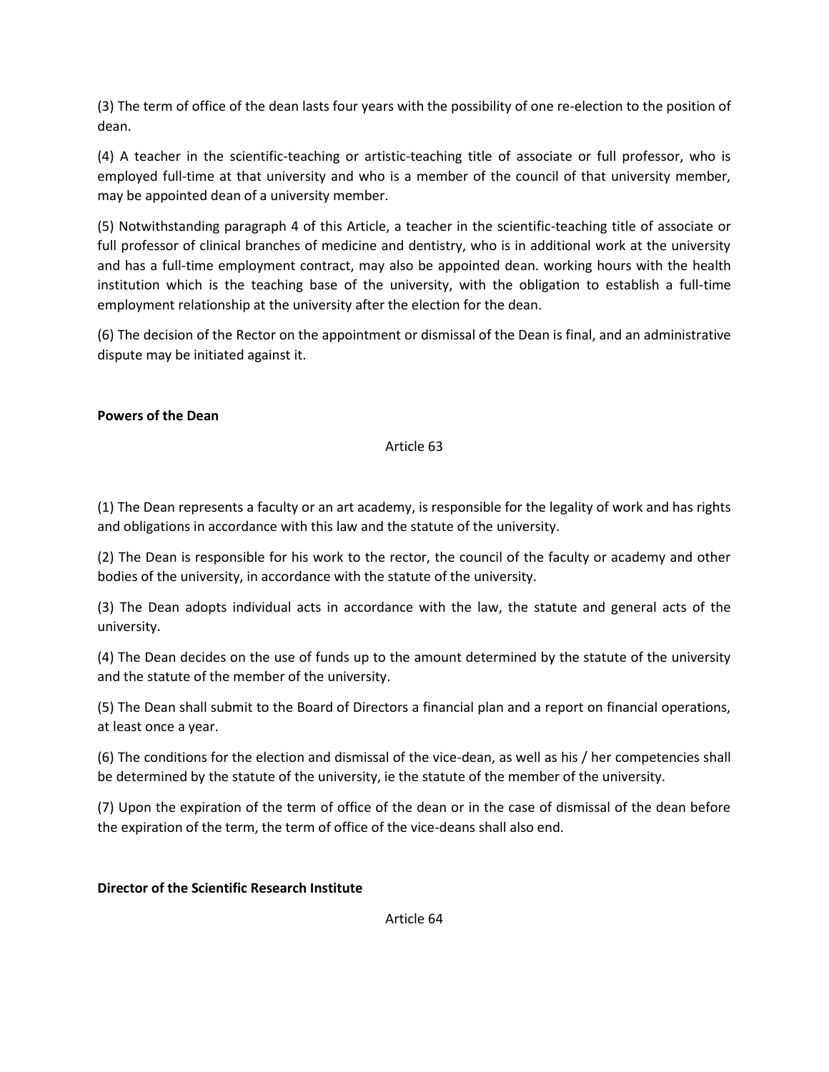(3) The term of office of the dean lasts four years with the possibility of one re-election to the position of dean.

(4) A teacher in the scientific-teaching or artistic-teaching title of associate or full professor, who is employed full-time at that university and who is a member of the council of that university member, may be appointed dean of a university member.

(5) Notwithstanding paragraph 4 of this Article, a teacher in the scientific-teaching title of associate or full professor of clinical branches of medicine and dentistry, who is in additional work at the university and has a full-time employment contract, may also be appointed dean. working hours with the health institution which is the teaching base of the university, with the obligation to establish a full-time employment relationship at the university after the election for the dean.

(6) The decision of the Rector on the appointment or dismissal of the Dean is final, and an administrative dispute may be initiated against it.

**Powers of the Dean**

Article 63

(1) The Dean represents a faculty or an art academy, is responsible for the legality of work and has rights and obligations in accordance with this law and the statute of the university.

(2) The Dean is responsible for his work to the rector, the council of the faculty or academy and other bodies of the university, in accordance with the statute of the university.

(3) The Dean adopts individual acts in accordance with the law, the statute and general acts of the university.

(4) The Dean decides on the use of funds up to the amount determined by the statute of the university and the statute of the member of the university.

(5) The Dean shall submit to the Board of Directors a financial plan and a report on financial operations, at least once a year.

(6) The conditions for the election and dismissal of the vice-dean, as well as his / her competencies shall be determined by the statute of the university, ie the statute of the member of the university.

(7) Upon the expiration of the term of office of the dean or in the case of dismissal of the dean before the expiration of the term, the term of office of the vice-deans shall also end.

**Director of the Scientific Research Institute**

Article 64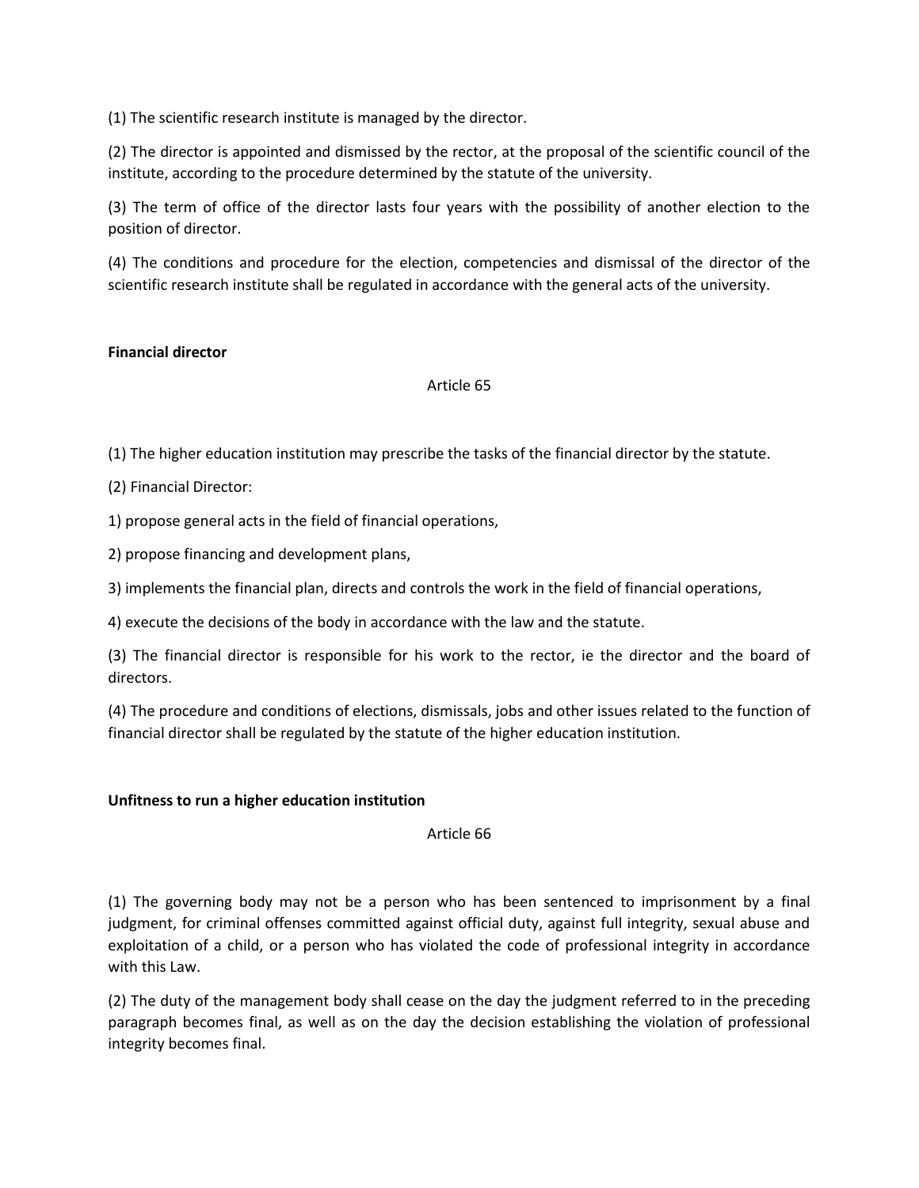(1) The scientific research institute is managed by the director.

(2) The director is appointed and dismissed by the rector, at the proposal of the scientific council of the institute, according to the procedure determined by the statute of the university.

(3) The term of office of the director lasts four years with the possibility of another election to the position of director.

(4) The conditions and procedure for the election, competencies and dismissal of the director of the scientific research institute shall be regulated in accordance with the general acts of the university.

**Financial director**

Article 65

(1) The higher education institution may prescribe the tasks of the financial director by the statute.

(2) Financial Director:

1) propose general acts in the field of financial operations,

2) propose financing and development plans,

3) implements the financial plan, directs and controls the work in the field of financial operations,

4) execute the decisions of the body in accordance with the law and the statute.

(3) The financial director is responsible for his work to the rector, ie the director and the board of directors.

(4) The procedure and conditions of elections, dismissals, jobs and other issues related to the function of financial director shall be regulated by the statute of the higher education institution.

**Unfitness to run a higher education institution**

Article 66

(1) The governing body may not be a person who has been sentenced to imprisonment by a final judgment, for criminal offenses committed against official duty, against full integrity, sexual abuse and exploitation of a child, or a person who has violated the code of professional integrity in accordance with this Law.

(2) The duty of the management body shall cease on the day the judgment referred to in the preceding paragraph becomes final, as well as on the day the decision establishing the violation of professional integrity becomes final.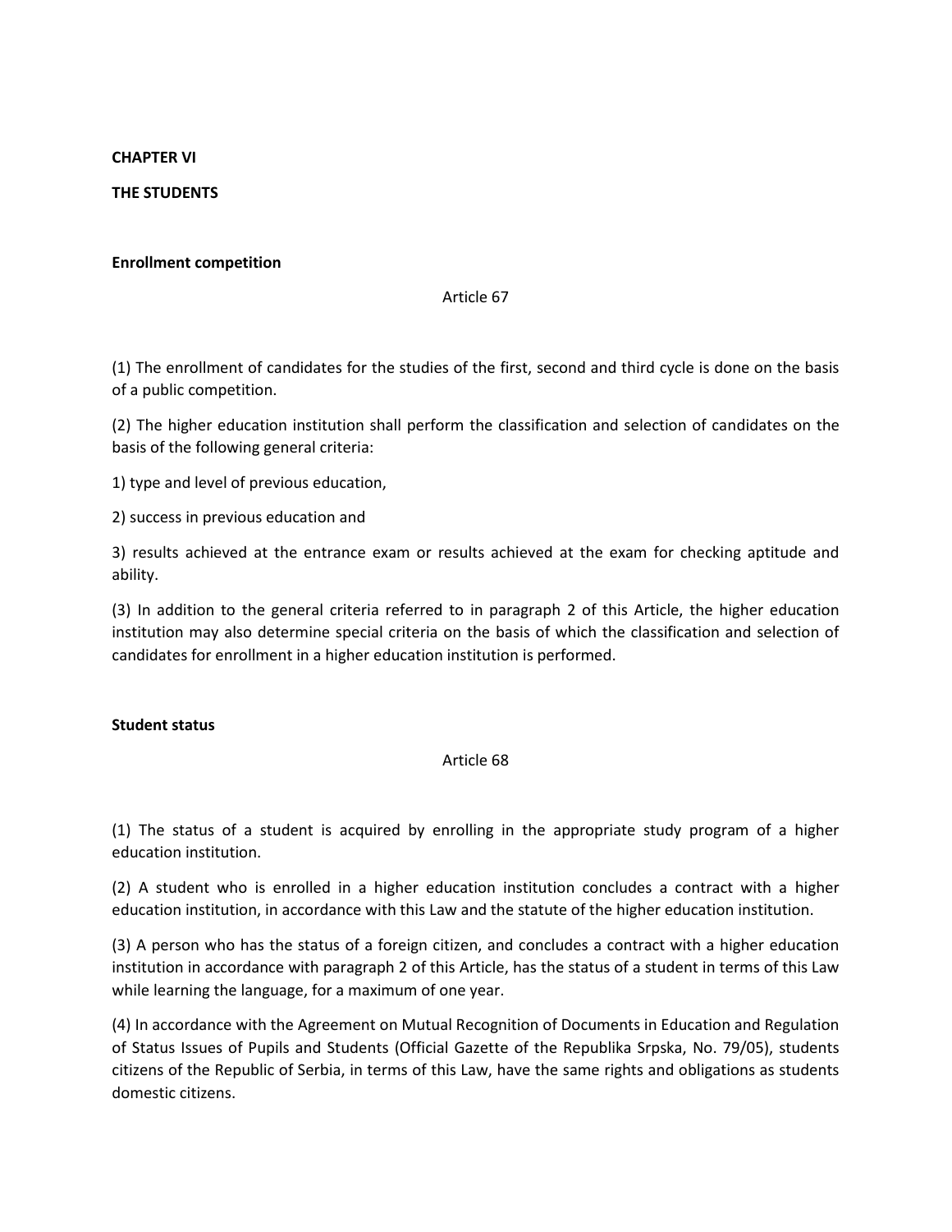## CHAPTER VI

## THE STUDENTS

### Enrollment competition

Article 67

(1) The enrollment of candidates for the studies of the first, second and third cycle is done on the basis of a public competition.

(2) The higher education institution shall perform the classification and selection of candidates on the basis of the following general criteria:

1) type and level of previous education,

2) success in previous education and

3) results achieved at the entrance exam or results achieved at the exam for checking aptitude and ability.

(3) In addition to the general criteria referred to in paragraph 2 of this Article, the higher education institution may also determine special criteria on the basis of which the classification and selection of candidates for enrollment in a higher education institution is performed.

### Student status

Article 68

(1) The status of a student is acquired by enrolling in the appropriate study program of a higher education institution.

(2) A student who is enrolled in a higher education institution concludes a contract with a higher education institution, in accordance with this Law and the statute of the higher education institution.

(3) A person who has the status of a foreign citizen, and concludes a contract with a higher education institution in accordance with paragraph 2 of this Article, has the status of a student in terms of this Law while learning the language, for a maximum of one year.

(4) In accordance with the Agreement on Mutual Recognition of Documents in Education and Regulation of Status Issues of Pupils and Students (Official Gazette of the Republika Srpska, No. 79/05), students citizens of the Republic of Serbia, in terms of this Law, have the same rights and obligations as students domestic citizens.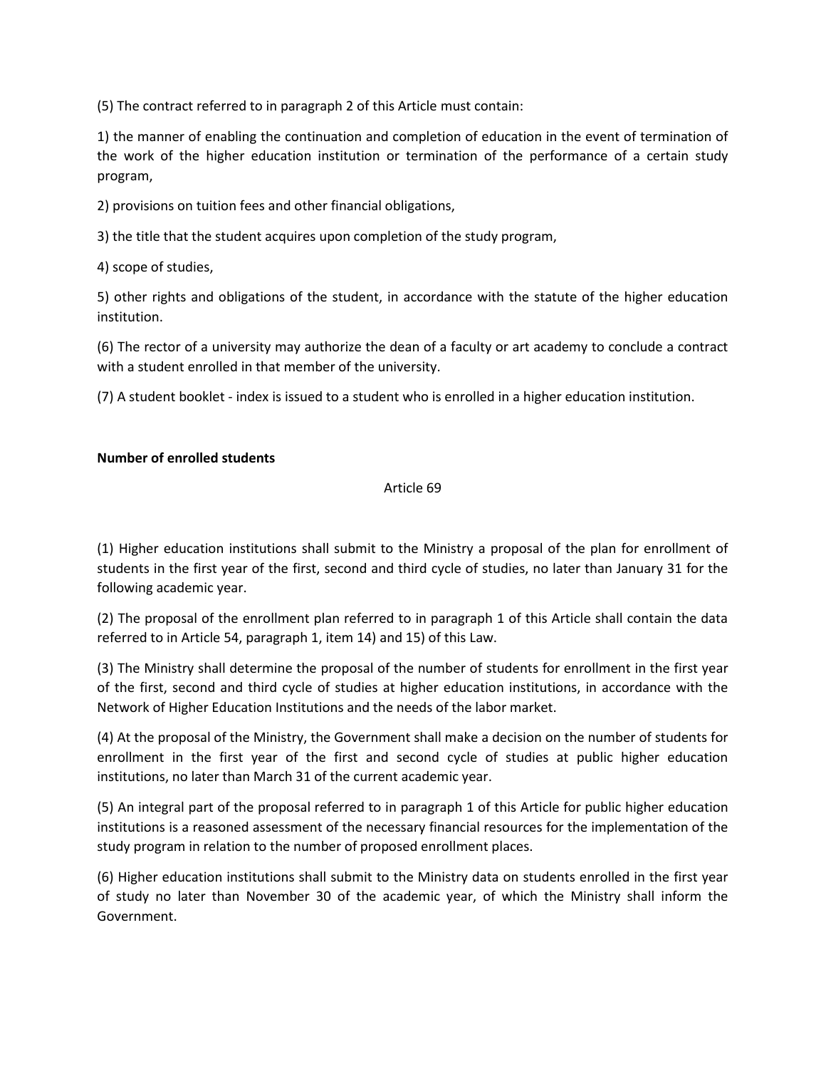(5) The contract referred to in paragraph 2 of this Article must contain:

1) the manner of enabling the continuation and completion of education in the event of termination of the work of the higher education institution or termination of the performance of a certain study program,

2) provisions on tuition fees and other financial obligations,

3) the title that the student acquires upon completion of the study program,

4) scope of studies,

5) other rights and obligations of the student, in accordance with the statute of the higher education institution.

(6) The rector of a university may authorize the dean of a faculty or art academy to conclude a contract with a student enrolled in that member of the university.

(7) A student booklet - index is issued to a student who is enrolled in a higher education institution.

**Number of enrolled students**

Article 69

(1) Higher education institutions shall submit to the Ministry a proposal of the plan for enrollment of students in the first year of the first, second and third cycle of studies, no later than January 31 for the following academic year.

(2) The proposal of the enrollment plan referred to in paragraph 1 of this Article shall contain the data referred to in Article 54, paragraph 1, item 14) and 15) of this Law.

(3) The Ministry shall determine the proposal of the number of students for enrollment in the first year of the first, second and third cycle of studies at higher education institutions, in accordance with the Network of Higher Education Institutions and the needs of the labor market.

(4) At the proposal of the Ministry, the Government shall make a decision on the number of students for enrollment in the first year of the first and second cycle of studies at public higher education institutions, no later than March 31 of the current academic year.

(5) An integral part of the proposal referred to in paragraph 1 of this Article for public higher education institutions is a reasoned assessment of the necessary financial resources for the implementation of the study program in relation to the number of proposed enrollment places.

(6) Higher education institutions shall submit to the Ministry data on students enrolled in the first year of study no later than November 30 of the academic year, of which the Ministry shall inform the Government.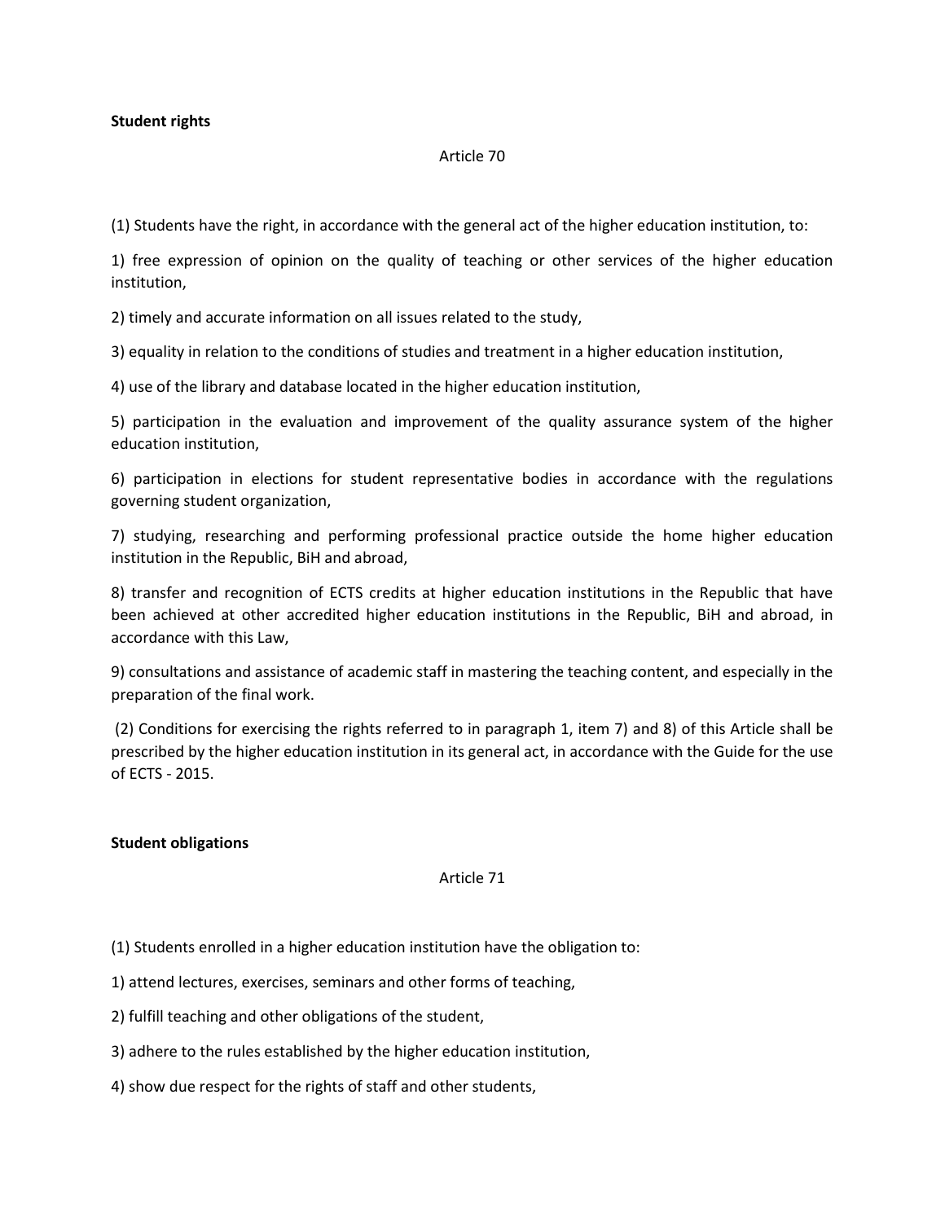**Student rights**

Article 70

(1) Students have the right, in accordance with the general act of the higher education institution, to:

1) free expression of opinion on the quality of teaching or other services of the higher education institution,

2) timely and accurate information on all issues related to the study,

3) equality in relation to the conditions of studies and treatment in a higher education institution,

4) use of the library and database located in the higher education institution,

5) participation in the evaluation and improvement of the quality assurance system of the higher education institution,

6) participation in elections for student representative bodies in accordance with the regulations governing student organization,

7) studying, researching and performing professional practice outside the home higher education institution in the Republic, BiH and abroad,

8) transfer and recognition of ECTS credits at higher education institutions in the Republic that have been achieved at other accredited higher education institutions in the Republic, BiH and abroad, in accordance with this Law,

9) consultations and assistance of academic staff in mastering the teaching content, and especially in the preparation of the final work.

(2) Conditions for exercising the rights referred to in paragraph 1, item 7) and 8) of this Article shall be prescribed by the higher education institution in its general act, in accordance with the Guide for the use of ECTS - 2015.

**Student obligations**

Article 71

(1) Students enrolled in a higher education institution have the obligation to:

1) attend lectures, exercises, seminars and other forms of teaching,

2) fulfill teaching and other obligations of the student,

3) adhere to the rules established by the higher education institution,

4) show due respect for the rights of staff and other students,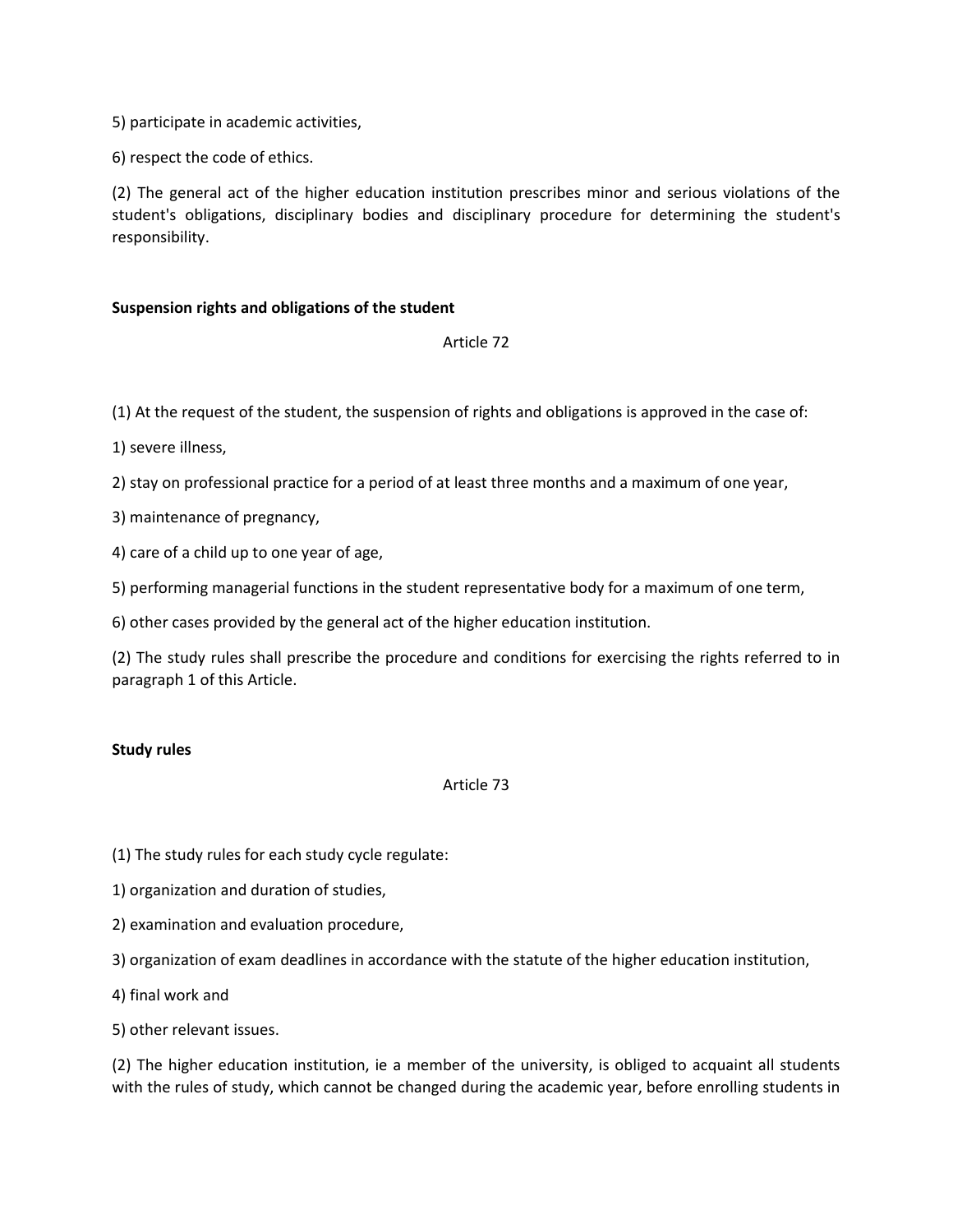5) participate in academic activities,

6) respect the code of ethics.

(2) The general act of the higher education institution prescribes minor and serious violations of the student's obligations, disciplinary bodies and disciplinary procedure for determining the student's responsibility.

**Suspension rights and obligations of the student**

Article 72

(1) At the request of the student, the suspension of rights and obligations is approved in the case of:

1) severe illness,

2) stay on professional practice for a period of at least three months and a maximum of one year,

3) maintenance of pregnancy,

4) care of a child up to one year of age,

5) performing managerial functions in the student representative body for a maximum of one term,

6) other cases provided by the general act of the higher education institution.

(2) The study rules shall prescribe the procedure and conditions for exercising the rights referred to in paragraph 1 of this Article.

**Study rules**

Article 73

(1) The study rules for each study cycle regulate:

1) organization and duration of studies,

2) examination and evaluation procedure,

3) organization of exam deadlines in accordance with the statute of the higher education institution,

4) final work and

5) other relevant issues.

(2) The higher education institution, ie a member of the university, is obliged to acquaint all students with the rules of study, which cannot be changed during the academic year, before enrolling students in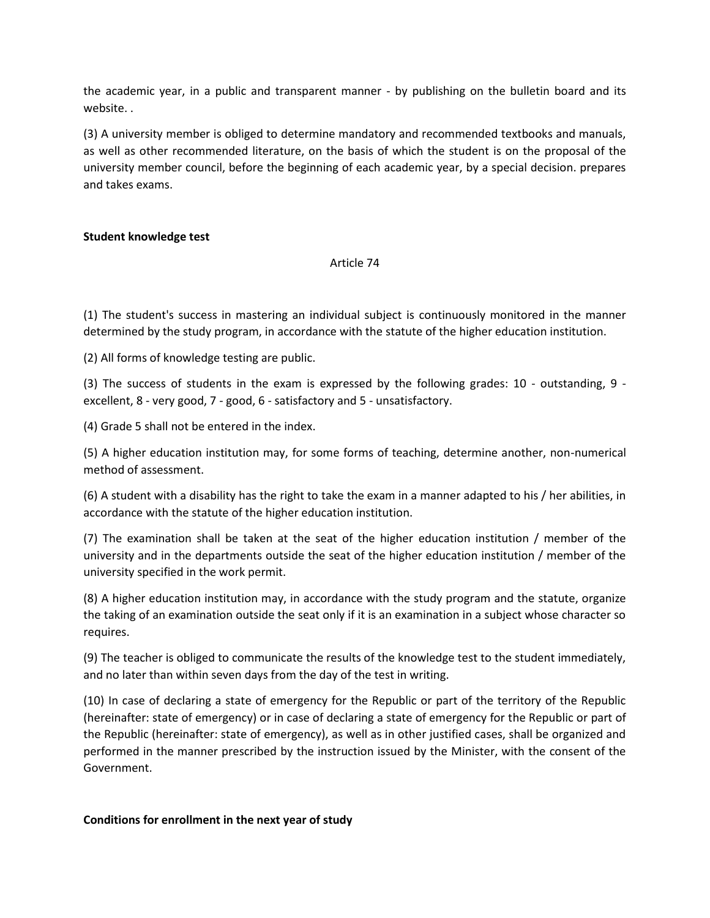the academic year, in a public and transparent manner - by publishing on the bulletin board and its website. .

(3) A university member is obliged to determine mandatory and recommended textbooks and manuals, as well as other recommended literature, on the basis of which the student is on the proposal of the university member council, before the beginning of each academic year, by a special decision. prepares and takes exams.

**Student knowledge test**

Article 74

(1) The student's success in mastering an individual subject is continuously monitored in the manner determined by the study program, in accordance with the statute of the higher education institution.

(2) All forms of knowledge testing are public.

(3) The success of students in the exam is expressed by the following grades: 10 - outstanding, 9 - excellent, 8 - very good, 7 - good, 6 - satisfactory and 5 - unsatisfactory.

(4) Grade 5 shall not be entered in the index.

(5) A higher education institution may, for some forms of teaching, determine another, non-numerical method of assessment.

(6) A student with a disability has the right to take the exam in a manner adapted to his / her abilities, in accordance with the statute of the higher education institution.

(7) The examination shall be taken at the seat of the higher education institution / member of the university and in the departments outside the seat of the higher education institution / member of the university specified in the work permit.

(8) A higher education institution may, in accordance with the study program and the statute, organize the taking of an examination outside the seat only if it is an examination in a subject whose character so requires.

(9) The teacher is obliged to communicate the results of the knowledge test to the student immediately, and no later than within seven days from the day of the test in writing.

(10) In case of declaring a state of emergency for the Republic or part of the territory of the Republic (hereinafter: state of emergency) or in case of declaring a state of emergency for the Republic or part of the Republic (hereinafter: state of emergency), as well as in other justified cases, shall be organized and performed in the manner prescribed by the instruction issued by the Minister, with the consent of the Government.

**Conditions for enrollment in the next year of study**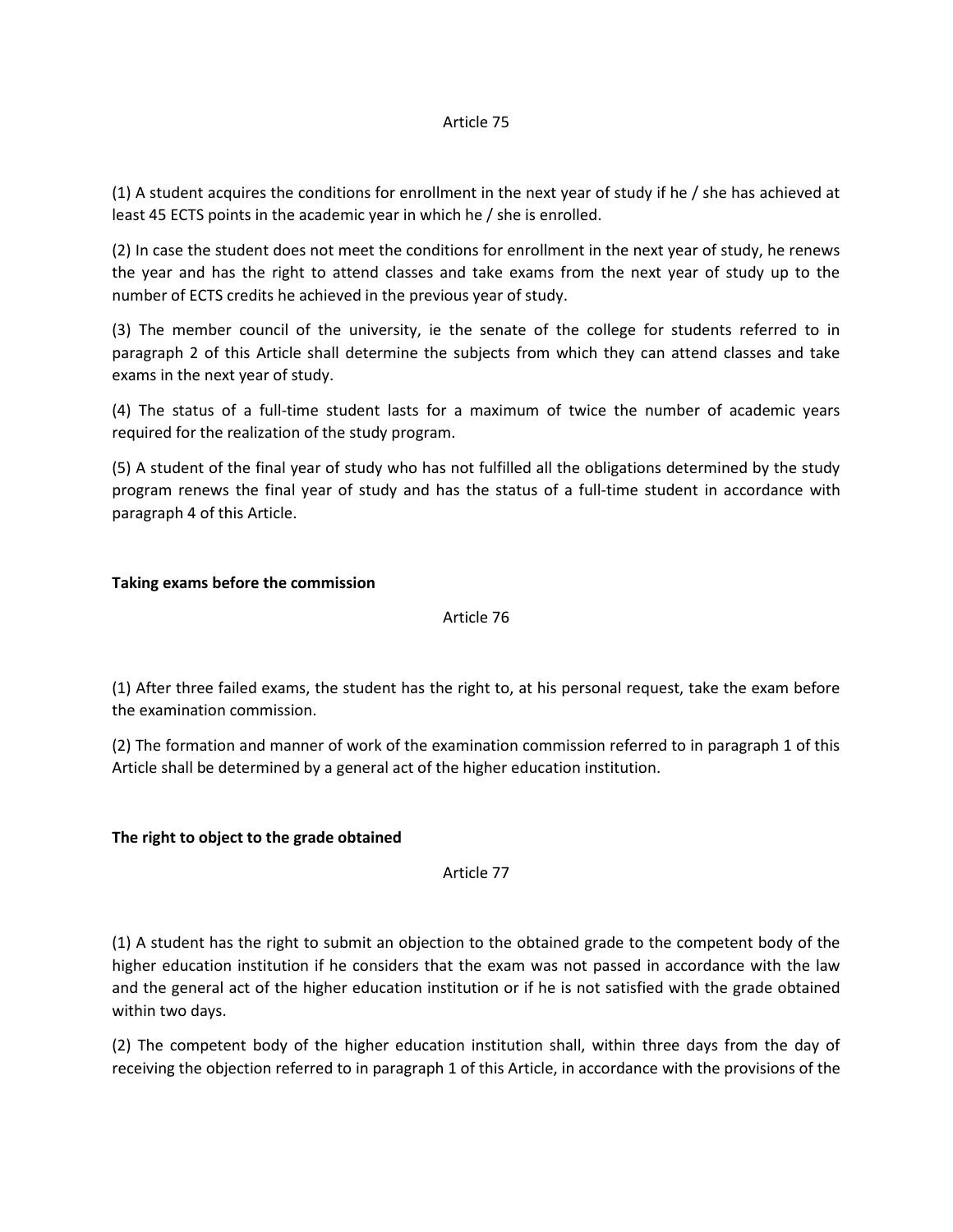Article 75

(1) A student acquires the conditions for enrollment in the next year of study if he / she has achieved at least 45 ECTS points in the academic year in which he / she is enrolled.

(2) In case the student does not meet the conditions for enrollment in the next year of study, he renews the year and has the right to attend classes and take exams from the next year of study up to the number of ECTS credits he achieved in the previous year of study.

(3) The member council of the university, ie the senate of the college for students referred to in paragraph 2 of this Article shall determine the subjects from which they can attend classes and take exams in the next year of study.

(4) The status of a full-time student lasts for a maximum of twice the number of academic years required for the realization of the study program.

(5) A student of the final year of study who has not fulfilled all the obligations determined by the study program renews the final year of study and has the status of a full-time student in accordance with paragraph 4 of this Article.

**Taking exams before the commission**

Article 76

(1) After three failed exams, the student has the right to, at his personal request, take the exam before the examination commission.

(2) The formation and manner of work of the examination commission referred to in paragraph 1 of this Article shall be determined by a general act of the higher education institution.

**The right to object to the grade obtained**

Article 77

(1) A student has the right to submit an objection to the obtained grade to the competent body of the higher education institution if he considers that the exam was not passed in accordance with the law and the general act of the higher education institution or if he is not satisfied with the grade obtained within two days.

(2) The competent body of the higher education institution shall, within three days from the day of receiving the objection referred to in paragraph 1 of this Article, in accordance with the provisions of the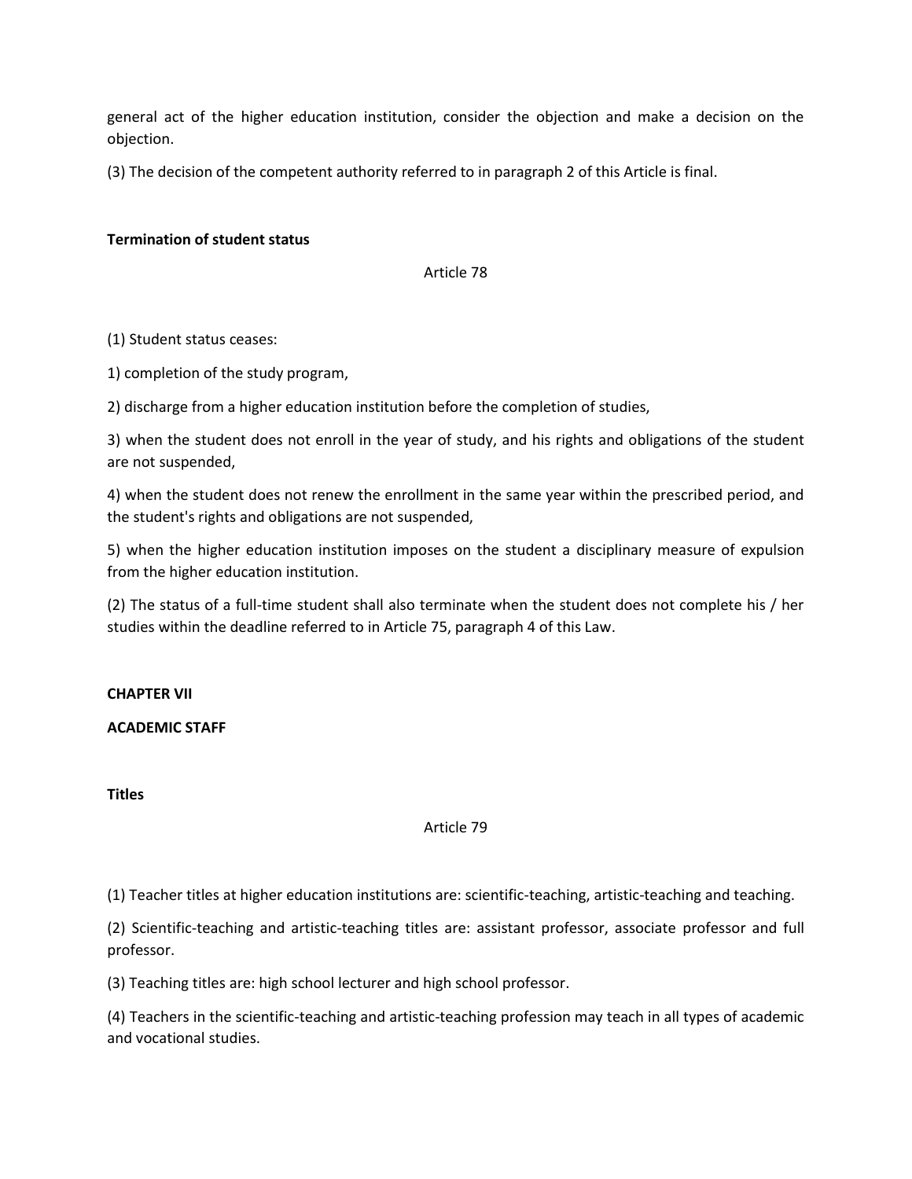general act of the higher education institution, consider the objection and make a decision on the objection.

(3) The decision of the competent authority referred to in paragraph 2 of this Article is final.

**Termination of student status**

Article 78

(1) Student status ceases:

1) completion of the study program,

2) discharge from a higher education institution before the completion of studies,

3) when the student does not enroll in the year of study, and his rights and obligations of the student are not suspended,

4) when the student does not renew the enrollment in the same year within the prescribed period, and the student's rights and obligations are not suspended,

5) when the higher education institution imposes on the student a disciplinary measure of expulsion from the higher education institution.

(2) The status of a full-time student shall also terminate when the student does not complete his / her studies within the deadline referred to in Article 75, paragraph 4 of this Law.

**CHAPTER VII**

**ACADEMIC STAFF**

**Titles**

Article 79

(1) Teacher titles at higher education institutions are: scientific-teaching, artistic-teaching and teaching.

(2) Scientific-teaching and artistic-teaching titles are: assistant professor, associate professor and full professor.

(3) Teaching titles are: high school lecturer and high school professor.

(4) Teachers in the scientific-teaching and artistic-teaching profession may teach in all types of academic and vocational studies.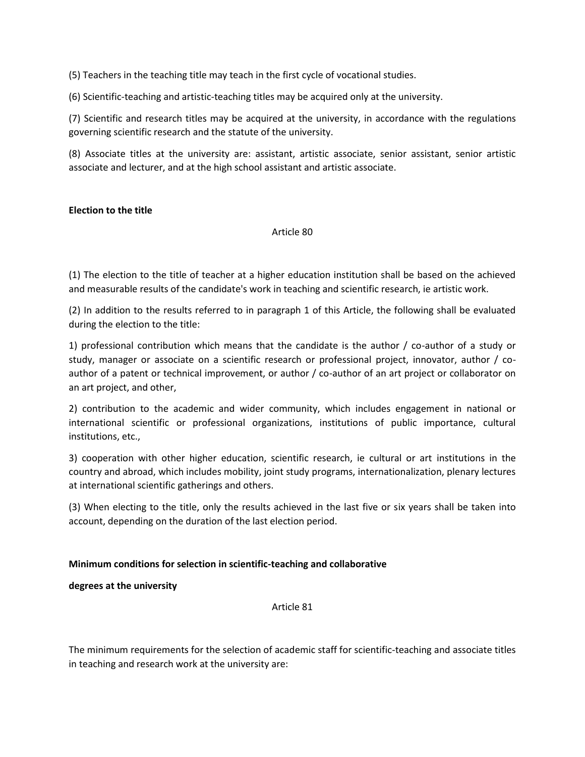(5) Teachers in the teaching title may teach in the first cycle of vocational studies.

(6) Scientific-teaching and artistic-teaching titles may be acquired only at the university.

(7) Scientific and research titles may be acquired at the university, in accordance with the regulations governing scientific research and the statute of the university.

(8) Associate titles at the university are: assistant, artistic associate, senior assistant, senior artistic associate and lecturer, and at the high school assistant and artistic associate.

**Election to the title**

Article 80

(1) The election to the title of teacher at a higher education institution shall be based on the achieved and measurable results of the candidate's work in teaching and scientific research, ie artistic work.

(2) In addition to the results referred to in paragraph 1 of this Article, the following shall be evaluated during the election to the title:

1) professional contribution which means that the candidate is the author / co-author of a study or study, manager or associate on a scientific research or professional project, innovator, author / co-author of a patent or technical improvement, or author / co-author of an art project or collaborator on an art project, and other,

2) contribution to the academic and wider community, which includes engagement in national or international scientific or professional organizations, institutions of public importance, cultural institutions, etc.,

3) cooperation with other higher education, scientific research, ie cultural or art institutions in the country and abroad, which includes mobility, joint study programs, internationalization, plenary lectures at international scientific gatherings and others.

(3) When electing to the title, only the results achieved in the last five or six years shall be taken into account, depending on the duration of the last election period.

**Minimum conditions for selection in scientific-teaching and collaborative degrees at the university**

Article 81

The minimum requirements for the selection of academic staff for scientific-teaching and associate titles in teaching and research work at the university are: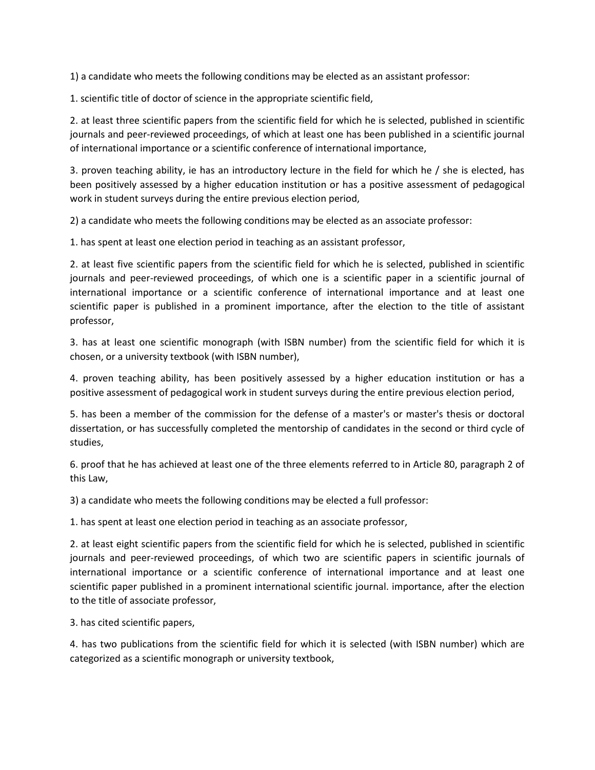1) a candidate who meets the following conditions may be elected as an assistant professor:

1. scientific title of doctor of science in the appropriate scientific field,

2. at least three scientific papers from the scientific field for which he is selected, published in scientific journals and peer-reviewed proceedings, of which at least one has been published in a scientific journal of international importance or a scientific conference of international importance,

3. proven teaching ability, ie has an introductory lecture in the field for which he / she is elected, has been positively assessed by a higher education institution or has a positive assessment of pedagogical work in student surveys during the entire previous election period,

2) a candidate who meets the following conditions may be elected as an associate professor:

1. has spent at least one election period in teaching as an assistant professor,

2. at least five scientific papers from the scientific field for which he is selected, published in scientific journals and peer-reviewed proceedings, of which one is a scientific paper in a scientific journal of international importance or a scientific conference of international importance and at least one scientific paper is published in a prominent importance, after the election to the title of assistant professor,

3. has at least one scientific monograph (with ISBN number) from the scientific field for which it is chosen, or a university textbook (with ISBN number),

4. proven teaching ability, has been positively assessed by a higher education institution or has a positive assessment of pedagogical work in student surveys during the entire previous election period,

5. has been a member of the commission for the defense of a master's or master's thesis or doctoral dissertation, or has successfully completed the mentorship of candidates in the second or third cycle of studies,

6. proof that he has achieved at least one of the three elements referred to in Article 80, paragraph 2 of this Law,

3) a candidate who meets the following conditions may be elected a full professor:

1. has spent at least one election period in teaching as an associate professor,

2. at least eight scientific papers from the scientific field for which he is selected, published in scientific journals and peer-reviewed proceedings, of which two are scientific papers in scientific journals of international importance or a scientific conference of international importance and at least one scientific paper published in a prominent international scientific journal. importance, after the election to the title of associate professor,

3. has cited scientific papers,

4. has two publications from the scientific field for which it is selected (with ISBN number) which are categorized as a scientific monograph or university textbook,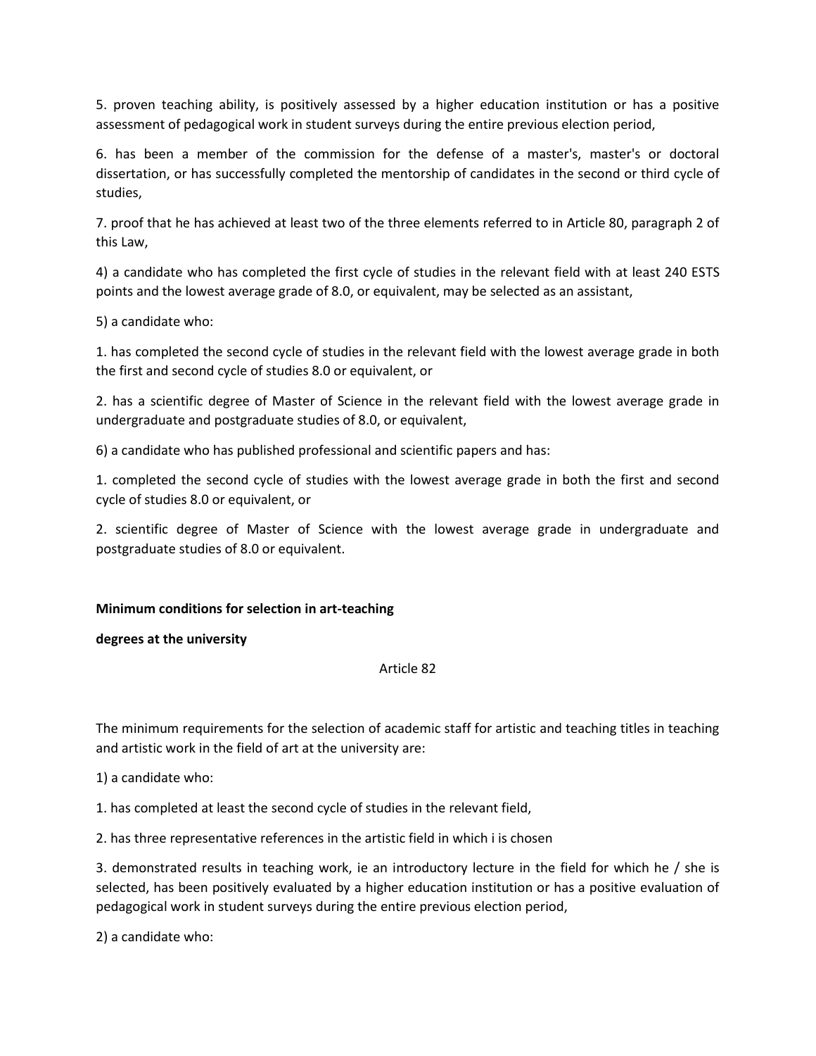5. proven teaching ability, is positively assessed by a higher education institution or has a positive assessment of pedagogical work in student surveys during the entire previous election period,

6. has been a member of the commission for the defense of a master's, master's or doctoral dissertation, or has successfully completed the mentorship of candidates in the second or third cycle of studies,

7. proof that he has achieved at least two of the three elements referred to in Article 80, paragraph 2 of this Law,

4) a candidate who has completed the first cycle of studies in the relevant field with at least 240 ESTS points and the lowest average grade of 8.0, or equivalent, may be selected as an assistant,

5) a candidate who:

1. has completed the second cycle of studies in the relevant field with the lowest average grade in both the first and second cycle of studies 8.0 or equivalent, or

2. has a scientific degree of Master of Science in the relevant field with the lowest average grade in undergraduate and postgraduate studies of 8.0, or equivalent,

6) a candidate who has published professional and scientific papers and has:

1. completed the second cycle of studies with the lowest average grade in both the first and second cycle of studies 8.0 or equivalent, or

2. scientific degree of Master of Science with the lowest average grade in undergraduate and postgraduate studies of 8.0 or equivalent.

**Minimum conditions for selection in art-teaching**

**degrees at the university**

Article 82

The minimum requirements for the selection of academic staff for artistic and teaching titles in teaching and artistic work in the field of art at the university are:

1) a candidate who:

1. has completed at least the second cycle of studies in the relevant field,

2. has three representative references in the artistic field in which i is chosen

3. demonstrated results in teaching work, ie an introductory lecture in the field for which he / she is selected, has been positively evaluated by a higher education institution or has a positive evaluation of pedagogical work in student surveys during the entire previous election period,

2) a candidate who: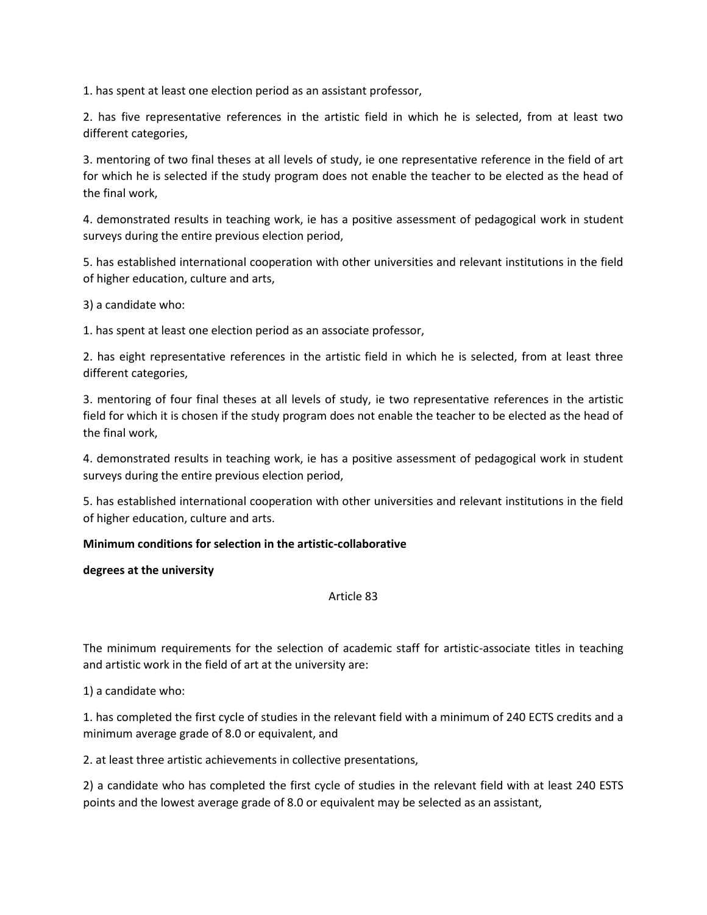1. has spent at least one election period as an assistant professor,

2. has five representative references in the artistic field in which he is selected, from at least two different categories,

3. mentoring of two final theses at all levels of study, ie one representative reference in the field of art for which he is selected if the study program does not enable the teacher to be elected as the head of the final work,

4. demonstrated results in teaching work, ie has a positive assessment of pedagogical work in student surveys during the entire previous election period,

5. has established international cooperation with other universities and relevant institutions in the field of higher education, culture and arts,

3) a candidate who:

1. has spent at least one election period as an associate professor,

2. has eight representative references in the artistic field in which he is selected, from at least three different categories,

3. mentoring of four final theses at all levels of study, ie two representative references in the artistic field for which it is chosen if the study program does not enable the teacher to be elected as the head of the final work,

4. demonstrated results in teaching work, ie has a positive assessment of pedagogical work in student surveys during the entire previous election period,

5. has established international cooperation with other universities and relevant institutions in the field of higher education, culture and arts.

**Minimum conditions for selection in the artistic-collaborative**

**degrees at the university**

Article 83

The minimum requirements for the selection of academic staff for artistic-associate titles in teaching and artistic work in the field of art at the university are:

1) a candidate who:

1. has completed the first cycle of studies in the relevant field with a minimum of 240 ECTS credits and a minimum average grade of 8.0 or equivalent, and

2. at least three artistic achievements in collective presentations,

2) a candidate who has completed the first cycle of studies in the relevant field with at least 240 ESTS points and the lowest average grade of 8.0 or equivalent may be selected as an assistant,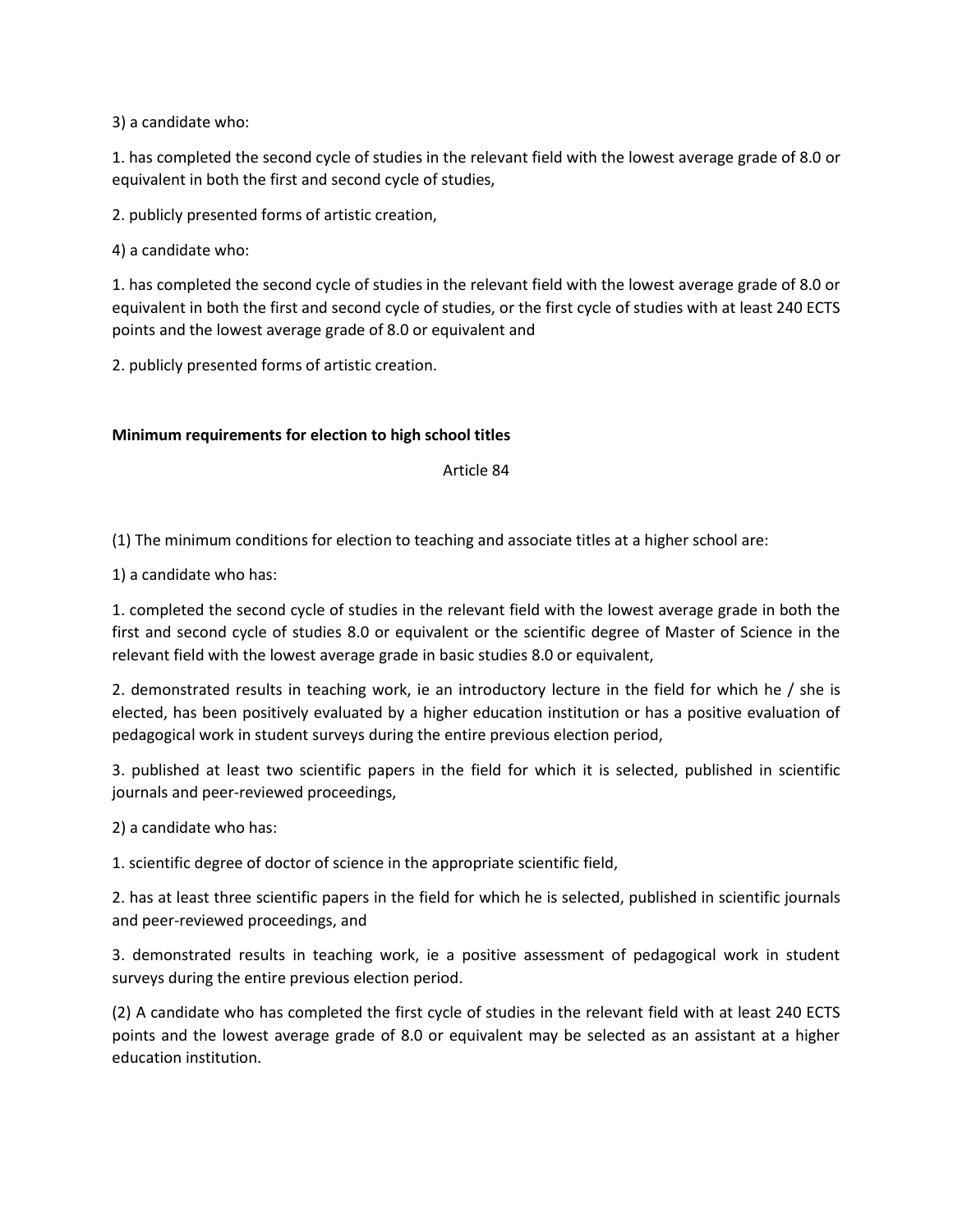3) a candidate who:

1. has completed the second cycle of studies in the relevant field with the lowest average grade of 8.0 or equivalent in both the first and second cycle of studies,

2. publicly presented forms of artistic creation,

4) a candidate who:

1. has completed the second cycle of studies in the relevant field with the lowest average grade of 8.0 or equivalent in both the first and second cycle of studies, or the first cycle of studies with at least 240 ECTS points and the lowest average grade of 8.0 or equivalent and

2. publicly presented forms of artistic creation.

**Minimum requirements for election to high school titles**

Article 84

(1) The minimum conditions for election to teaching and associate titles at a higher school are:

1) a candidate who has:

1. completed the second cycle of studies in the relevant field with the lowest average grade in both the first and second cycle of studies 8.0 or equivalent or the scientific degree of Master of Science in the relevant field with the lowest average grade in basic studies 8.0 or equivalent,

2. demonstrated results in teaching work, ie an introductory lecture in the field for which he / she is elected, has been positively evaluated by a higher education institution or has a positive evaluation of pedagogical work in student surveys during the entire previous election period,

3. published at least two scientific papers in the field for which it is selected, published in scientific journals and peer-reviewed proceedings,

2) a candidate who has:

1. scientific degree of doctor of science in the appropriate scientific field,

2. has at least three scientific papers in the field for which he is selected, published in scientific journals and peer-reviewed proceedings, and

3. demonstrated results in teaching work, ie a positive assessment of pedagogical work in student surveys during the entire previous election period.

(2) A candidate who has completed the first cycle of studies in the relevant field with at least 240 ECTS points and the lowest average grade of 8.0 or equivalent may be selected as an assistant at a higher education institution.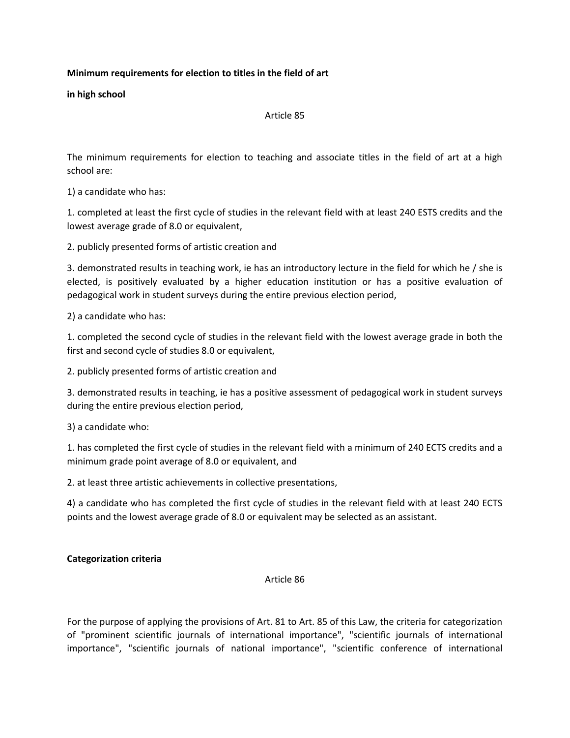**Minimum requirements for election to titles in the field of art**

**in high school**

Article 85

The minimum requirements for election to teaching and associate titles in the field of art at a high school are:

1) a candidate who has:

1. completed at least the first cycle of studies in the relevant field with at least 240 ESTS credits and the lowest average grade of 8.0 or equivalent,

2. publicly presented forms of artistic creation and

3. demonstrated results in teaching work, ie has an introductory lecture in the field for which he / she is elected, is positively evaluated by a higher education institution or has a positive evaluation of pedagogical work in student surveys during the entire previous election period,

2) a candidate who has:

1. completed the second cycle of studies in the relevant field with the lowest average grade in both the first and second cycle of studies 8.0 or equivalent,

2. publicly presented forms of artistic creation and

3. demonstrated results in teaching, ie has a positive assessment of pedagogical work in student surveys during the entire previous election period,

3) a candidate who:

1. has completed the first cycle of studies in the relevant field with a minimum of 240 ECTS credits and a minimum grade point average of 8.0 or equivalent, and

2. at least three artistic achievements in collective presentations,

4) a candidate who has completed the first cycle of studies in the relevant field with at least 240 ECTS points and the lowest average grade of 8.0 or equivalent may be selected as an assistant.

**Categorization criteria**

Article 86

For the purpose of applying the provisions of Art. 81 to Art. 85 of this Law, the criteria for categorization of "prominent scientific journals of international importance", "scientific journals of international importance", "scientific journals of national importance", "scientific conference of international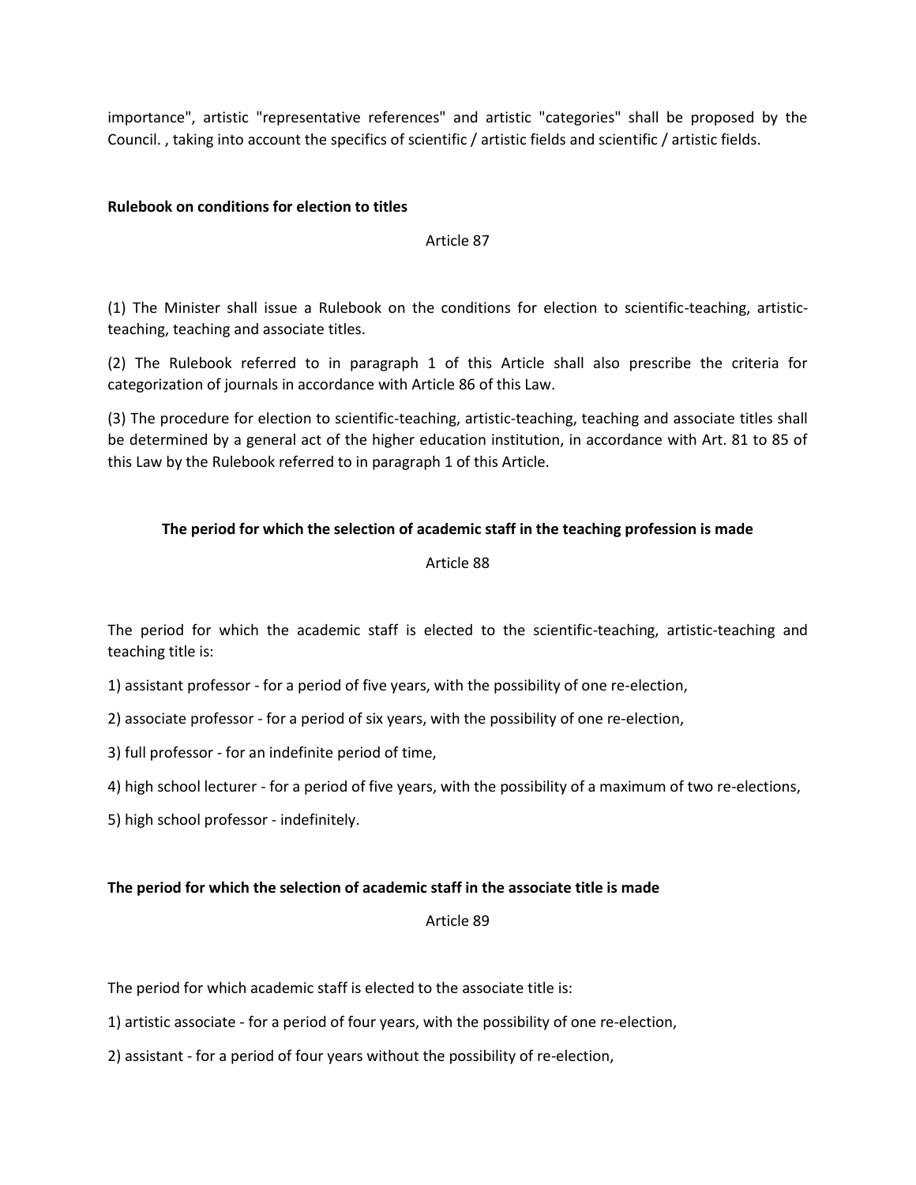importance", artistic "representative references" and artistic "categories" shall be proposed by the Council. , taking into account the specifics of scientific / artistic fields and scientific / artistic fields.

**Rulebook on conditions for election to titles**

Article 87

(1) The Minister shall issue a Rulebook on the conditions for election to scientific-teaching, artistic-teaching, teaching and associate titles.

(2) The Rulebook referred to in paragraph 1 of this Article shall also prescribe the criteria for categorization of journals in accordance with Article 86 of this Law.

(3) The procedure for election to scientific-teaching, artistic-teaching, teaching and associate titles shall be determined by a general act of the higher education institution, in accordance with Art. 81 to 85 of this Law by the Rulebook referred to in paragraph 1 of this Article.

**The period for which the selection of academic staff in the teaching profession is made**

Article 88

The period for which the academic staff is elected to the scientific-teaching, artistic-teaching and teaching title is:

1) assistant professor - for a period of five years, with the possibility of one re-election,

2) associate professor - for a period of six years, with the possibility of one re-election,

3) full professor - for an indefinite period of time,

4) high school lecturer - for a period of five years, with the possibility of a maximum of two re-elections,

5) high school professor - indefinitely.

**The period for which the selection of academic staff in the associate title is made**

Article 89

The period for which academic staff is elected to the associate title is:

1) artistic associate - for a period of four years, with the possibility of one re-election,

2) assistant - for a period of four years without the possibility of re-election,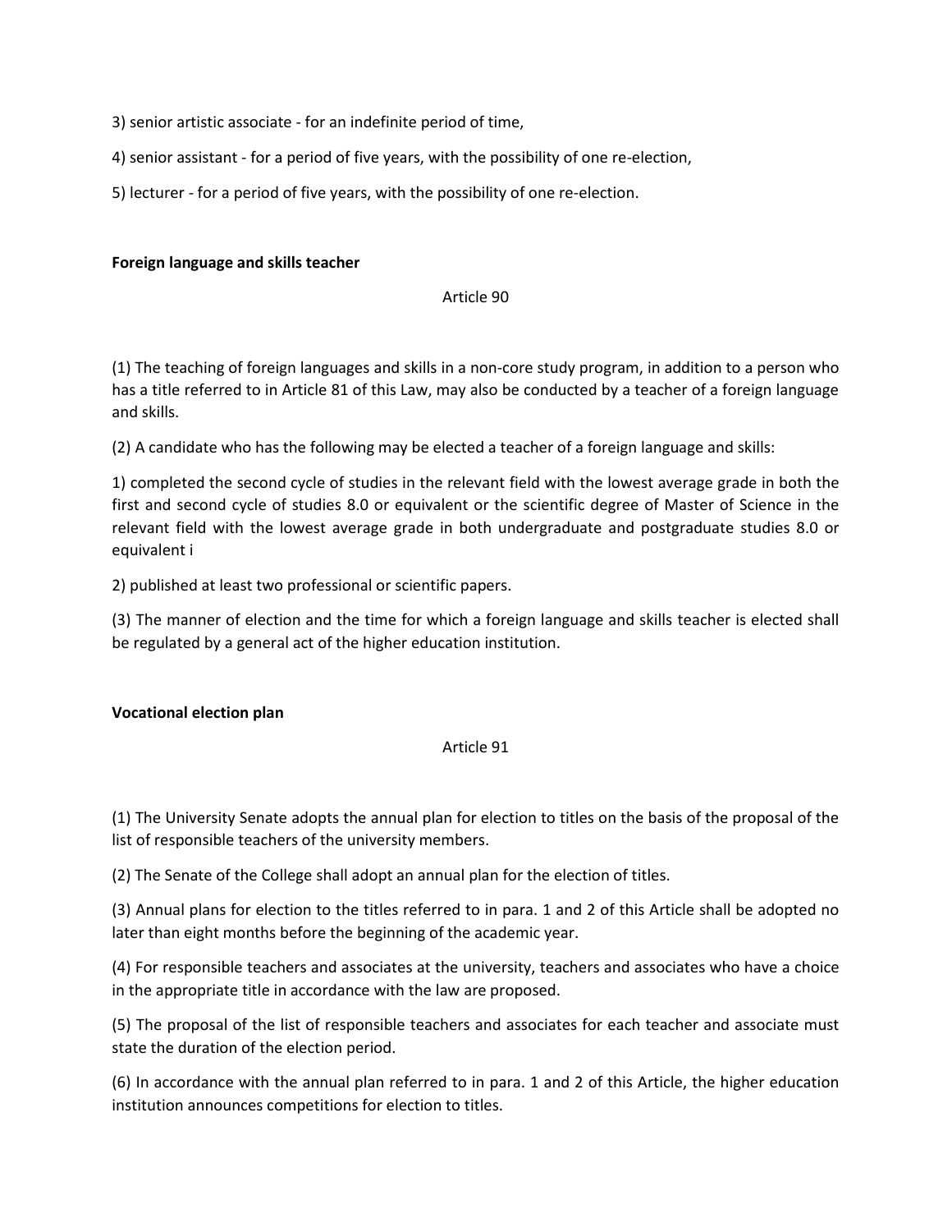3) senior artistic associate - for an indefinite period of time,

4) senior assistant - for a period of five years, with the possibility of one re-election,

5) lecturer - for a period of five years, with the possibility of one re-election.

**Foreign language and skills teacher**

Article 90

(1) The teaching of foreign languages and skills in a non-core study program, in addition to a person who has a title referred to in Article 81 of this Law, may also be conducted by a teacher of a foreign language and skills.

(2) A candidate who has the following may be elected a teacher of a foreign language and skills:

1) completed the second cycle of studies in the relevant field with the lowest average grade in both the first and second cycle of studies 8.0 or equivalent or the scientific degree of Master of Science in the relevant field with the lowest average grade in both undergraduate and postgraduate studies 8.0 or equivalent i

2) published at least two professional or scientific papers.

(3) The manner of election and the time for which a foreign language and skills teacher is elected shall be regulated by a general act of the higher education institution.

**Vocational election plan**

Article 91

(1) The University Senate adopts the annual plan for election to titles on the basis of the proposal of the list of responsible teachers of the university members.

(2) The Senate of the College shall adopt an annual plan for the election of titles.

(3) Annual plans for election to the titles referred to in para. 1 and 2 of this Article shall be adopted no later than eight months before the beginning of the academic year.

(4) For responsible teachers and associates at the university, teachers and associates who have a choice in the appropriate title in accordance with the law are proposed.

(5) The proposal of the list of responsible teachers and associates for each teacher and associate must state the duration of the election period.

(6) In accordance with the annual plan referred to in para. 1 and 2 of this Article, the higher education institution announces competitions for election to titles.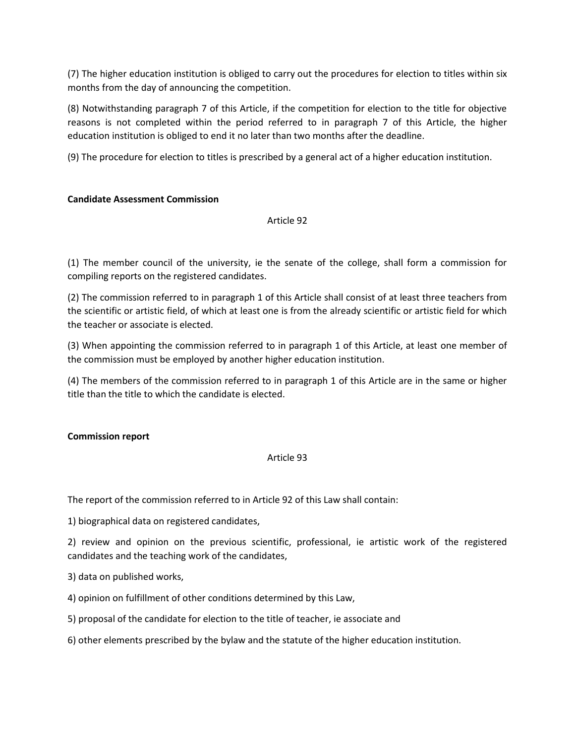(7) The higher education institution is obliged to carry out the procedures for election to titles within six months from the day of announcing the competition.

(8) Notwithstanding paragraph 7 of this Article, if the competition for election to the title for objective reasons is not completed within the period referred to in paragraph 7 of this Article, the higher education institution is obliged to end it no later than two months after the deadline.

(9) The procedure for election to titles is prescribed by a general act of a higher education institution.

**Candidate Assessment Commission**

Article 92

(1) The member council of the university, ie the senate of the college, shall form a commission for compiling reports on the registered candidates.

(2) The commission referred to in paragraph 1 of this Article shall consist of at least three teachers from the scientific or artistic field, of which at least one is from the already scientific or artistic field for which the teacher or associate is elected.

(3) When appointing the commission referred to in paragraph 1 of this Article, at least one member of the commission must be employed by another higher education institution.

(4) The members of the commission referred to in paragraph 1 of this Article are in the same or higher title than the title to which the candidate is elected.

**Commission report**

Article 93

The report of the commission referred to in Article 92 of this Law shall contain:

1) biographical data on registered candidates,

2) review and opinion on the previous scientific, professional, ie artistic work of the registered candidates and the teaching work of the candidates,

3) data on published works,

4) opinion on fulfillment of other conditions determined by this Law,

5) proposal of the candidate for election to the title of teacher, ie associate and

6) other elements prescribed by the bylaw and the statute of the higher education institution.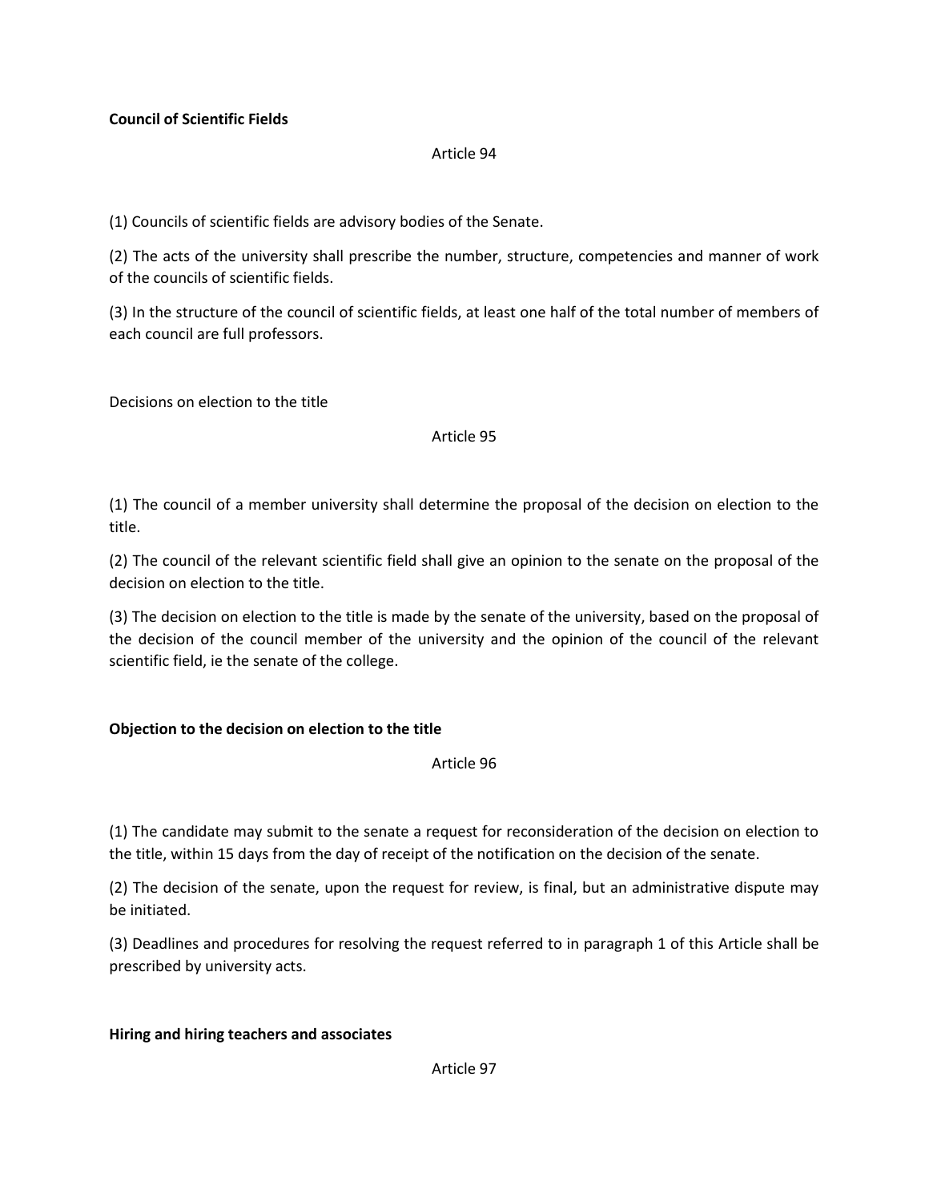**Council of Scientific Fields**

Article 94

(1) Councils of scientific fields are advisory bodies of the Senate.

(2) The acts of the university shall prescribe the number, structure, competencies and manner of work of the councils of scientific fields.

(3) In the structure of the council of scientific fields, at least one half of the total number of members of each council are full professors.

Decisions on election to the title

Article 95

(1) The council of a member university shall determine the proposal of the decision on election to the title.

(2) The council of the relevant scientific field shall give an opinion to the senate on the proposal of the decision on election to the title.

(3) The decision on election to the title is made by the senate of the university, based on the proposal of the decision of the council member of the university and the opinion of the council of the relevant scientific field, ie the senate of the college.

**Objection to the decision on election to the title**

Article 96

(1) The candidate may submit to the senate a request for reconsideration of the decision on election to the title, within 15 days from the day of receipt of the notification on the decision of the senate.

(2) The decision of the senate, upon the request for review, is final, but an administrative dispute may be initiated.

(3) Deadlines and procedures for resolving the request referred to in paragraph 1 of this Article shall be prescribed by university acts.

**Hiring and hiring teachers and associates**

Article 97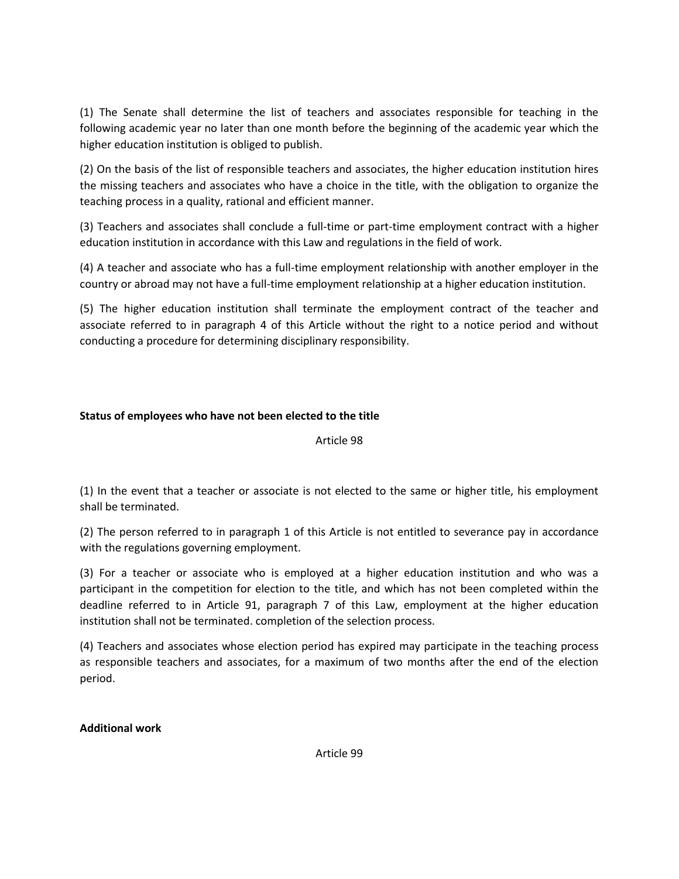(1) The Senate shall determine the list of teachers and associates responsible for teaching in the following academic year no later than one month before the beginning of the academic year which the higher education institution is obliged to publish.

(2) On the basis of the list of responsible teachers and associates, the higher education institution hires the missing teachers and associates who have a choice in the title, with the obligation to organize the teaching process in a quality, rational and efficient manner.

(3) Teachers and associates shall conclude a full-time or part-time employment contract with a higher education institution in accordance with this Law and regulations in the field of work.

(4) A teacher and associate who has a full-time employment relationship with another employer in the country or abroad may not have a full-time employment relationship at a higher education institution.

(5) The higher education institution shall terminate the employment contract of the teacher and associate referred to in paragraph 4 of this Article without the right to a notice period and without conducting a procedure for determining disciplinary responsibility.

**Status of employees who have not been elected to the title**

Article 98

(1) In the event that a teacher or associate is not elected to the same or higher title, his employment shall be terminated.

(2) The person referred to in paragraph 1 of this Article is not entitled to severance pay in accordance with the regulations governing employment.

(3) For a teacher or associate who is employed at a higher education institution and who was a participant in the competition for election to the title, and which has not been completed within the deadline referred to in Article 91, paragraph 7 of this Law, employment at the higher education institution shall not be terminated. completion of the selection process.

(4) Teachers and associates whose election period has expired may participate in the teaching process as responsible teachers and associates, for a maximum of two months after the end of the election period.

**Additional work**

Article 99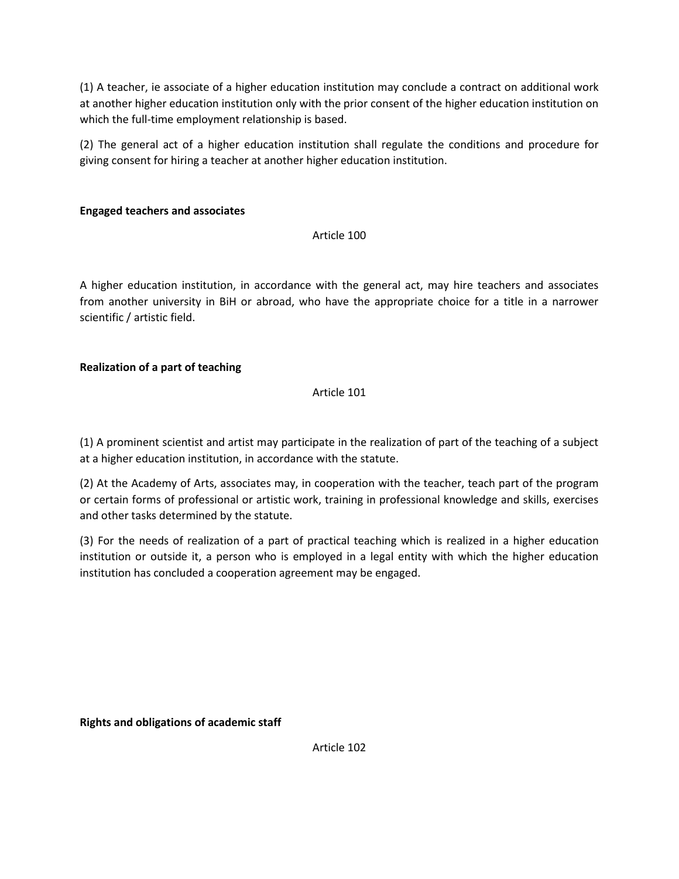(1) A teacher, ie associate of a higher education institution may conclude a contract on additional work at another higher education institution only with the prior consent of the higher education institution on which the full-time employment relationship is based.

(2) The general act of a higher education institution shall regulate the conditions and procedure for giving consent for hiring a teacher at another higher education institution.

**Engaged teachers and associates**

Article 100

A higher education institution, in accordance with the general act, may hire teachers and associates from another university in BiH or abroad, who have the appropriate choice for a title in a narrower scientific / artistic field.

**Realization of a part of teaching**

Article 101

(1) A prominent scientist and artist may participate in the realization of part of the teaching of a subject at a higher education institution, in accordance with the statute.

(2) At the Academy of Arts, associates may, in cooperation with the teacher, teach part of the program or certain forms of professional or artistic work, training in professional knowledge and skills, exercises and other tasks determined by the statute.

(3) For the needs of realization of a part of practical teaching which is realized in a higher education institution or outside it, a person who is employed in a legal entity with which the higher education institution has concluded a cooperation agreement may be engaged.

**Rights and obligations of academic staff**

Article 102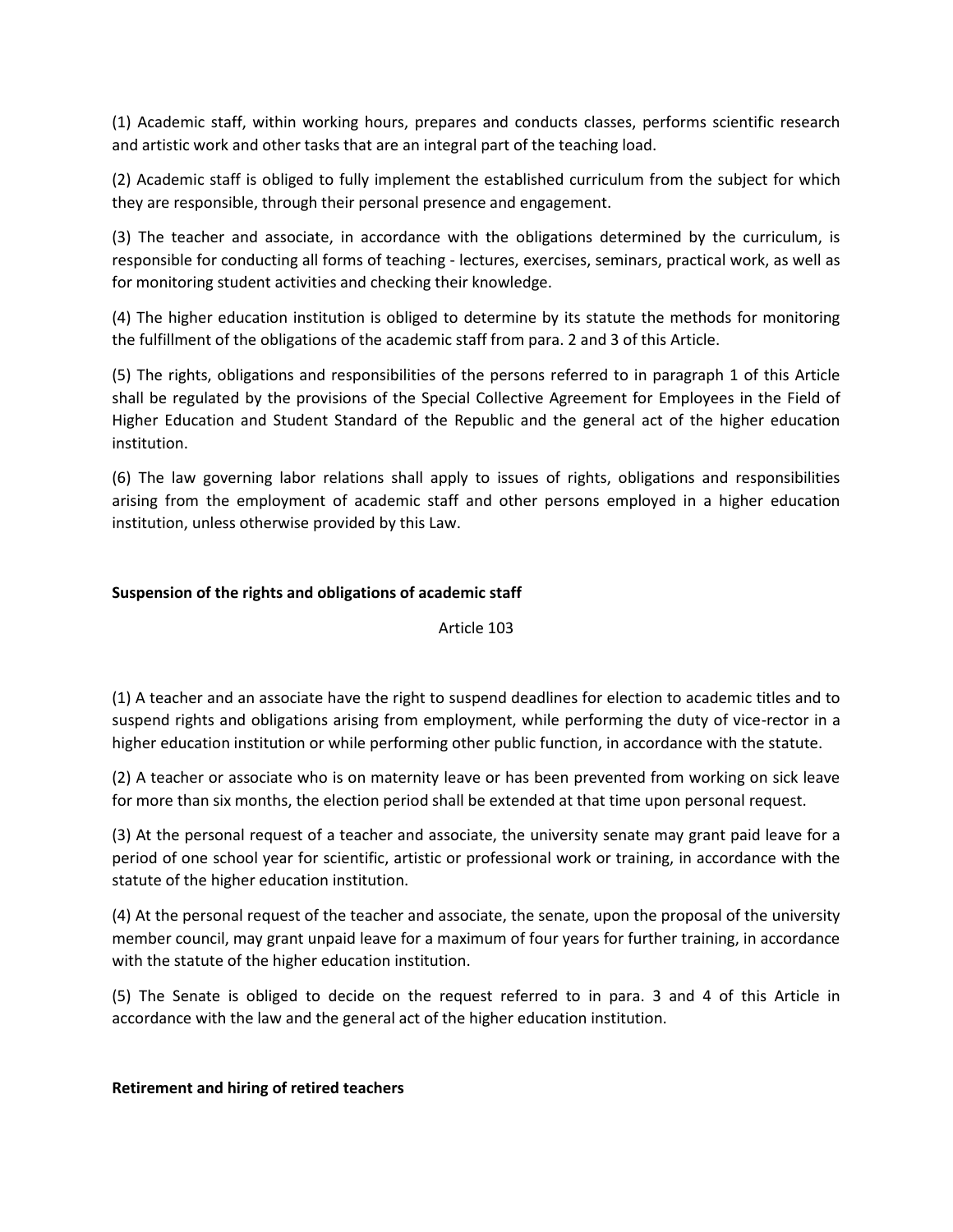(1) Academic staff, within working hours, prepares and conducts classes, performs scientific research and artistic work and other tasks that are an integral part of the teaching load.

(2) Academic staff is obliged to fully implement the established curriculum from the subject for which they are responsible, through their personal presence and engagement.

(3) The teacher and associate, in accordance with the obligations determined by the curriculum, is responsible for conducting all forms of teaching - lectures, exercises, seminars, practical work, as well as for monitoring student activities and checking their knowledge.

(4) The higher education institution is obliged to determine by its statute the methods for monitoring the fulfillment of the obligations of the academic staff from para. 2 and 3 of this Article.

(5) The rights, obligations and responsibilities of the persons referred to in paragraph 1 of this Article shall be regulated by the provisions of the Special Collective Agreement for Employees in the Field of Higher Education and Student Standard of the Republic and the general act of the higher education institution.

(6) The law governing labor relations shall apply to issues of rights, obligations and responsibilities arising from the employment of academic staff and other persons employed in a higher education institution, unless otherwise provided by this Law.

**Suspension of the rights and obligations of academic staff**

Article 103

(1) A teacher and an associate have the right to suspend deadlines for election to academic titles and to suspend rights and obligations arising from employment, while performing the duty of vice-rector in a higher education institution or while performing other public function, in accordance with the statute.

(2) A teacher or associate who is on maternity leave or has been prevented from working on sick leave for more than six months, the election period shall be extended at that time upon personal request.

(3) At the personal request of a teacher and associate, the university senate may grant paid leave for a period of one school year for scientific, artistic or professional work or training, in accordance with the statute of the higher education institution.

(4) At the personal request of the teacher and associate, the senate, upon the proposal of the university member council, may grant unpaid leave for a maximum of four years for further training, in accordance with the statute of the higher education institution.

(5) The Senate is obliged to decide on the request referred to in para. 3 and 4 of this Article in accordance with the law and the general act of the higher education institution.

**Retirement and hiring of retired teachers**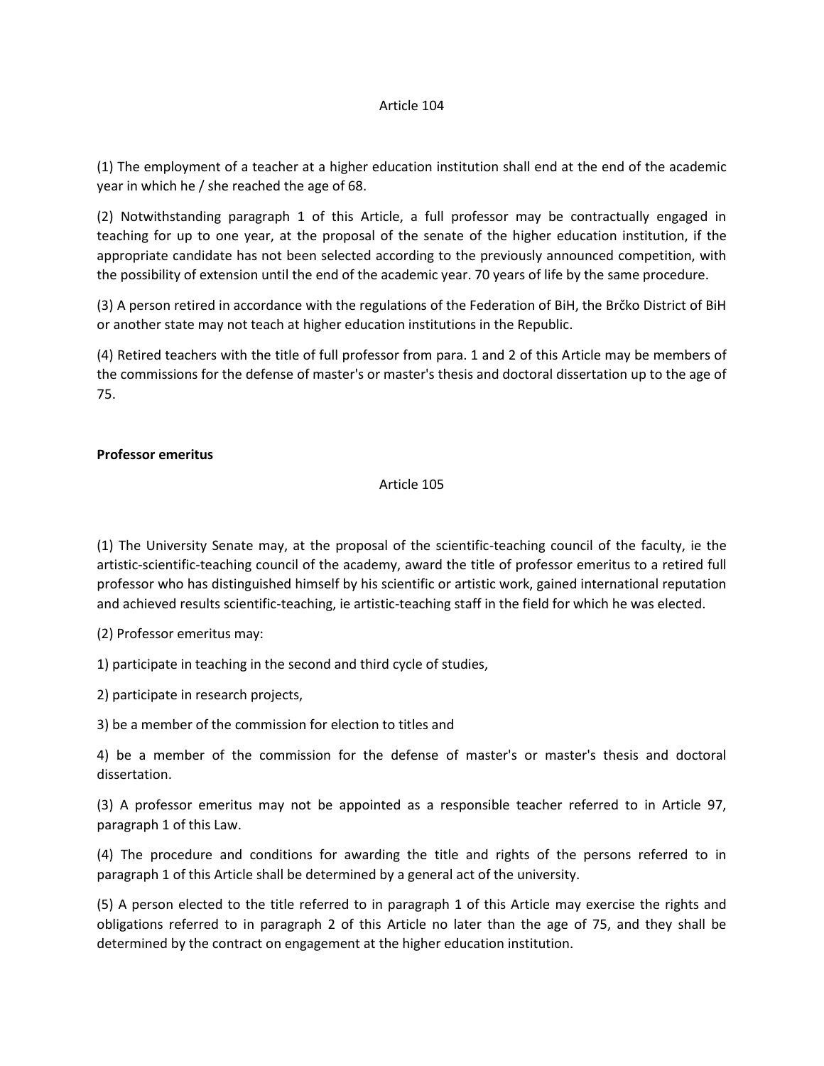Article 104

(1) The employment of a teacher at a higher education institution shall end at the end of the academic year in which he / she reached the age of 68.

(2) Notwithstanding paragraph 1 of this Article, a full professor may be contractually engaged in teaching for up to one year, at the proposal of the senate of the higher education institution, if the appropriate candidate has not been selected according to the previously announced competition, with the possibility of extension until the end of the academic year. 70 years of life by the same procedure.

(3) A person retired in accordance with the regulations of the Federation of BiH, the Brčko District of BiH or another state may not teach at higher education institutions in the Republic.

(4) Retired teachers with the title of full professor from para. 1 and 2 of this Article may be members of the commissions for the defense of master's or master's thesis and doctoral dissertation up to the age of 75.

**Professor emeritus**

Article 105

(1) The University Senate may, at the proposal of the scientific-teaching council of the faculty, ie the artistic-scientific-teaching council of the academy, award the title of professor emeritus to a retired full professor who has distinguished himself by his scientific or artistic work, gained international reputation and achieved results scientific-teaching, ie artistic-teaching staff in the field for which he was elected.

(2) Professor emeritus may:

1) participate in teaching in the second and third cycle of studies,

2) participate in research projects,

3) be a member of the commission for election to titles and

4) be a member of the commission for the defense of master's or master's thesis and doctoral dissertation.

(3) A professor emeritus may not be appointed as a responsible teacher referred to in Article 97, paragraph 1 of this Law.

(4) The procedure and conditions for awarding the title and rights of the persons referred to in paragraph 1 of this Article shall be determined by a general act of the university.

(5) A person elected to the title referred to in paragraph 1 of this Article may exercise the rights and obligations referred to in paragraph 2 of this Article no later than the age of 75, and they shall be determined by the contract on engagement at the higher education institution.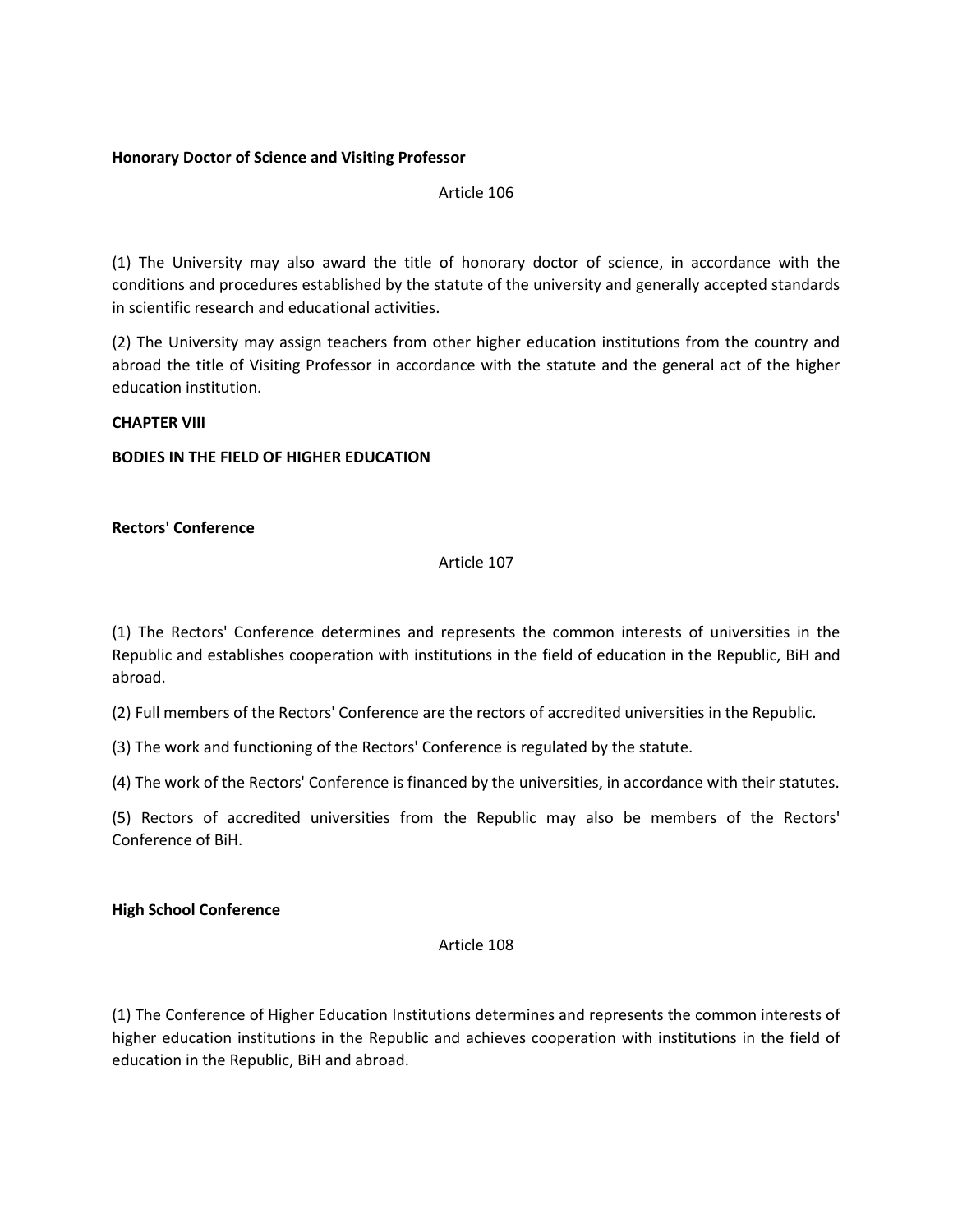**Honorary Doctor of Science and Visiting Professor**

Article 106

(1) The University may also award the title of honorary doctor of science, in accordance with the conditions and procedures established by the statute of the university and generally accepted standards in scientific research and educational activities.

(2) The University may assign teachers from other higher education institutions from the country and abroad the title of Visiting Professor in accordance with the statute and the general act of the higher education institution.

## CHAPTER VIII

## BODIES IN THE FIELD OF HIGHER EDUCATION

**Rectors' Conference**

Article 107

(1) The Rectors' Conference determines and represents the common interests of universities in the Republic and establishes cooperation with institutions in the field of education in the Republic, BiH and abroad.

(2) Full members of the Rectors' Conference are the rectors of accredited universities in the Republic.

(3) The work and functioning of the Rectors' Conference is regulated by the statute.

(4) The work of the Rectors' Conference is financed by the universities, in accordance with their statutes.

(5) Rectors of accredited universities from the Republic may also be members of the Rectors' Conference of BiH.

**High School Conference**

Article 108

(1) The Conference of Higher Education Institutions determines and represents the common interests of higher education institutions in the Republic and achieves cooperation with institutions in the field of education in the Republic, BiH and abroad.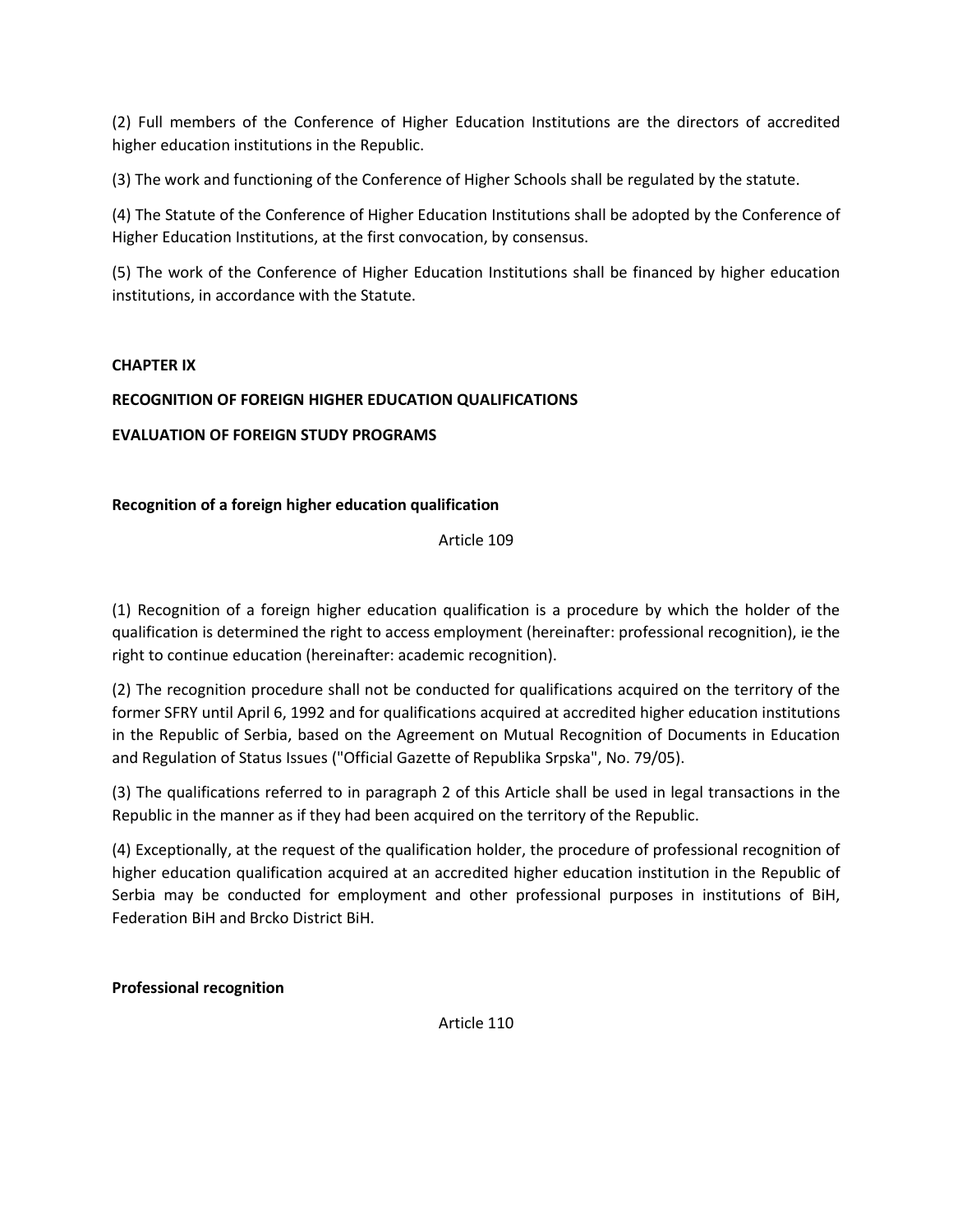(2) Full members of the Conference of Higher Education Institutions are the directors of accredited higher education institutions in the Republic.

(3) The work and functioning of the Conference of Higher Schools shall be regulated by the statute.

(4) The Statute of the Conference of Higher Education Institutions shall be adopted by the Conference of Higher Education Institutions, at the first convocation, by consensus.

(5) The work of the Conference of Higher Education Institutions shall be financed by higher education institutions, in accordance with the Statute.

## CHAPTER IX

## RECOGNITION OF FOREIGN HIGHER EDUCATION QUALIFICATIONS

## EVALUATION OF FOREIGN STUDY PROGRAMS

### Recognition of a foreign higher education qualification

Article 109

(1) Recognition of a foreign higher education qualification is a procedure by which the holder of the qualification is determined the right to access employment (hereinafter: professional recognition), ie the right to continue education (hereinafter: academic recognition).

(2) The recognition procedure shall not be conducted for qualifications acquired on the territory of the former SFRY until April 6, 1992 and for qualifications acquired at accredited higher education institutions in the Republic of Serbia, based on the Agreement on Mutual Recognition of Documents in Education and Regulation of Status Issues ("Official Gazette of Republika Srpska", No. 79/05).

(3) The qualifications referred to in paragraph 2 of this Article shall be used in legal transactions in the Republic in the manner as if they had been acquired on the territory of the Republic.

(4) Exceptionally, at the request of the qualification holder, the procedure of professional recognition of higher education qualification acquired at an accredited higher education institution in the Republic of Serbia may be conducted for employment and other professional purposes in institutions of BiH, Federation BiH and Brcko District BiH.

### Professional recognition

Article 110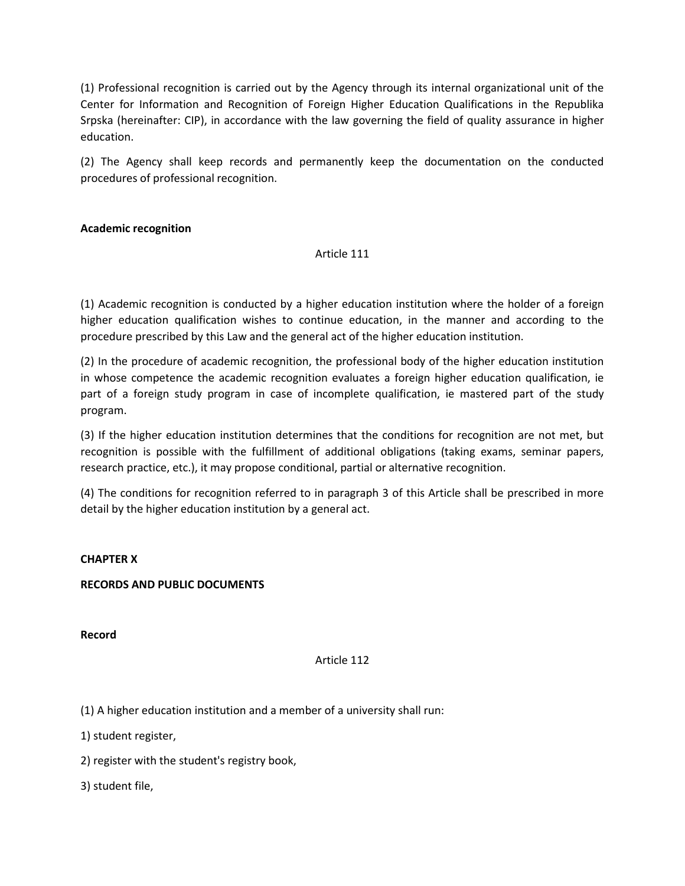(1) Professional recognition is carried out by the Agency through its internal organizational unit of the Center for Information and Recognition of Foreign Higher Education Qualifications in the Republika Srpska (hereinafter: CIP), in accordance with the law governing the field of quality assurance in higher education.

(2) The Agency shall keep records and permanently keep the documentation on the conducted procedures of professional recognition.

**Academic recognition**

Article 111

(1) Academic recognition is conducted by a higher education institution where the holder of a foreign higher education qualification wishes to continue education, in the manner and according to the procedure prescribed by this Law and the general act of the higher education institution.

(2) In the procedure of academic recognition, the professional body of the higher education institution in whose competence the academic recognition evaluates a foreign higher education qualification, ie part of a foreign study program in case of incomplete qualification, ie mastered part of the study program.

(3) If the higher education institution determines that the conditions for recognition are not met, but recognition is possible with the fulfillment of additional obligations (taking exams, seminar papers, research practice, etc.), it may propose conditional, partial or alternative recognition.

(4) The conditions for recognition referred to in paragraph 3 of this Article shall be prescribed in more detail by the higher education institution by a general act.

## CHAPTER X

## RECORDS AND PUBLIC DOCUMENTS

**Record**

Article 112

(1) A higher education institution and a member of a university shall run:

1) student register,

2) register with the student's registry book,

3) student file,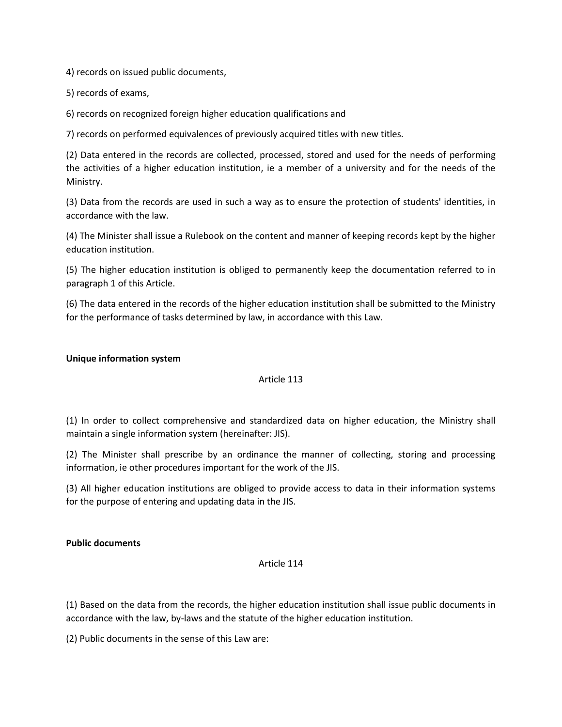4) records on issued public documents,

5) records of exams,

6) records on recognized foreign higher education qualifications and

7) records on performed equivalences of previously acquired titles with new titles.

(2) Data entered in the records are collected, processed, stored and used for the needs of performing the activities of a higher education institution, ie a member of a university and for the needs of the Ministry.

(3) Data from the records are used in such a way as to ensure the protection of students' identities, in accordance with the law.

(4) The Minister shall issue a Rulebook on the content and manner of keeping records kept by the higher education institution.

(5) The higher education institution is obliged to permanently keep the documentation referred to in paragraph 1 of this Article.

(6) The data entered in the records of the higher education institution shall be submitted to the Ministry for the performance of tasks determined by law, in accordance with this Law.

**Unique information system**

Article 113

(1) In order to collect comprehensive and standardized data on higher education, the Ministry shall maintain a single information system (hereinafter: JIS).

(2) The Minister shall prescribe by an ordinance the manner of collecting, storing and processing information, ie other procedures important for the work of the JIS.

(3) All higher education institutions are obliged to provide access to data in their information systems for the purpose of entering and updating data in the JIS.

**Public documents**

Article 114

(1) Based on the data from the records, the higher education institution shall issue public documents in accordance with the law, by-laws and the statute of the higher education institution.

(2) Public documents in the sense of this Law are: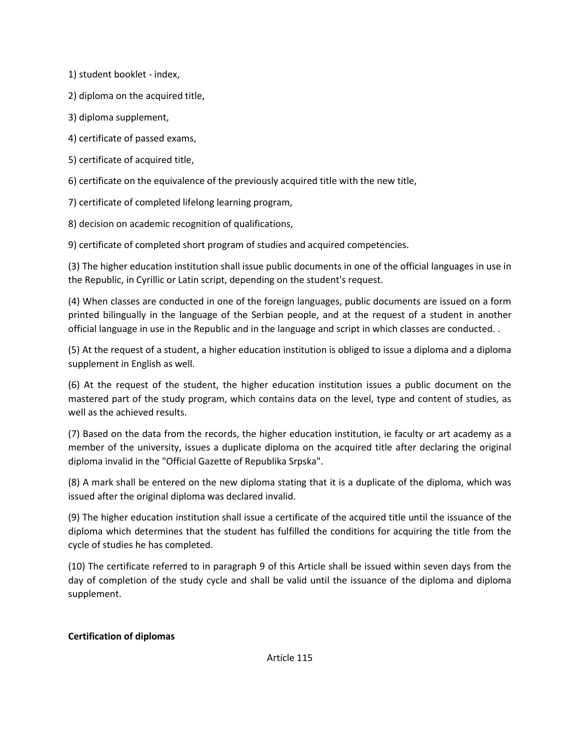1) student booklet - index,

2) diploma on the acquired title,

3) diploma supplement,

4) certificate of passed exams,

5) certificate of acquired title,

6) certificate on the equivalence of the previously acquired title with the new title,

7) certificate of completed lifelong learning program,

8) decision on academic recognition of qualifications,

9) certificate of completed short program of studies and acquired competencies.

(3) The higher education institution shall issue public documents in one of the official languages in use in the Republic, in Cyrillic or Latin script, depending on the student's request.

(4) When classes are conducted in one of the foreign languages, public documents are issued on a form printed bilingually in the language of the Serbian people, and at the request of a student in another official language in use in the Republic and in the language and script in which classes are conducted. .

(5) At the request of a student, a higher education institution is obliged to issue a diploma and a diploma supplement in English as well.

(6) At the request of the student, the higher education institution issues a public document on the mastered part of the study program, which contains data on the level, type and content of studies, as well as the achieved results.

(7) Based on the data from the records, the higher education institution, ie faculty or art academy as a member of the university, issues a duplicate diploma on the acquired title after declaring the original diploma invalid in the "Official Gazette of Republika Srpska".

(8) A mark shall be entered on the new diploma stating that it is a duplicate of the diploma, which was issued after the original diploma was declared invalid.

(9) The higher education institution shall issue a certificate of the acquired title until the issuance of the diploma which determines that the student has fulfilled the conditions for acquiring the title from the cycle of studies he has completed.

(10) The certificate referred to in paragraph 9 of this Article shall be issued within seven days from the day of completion of the study cycle and shall be valid until the issuance of the diploma and diploma supplement.

**Certification of diplomas**

Article 115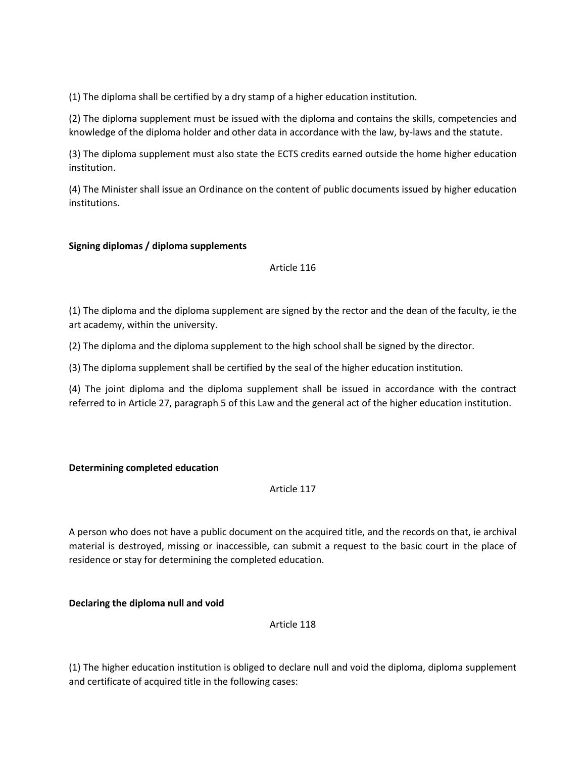(1) The diploma shall be certified by a dry stamp of a higher education institution.

(2) The diploma supplement must be issued with the diploma and contains the skills, competencies and knowledge of the diploma holder and other data in accordance with the law, by-laws and the statute.

(3) The diploma supplement must also state the ECTS credits earned outside the home higher education institution.

(4) The Minister shall issue an Ordinance on the content of public documents issued by higher education institutions.

**Signing diplomas / diploma supplements**

Article 116

(1) The diploma and the diploma supplement are signed by the rector and the dean of the faculty, ie the art academy, within the university.

(2) The diploma and the diploma supplement to the high school shall be signed by the director.

(3) The diploma supplement shall be certified by the seal of the higher education institution.

(4) The joint diploma and the diploma supplement shall be issued in accordance with the contract referred to in Article 27, paragraph 5 of this Law and the general act of the higher education institution.

**Determining completed education**

Article 117

A person who does not have a public document on the acquired title, and the records on that, ie archival material is destroyed, missing or inaccessible, can submit a request to the basic court in the place of residence or stay for determining the completed education.

**Declaring the diploma null and void**

Article 118

(1) The higher education institution is obliged to declare null and void the diploma, diploma supplement and certificate of acquired title in the following cases: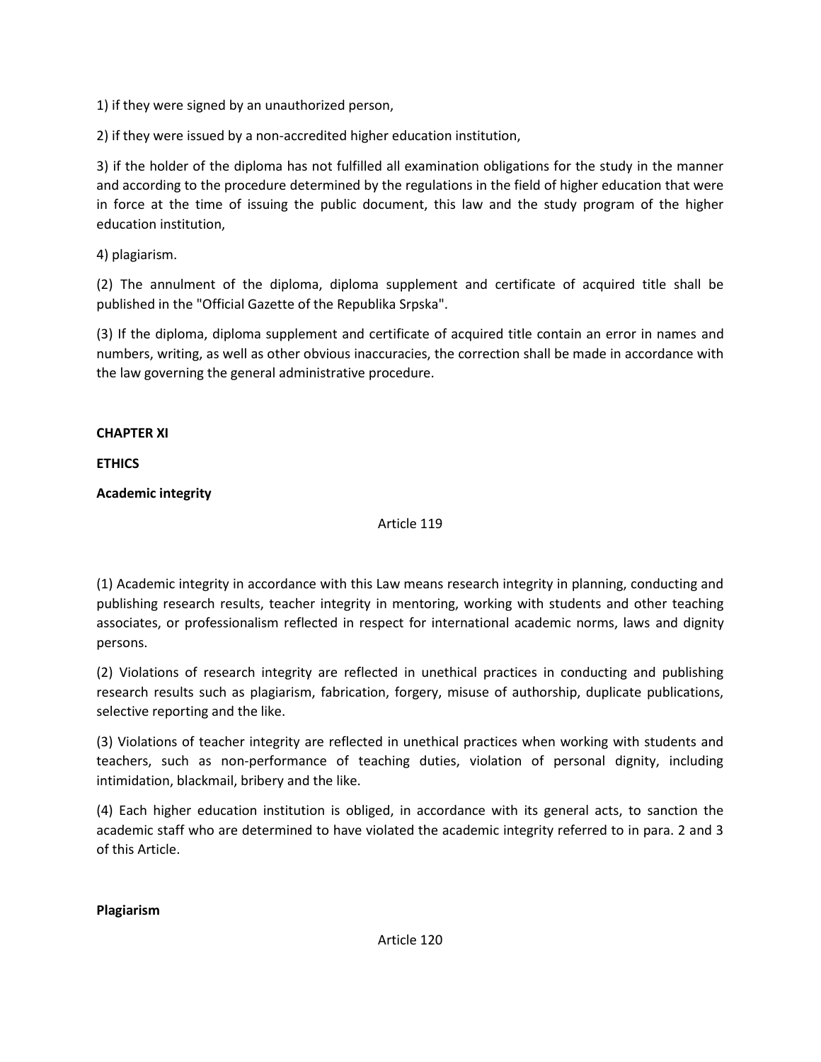1) if they were signed by an unauthorized person,

2) if they were issued by a non-accredited higher education institution,

3) if the holder of the diploma has not fulfilled all examination obligations for the study in the manner and according to the procedure determined by the regulations in the field of higher education that were in force at the time of issuing the public document, this law and the study program of the higher education institution,

4) plagiarism.

(2) The annulment of the diploma, diploma supplement and certificate of acquired title shall be published in the "Official Gazette of the Republika Srpska".

(3) If the diploma, diploma supplement and certificate of acquired title contain an error in names and numbers, writing, as well as other obvious inaccuracies, the correction shall be made in accordance with the law governing the general administrative procedure.

## CHAPTER XI

## ETHICS

### Academic integrity

Article 119

(1) Academic integrity in accordance with this Law means research integrity in planning, conducting and publishing research results, teacher integrity in mentoring, working with students and other teaching associates, or professionalism reflected in respect for international academic norms, laws and dignity persons.

(2) Violations of research integrity are reflected in unethical practices in conducting and publishing research results such as plagiarism, fabrication, forgery, misuse of authorship, duplicate publications, selective reporting and the like.

(3) Violations of teacher integrity are reflected in unethical practices when working with students and teachers, such as non-performance of teaching duties, violation of personal dignity, including intimidation, blackmail, bribery and the like.

(4) Each higher education institution is obliged, in accordance with its general acts, to sanction the academic staff who are determined to have violated the academic integrity referred to in para. 2 and 3 of this Article.

### Plagiarism

Article 120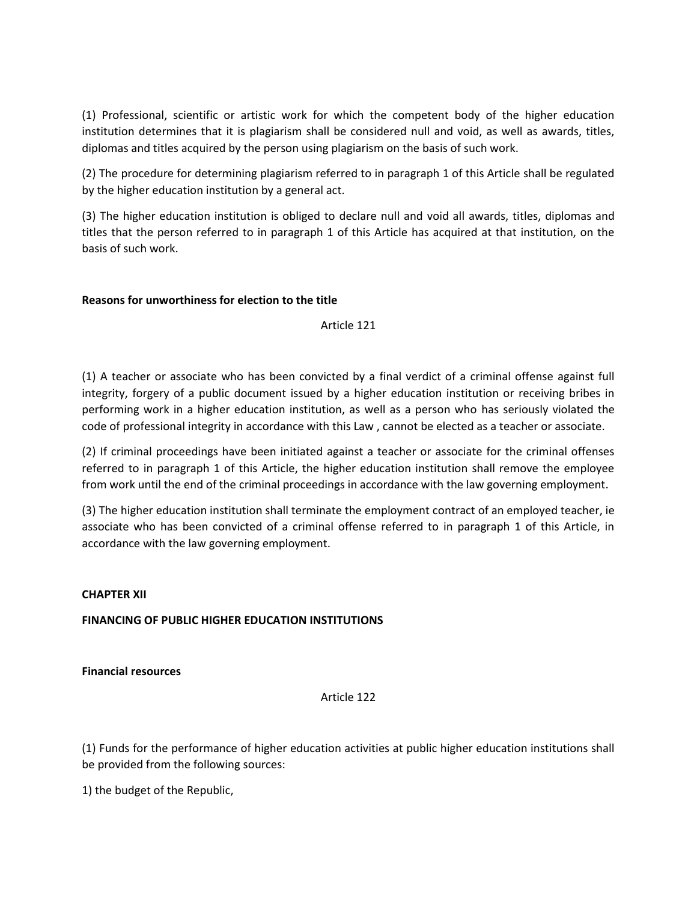(1) Professional, scientific or artistic work for which the competent body of the higher education institution determines that it is plagiarism shall be considered null and void, as well as awards, titles, diplomas and titles acquired by the person using plagiarism on the basis of such work.

(2) The procedure for determining plagiarism referred to in paragraph 1 of this Article shall be regulated by the higher education institution by a general act.

(3) The higher education institution is obliged to declare null and void all awards, titles, diplomas and titles that the person referred to in paragraph 1 of this Article has acquired at that institution, on the basis of such work.

**Reasons for unworthiness for election to the title**

Article 121

(1) A teacher or associate who has been convicted by a final verdict of a criminal offense against full integrity, forgery of a public document issued by a higher education institution or receiving bribes in performing work in a higher education institution, as well as a person who has seriously violated the code of professional integrity in accordance with this Law , cannot be elected as a teacher or associate.

(2) If criminal proceedings have been initiated against a teacher or associate for the criminal offenses referred to in paragraph 1 of this Article, the higher education institution shall remove the employee from work until the end of the criminal proceedings in accordance with the law governing employment.

(3) The higher education institution shall terminate the employment contract of an employed teacher, ie associate who has been convicted of a criminal offense referred to in paragraph 1 of this Article, in accordance with the law governing employment.

## CHAPTER XII

## FINANCING OF PUBLIC HIGHER EDUCATION INSTITUTIONS

**Financial resources**

Article 122

(1) Funds for the performance of higher education activities at public higher education institutions shall be provided from the following sources:

1) the budget of the Republic,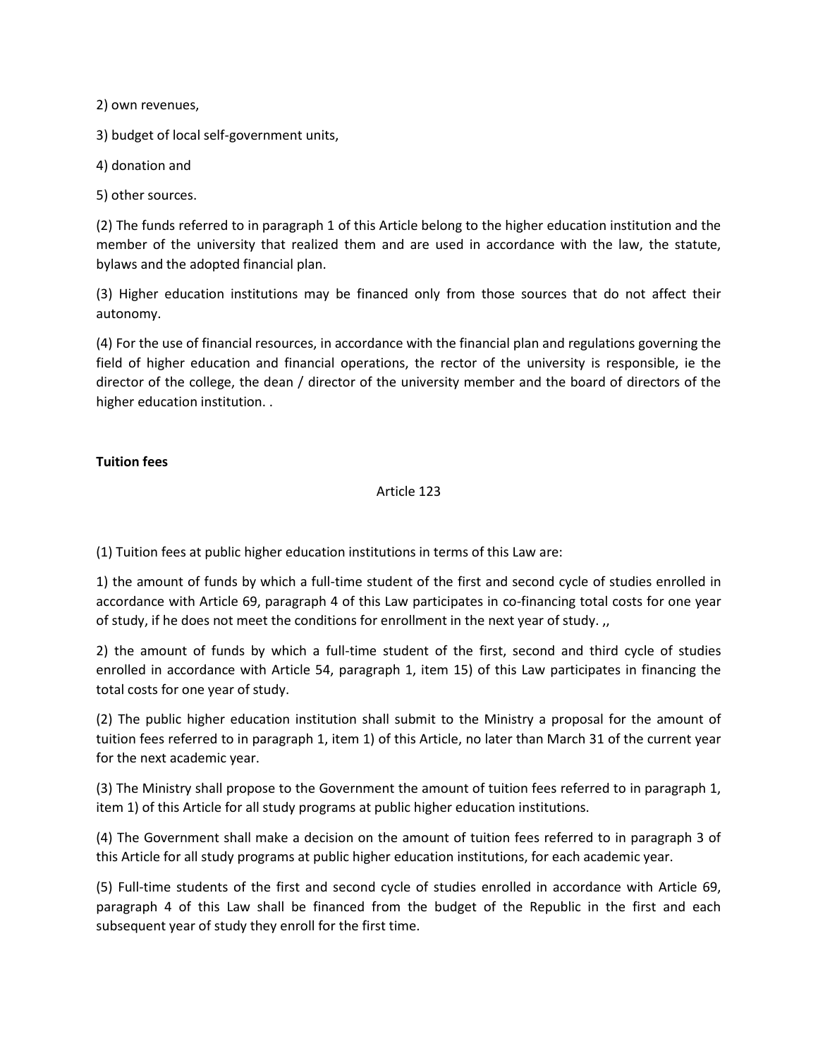2) own revenues,

3) budget of local self-government units,

4) donation and

5) other sources.

(2) The funds referred to in paragraph 1 of this Article belong to the higher education institution and the member of the university that realized them and are used in accordance with the law, the statute, bylaws and the adopted financial plan.

(3) Higher education institutions may be financed only from those sources that do not affect their autonomy.

(4) For the use of financial resources, in accordance with the financial plan and regulations governing the field of higher education and financial operations, the rector of the university is responsible, ie the director of the college, the dean / director of the university member and the board of directors of the higher education institution. .

**Tuition fees**

Article 123

(1) Tuition fees at public higher education institutions in terms of this Law are:

1) the amount of funds by which a full-time student of the first and second cycle of studies enrolled in accordance with Article 69, paragraph 4 of this Law participates in co-financing total costs for one year of study, if he does not meet the conditions for enrollment in the next year of study. ,,

2) the amount of funds by which a full-time student of the first, second and third cycle of studies enrolled in accordance with Article 54, paragraph 1, item 15) of this Law participates in financing the total costs for one year of study.

(2) The public higher education institution shall submit to the Ministry a proposal for the amount of tuition fees referred to in paragraph 1, item 1) of this Article, no later than March 31 of the current year for the next academic year.

(3) The Ministry shall propose to the Government the amount of tuition fees referred to in paragraph 1, item 1) of this Article for all study programs at public higher education institutions.

(4) The Government shall make a decision on the amount of tuition fees referred to in paragraph 3 of this Article for all study programs at public higher education institutions, for each academic year.

(5) Full-time students of the first and second cycle of studies enrolled in accordance with Article 69, paragraph 4 of this Law shall be financed from the budget of the Republic in the first and each subsequent year of study they enroll for the first time.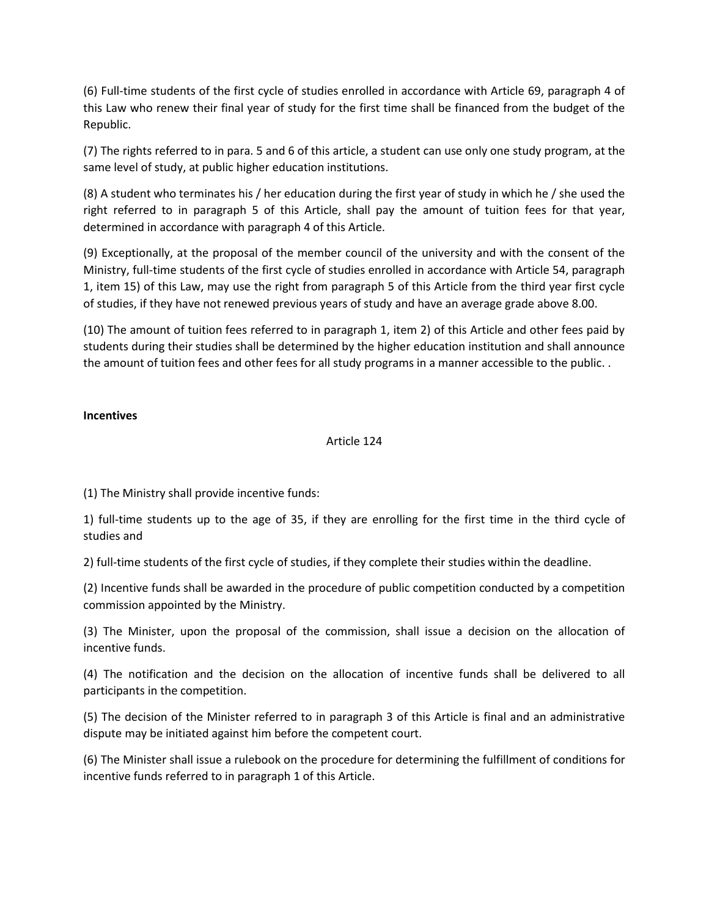(6) Full-time students of the first cycle of studies enrolled in accordance with Article 69, paragraph 4 of this Law who renew their final year of study for the first time shall be financed from the budget of the Republic.

(7) The rights referred to in para. 5 and 6 of this article, a student can use only one study program, at the same level of study, at public higher education institutions.

(8) A student who terminates his / her education during the first year of study in which he / she used the right referred to in paragraph 5 of this Article, shall pay the amount of tuition fees for that year, determined in accordance with paragraph 4 of this Article.

(9) Exceptionally, at the proposal of the member council of the university and with the consent of the Ministry, full-time students of the first cycle of studies enrolled in accordance with Article 54, paragraph 1, item 15) of this Law, may use the right from paragraph 5 of this Article from the third year first cycle of studies, if they have not renewed previous years of study and have an average grade above 8.00.

(10) The amount of tuition fees referred to in paragraph 1, item 2) of this Article and other fees paid by students during their studies shall be determined by the higher education institution and shall announce the amount of tuition fees and other fees for all study programs in a manner accessible to the public. .

**Incentives**

Article 124

(1) The Ministry shall provide incentive funds:

1) full-time students up to the age of 35, if they are enrolling for the first time in the third cycle of studies and

2) full-time students of the first cycle of studies, if they complete their studies within the deadline.

(2) Incentive funds shall be awarded in the procedure of public competition conducted by a competition commission appointed by the Ministry.

(3) The Minister, upon the proposal of the commission, shall issue a decision on the allocation of incentive funds.

(4) The notification and the decision on the allocation of incentive funds shall be delivered to all participants in the competition.

(5) The decision of the Minister referred to in paragraph 3 of this Article is final and an administrative dispute may be initiated against him before the competent court.

(6) The Minister shall issue a rulebook on the procedure for determining the fulfillment of conditions for incentive funds referred to in paragraph 1 of this Article.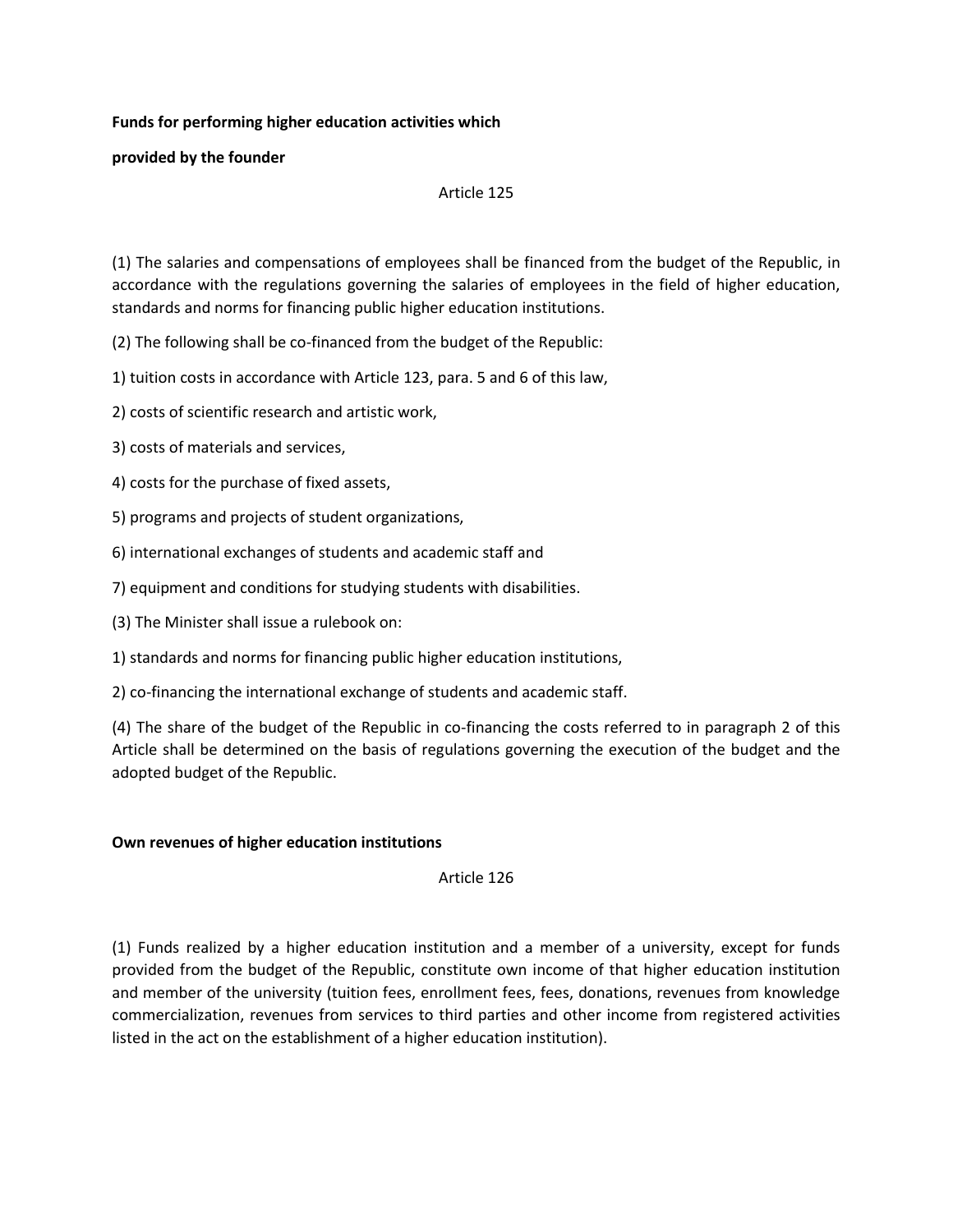**Funds for performing higher education activities which**

**provided by the founder**

Article 125

(1) The salaries and compensations of employees shall be financed from the budget of the Republic, in accordance with the regulations governing the salaries of employees in the field of higher education, standards and norms for financing public higher education institutions.

(2) The following shall be co-financed from the budget of the Republic:

1) tuition costs in accordance with Article 123, para. 5 and 6 of this law,

2) costs of scientific research and artistic work,

3) costs of materials and services,

4) costs for the purchase of fixed assets,

5) programs and projects of student organizations,

6) international exchanges of students and academic staff and

7) equipment and conditions for studying students with disabilities.

(3) The Minister shall issue a rulebook on:

1) standards and norms for financing public higher education institutions,

2) co-financing the international exchange of students and academic staff.

(4) The share of the budget of the Republic in co-financing the costs referred to in paragraph 2 of this Article shall be determined on the basis of regulations governing the execution of the budget and the adopted budget of the Republic.

**Own revenues of higher education institutions**

Article 126

(1) Funds realized by a higher education institution and a member of a university, except for funds provided from the budget of the Republic, constitute own income of that higher education institution and member of the university (tuition fees, enrollment fees, fees, donations, revenues from knowledge commercialization, revenues from services to third parties and other income from registered activities listed in the act on the establishment of a higher education institution).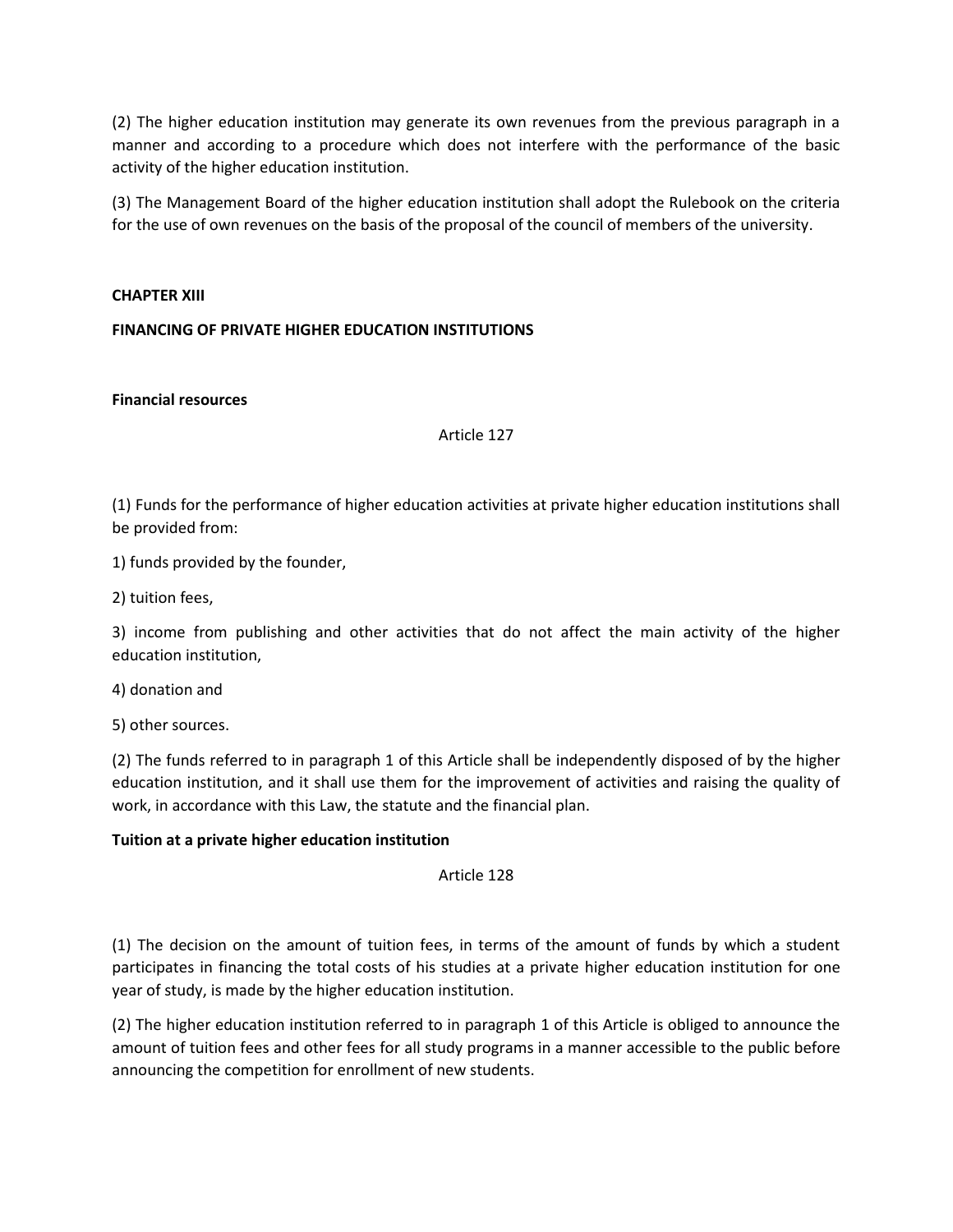(2) The higher education institution may generate its own revenues from the previous paragraph in a manner and according to a procedure which does not interfere with the performance of the basic activity of the higher education institution.

(3) The Management Board of the higher education institution shall adopt the Rulebook on the criteria for the use of own revenues on the basis of the proposal of the council of members of the university.

## CHAPTER XIII

## FINANCING OF PRIVATE HIGHER EDUCATION INSTITUTIONS

### Financial resources

Article 127

(1) Funds for the performance of higher education activities at private higher education institutions shall be provided from:

1) funds provided by the founder,

2) tuition fees,

3) income from publishing and other activities that do not affect the main activity of the higher education institution,

4) donation and

5) other sources.

(2) The funds referred to in paragraph 1 of this Article shall be independently disposed of by the higher education institution, and it shall use them for the improvement of activities and raising the quality of work, in accordance with this Law, the statute and the financial plan.

### Tuition at a private higher education institution

Article 128

(1) The decision on the amount of tuition fees, in terms of the amount of funds by which a student participates in financing the total costs of his studies at a private higher education institution for one year of study, is made by the higher education institution.

(2) The higher education institution referred to in paragraph 1 of this Article is obliged to announce the amount of tuition fees and other fees for all study programs in a manner accessible to the public before announcing the competition for enrollment of new students.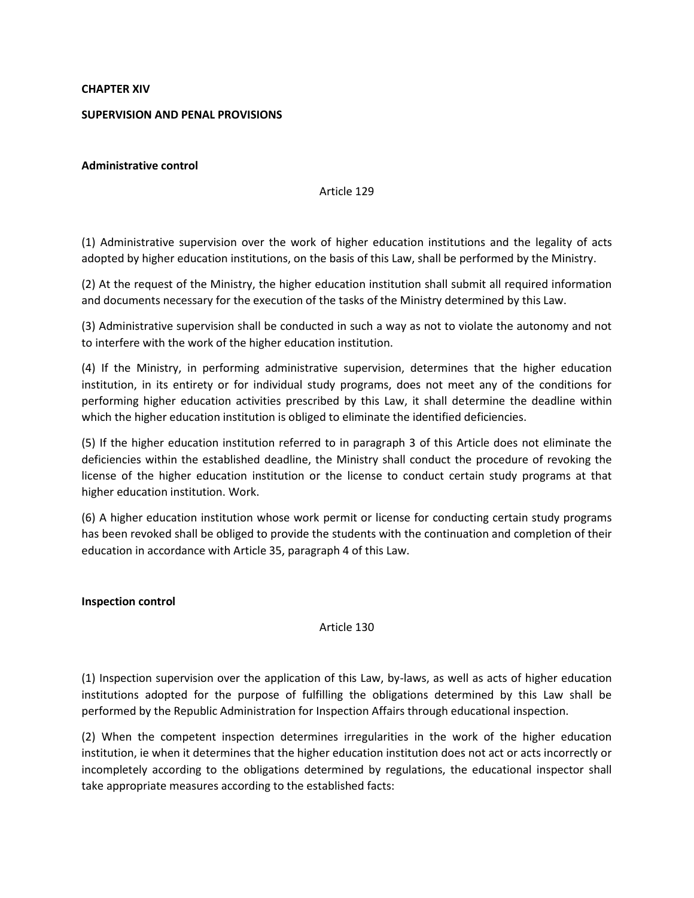**CHAPTER XIV**

**SUPERVISION AND PENAL PROVISIONS**

**Administrative control**

Article 129

(1) Administrative supervision over the work of higher education institutions and the legality of acts adopted by higher education institutions, on the basis of this Law, shall be performed by the Ministry.

(2) At the request of the Ministry, the higher education institution shall submit all required information and documents necessary for the execution of the tasks of the Ministry determined by this Law.

(3) Administrative supervision shall be conducted in such a way as not to violate the autonomy and not to interfere with the work of the higher education institution.

(4) If the Ministry, in performing administrative supervision, determines that the higher education institution, in its entirety or for individual study programs, does not meet any of the conditions for performing higher education activities prescribed by this Law, it shall determine the deadline within which the higher education institution is obliged to eliminate the identified deficiencies.

(5) If the higher education institution referred to in paragraph 3 of this Article does not eliminate the deficiencies within the established deadline, the Ministry shall conduct the procedure of revoking the license of the higher education institution or the license to conduct certain study programs at that higher education institution. Work.

(6) A higher education institution whose work permit or license for conducting certain study programs has been revoked shall be obliged to provide the students with the continuation and completion of their education in accordance with Article 35, paragraph 4 of this Law.

**Inspection control**

Article 130

(1) Inspection supervision over the application of this Law, by-laws, as well as acts of higher education institutions adopted for the purpose of fulfilling the obligations determined by this Law shall be performed by the Republic Administration for Inspection Affairs through educational inspection.

(2) When the competent inspection determines irregularities in the work of the higher education institution, ie when it determines that the higher education institution does not act or acts incorrectly or incompletely according to the obligations determined by regulations, the educational inspector shall take appropriate measures according to the established facts: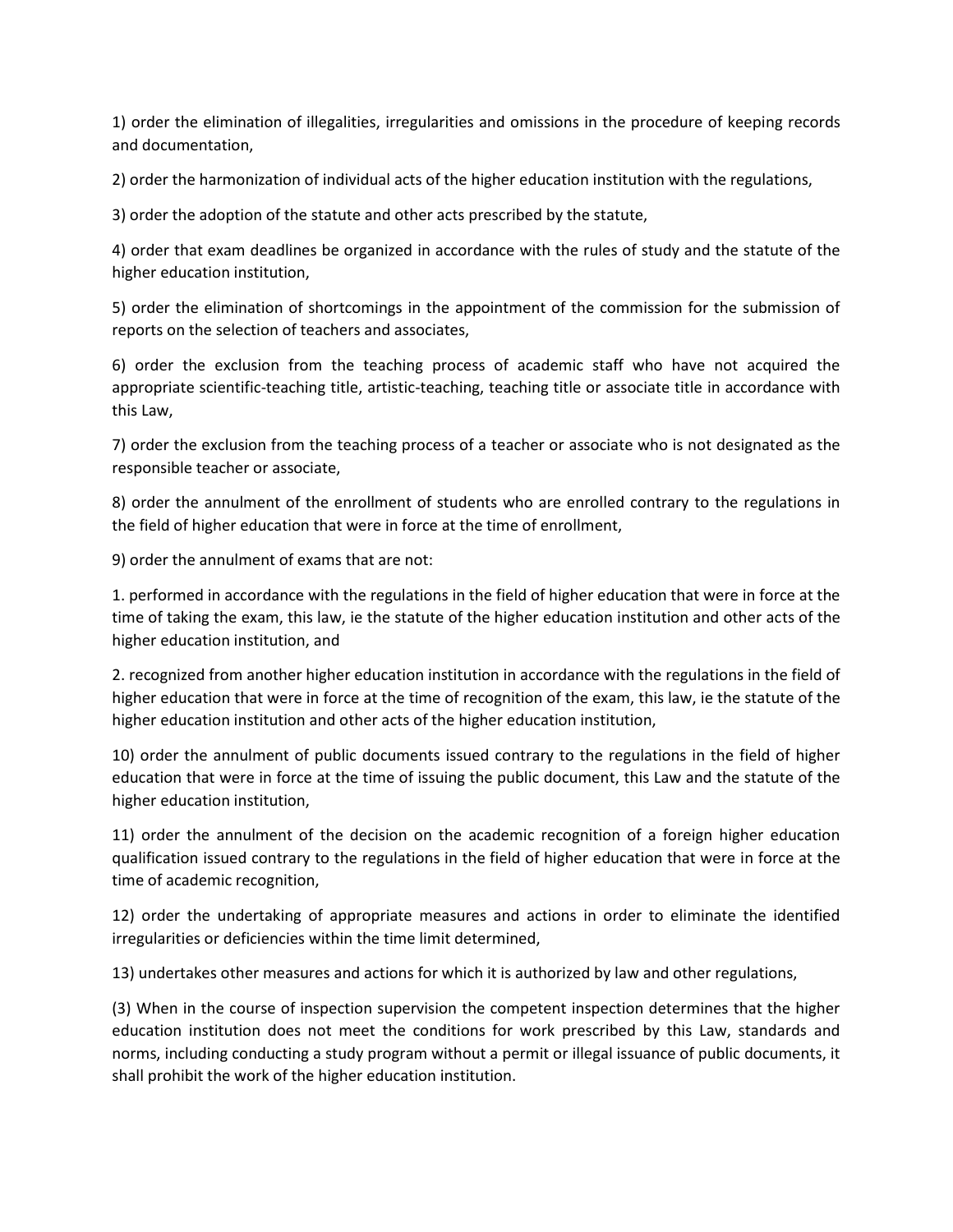1) order the elimination of illegalities, irregularities and omissions in the procedure of keeping records and documentation,

2) order the harmonization of individual acts of the higher education institution with the regulations,

3) order the adoption of the statute and other acts prescribed by the statute,

4) order that exam deadlines be organized in accordance with the rules of study and the statute of the higher education institution,

5) order the elimination of shortcomings in the appointment of the commission for the submission of reports on the selection of teachers and associates,

6) order the exclusion from the teaching process of academic staff who have not acquired the appropriate scientific-teaching title, artistic-teaching, teaching title or associate title in accordance with this Law,

7) order the exclusion from the teaching process of a teacher or associate who is not designated as the responsible teacher or associate,

8) order the annulment of the enrollment of students who are enrolled contrary to the regulations in the field of higher education that were in force at the time of enrollment,

9) order the annulment of exams that are not:

1. performed in accordance with the regulations in the field of higher education that were in force at the time of taking the exam, this law, ie the statute of the higher education institution and other acts of the higher education institution, and

2. recognized from another higher education institution in accordance with the regulations in the field of higher education that were in force at the time of recognition of the exam, this law, ie the statute of the higher education institution and other acts of the higher education institution,

10) order the annulment of public documents issued contrary to the regulations in the field of higher education that were in force at the time of issuing the public document, this Law and the statute of the higher education institution,

11) order the annulment of the decision on the academic recognition of a foreign higher education qualification issued contrary to the regulations in the field of higher education that were in force at the time of academic recognition,

12) order the undertaking of appropriate measures and actions in order to eliminate the identified irregularities or deficiencies within the time limit determined,

13) undertakes other measures and actions for which it is authorized by law and other regulations,

(3) When in the course of inspection supervision the competent inspection determines that the higher education institution does not meet the conditions for work prescribed by this Law, standards and norms, including conducting a study program without a permit or illegal issuance of public documents, it shall prohibit the work of the higher education institution.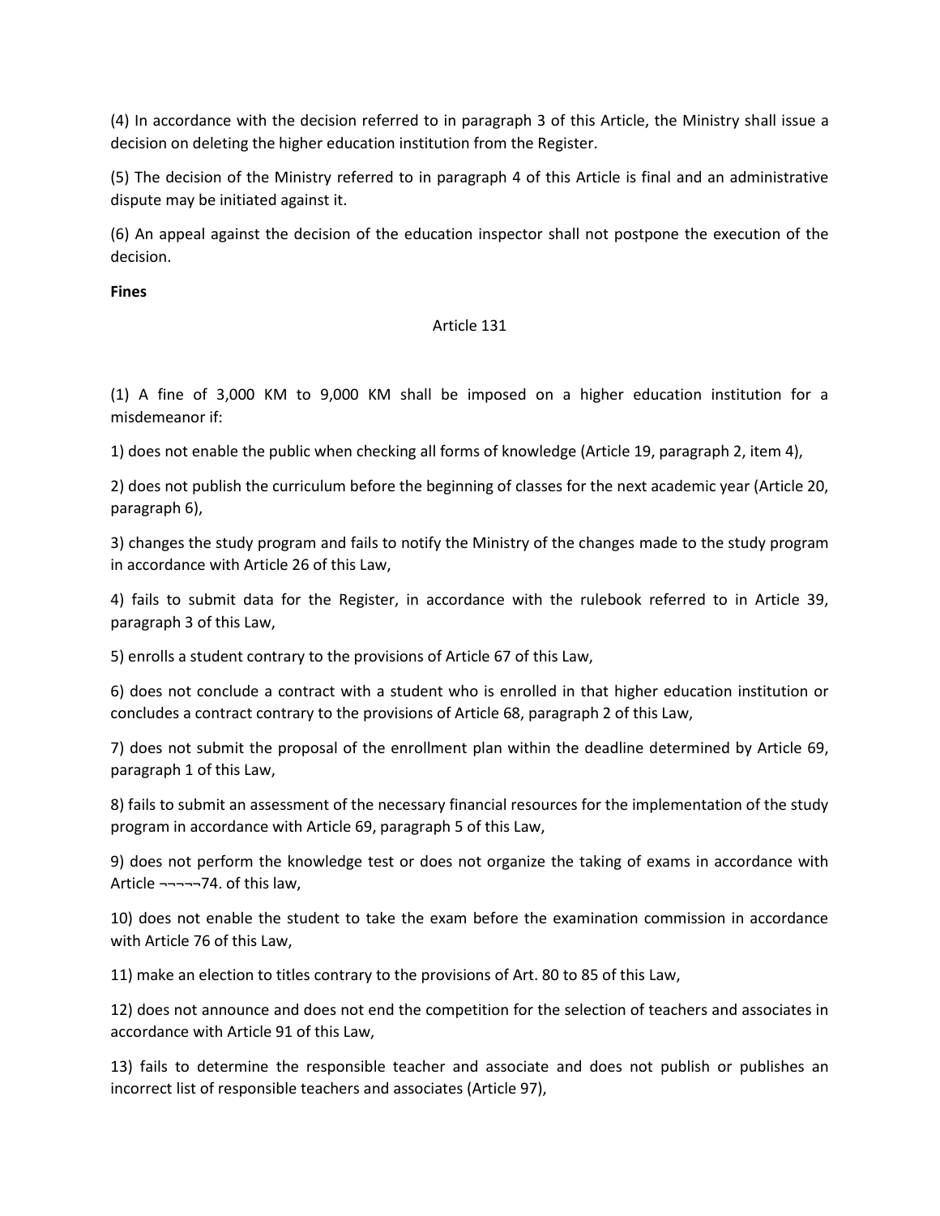(4) In accordance with the decision referred to in paragraph 3 of this Article, the Ministry shall issue a decision on deleting the higher education institution from the Register.

(5) The decision of the Ministry referred to in paragraph 4 of this Article is final and an administrative dispute may be initiated against it.

(6) An appeal against the decision of the education inspector shall not postpone the execution of the decision.

**Fines**

Article 131

(1) A fine of 3,000 KM to 9,000 KM shall be imposed on a higher education institution for a misdemeanor if:

1) does not enable the public when checking all forms of knowledge (Article 19, paragraph 2, item 4),

2) does not publish the curriculum before the beginning of classes for the next academic year (Article 20, paragraph 6),

3) changes the study program and fails to notify the Ministry of the changes made to the study program in accordance with Article 26 of this Law,

4) fails to submit data for the Register, in accordance with the rulebook referred to in Article 39, paragraph 3 of this Law,

5) enrolls a student contrary to the provisions of Article 67 of this Law,

6) does not conclude a contract with a student who is enrolled in that higher education institution or concludes a contract contrary to the provisions of Article 68, paragraph 2 of this Law,

7) does not submit the proposal of the enrollment plan within the deadline determined by Article 69, paragraph 1 of this Law,

8) fails to submit an assessment of the necessary financial resources for the implementation of the study program in accordance with Article 69, paragraph 5 of this Law,

9) does not perform the knowledge test or does not organize the taking of exams in accordance with Article ¬¬¬¬¬74. of this law,

10) does not enable the student to take the exam before the examination commission in accordance with Article 76 of this Law,

11) make an election to titles contrary to the provisions of Art. 80 to 85 of this Law,

12) does not announce and does not end the competition for the selection of teachers and associates in accordance with Article 91 of this Law,

13) fails to determine the responsible teacher and associate and does not publish or publishes an incorrect list of responsible teachers and associates (Article 97),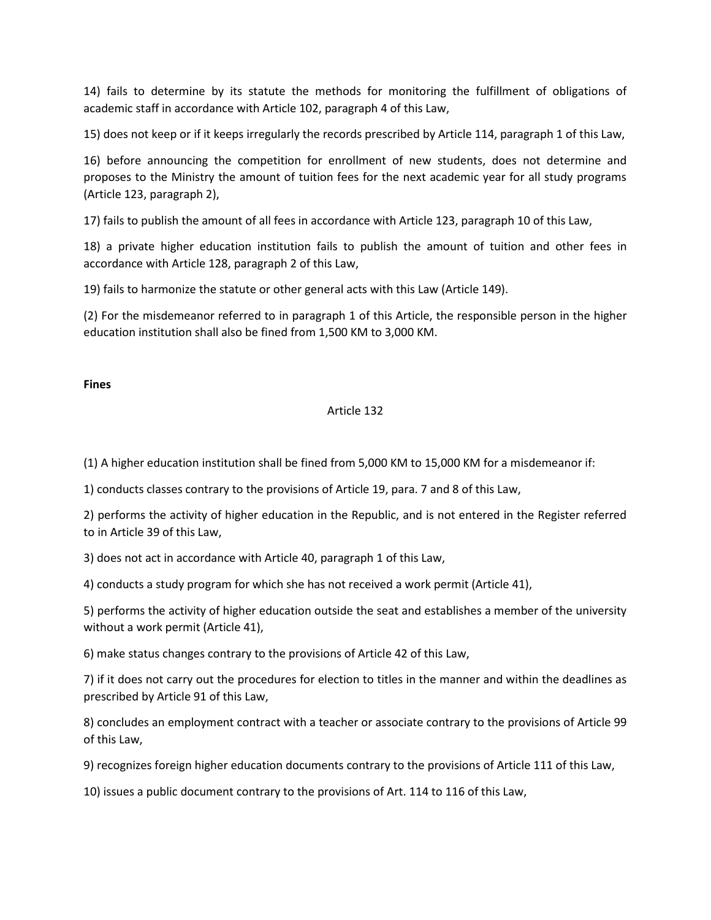14) fails to determine by its statute the methods for monitoring the fulfillment of obligations of academic staff in accordance with Article 102, paragraph 4 of this Law,

15) does not keep or if it keeps irregularly the records prescribed by Article 114, paragraph 1 of this Law,

16) before announcing the competition for enrollment of new students, does not determine and proposes to the Ministry the amount of tuition fees for the next academic year for all study programs (Article 123, paragraph 2),

17) fails to publish the amount of all fees in accordance with Article 123, paragraph 10 of this Law,

18) a private higher education institution fails to publish the amount of tuition and other fees in accordance with Article 128, paragraph 2 of this Law,

19) fails to harmonize the statute or other general acts with this Law (Article 149).

(2) For the misdemeanor referred to in paragraph 1 of this Article, the responsible person in the higher education institution shall also be fined from 1,500 KM to 3,000 KM.

**Fines**

Article 132

(1) A higher education institution shall be fined from 5,000 KM to 15,000 KM for a misdemeanor if:

1) conducts classes contrary to the provisions of Article 19, para. 7 and 8 of this Law,

2) performs the activity of higher education in the Republic, and is not entered in the Register referred to in Article 39 of this Law,

3) does not act in accordance with Article 40, paragraph 1 of this Law,

4) conducts a study program for which she has not received a work permit (Article 41),

5) performs the activity of higher education outside the seat and establishes a member of the university without a work permit (Article 41),

6) make status changes contrary to the provisions of Article 42 of this Law,

7) if it does not carry out the procedures for election to titles in the manner and within the deadlines as prescribed by Article 91 of this Law,

8) concludes an employment contract with a teacher or associate contrary to the provisions of Article 99 of this Law,

9) recognizes foreign higher education documents contrary to the provisions of Article 111 of this Law,

10) issues a public document contrary to the provisions of Art. 114 to 116 of this Law,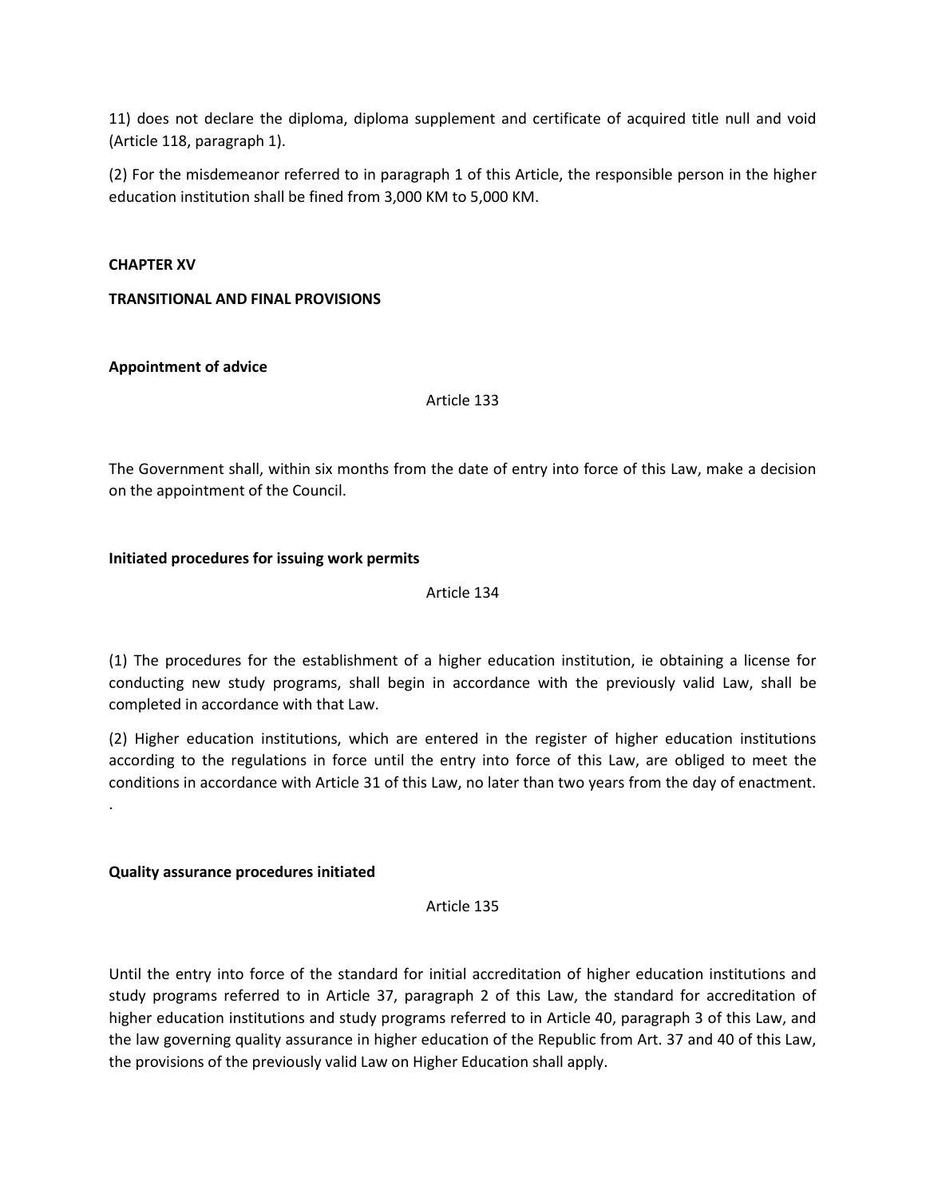11) does not declare the diploma, diploma supplement and certificate of acquired title null and void (Article 118, paragraph 1).

(2) For the misdemeanor referred to in paragraph 1 of this Article, the responsible person in the higher education institution shall be fined from 3,000 KM to 5,000 KM.

## CHAPTER XV

## TRANSITIONAL AND FINAL PROVISIONS

**Appointment of advice**

Article 133

The Government shall, within six months from the date of entry into force of this Law, make a decision on the appointment of the Council.

**Initiated procedures for issuing work permits**

Article 134

(1) The procedures for the establishment of a higher education institution, ie obtaining a license for conducting new study programs, shall begin in accordance with the previously valid Law, shall be completed in accordance with that Law.

(2) Higher education institutions, which are entered in the register of higher education institutions according to the regulations in force until the entry into force of this Law, are obliged to meet the conditions in accordance with Article 31 of this Law, no later than two years from the day of enactment.
.

**Quality assurance procedures initiated**

Article 135

Until the entry into force of the standard for initial accreditation of higher education institutions and study programs referred to in Article 37, paragraph 2 of this Law, the standard for accreditation of higher education institutions and study programs referred to in Article 40, paragraph 3 of this Law, and the law governing quality assurance in higher education of the Republic from Art. 37 and 40 of this Law, the provisions of the previously valid Law on Higher Education shall apply.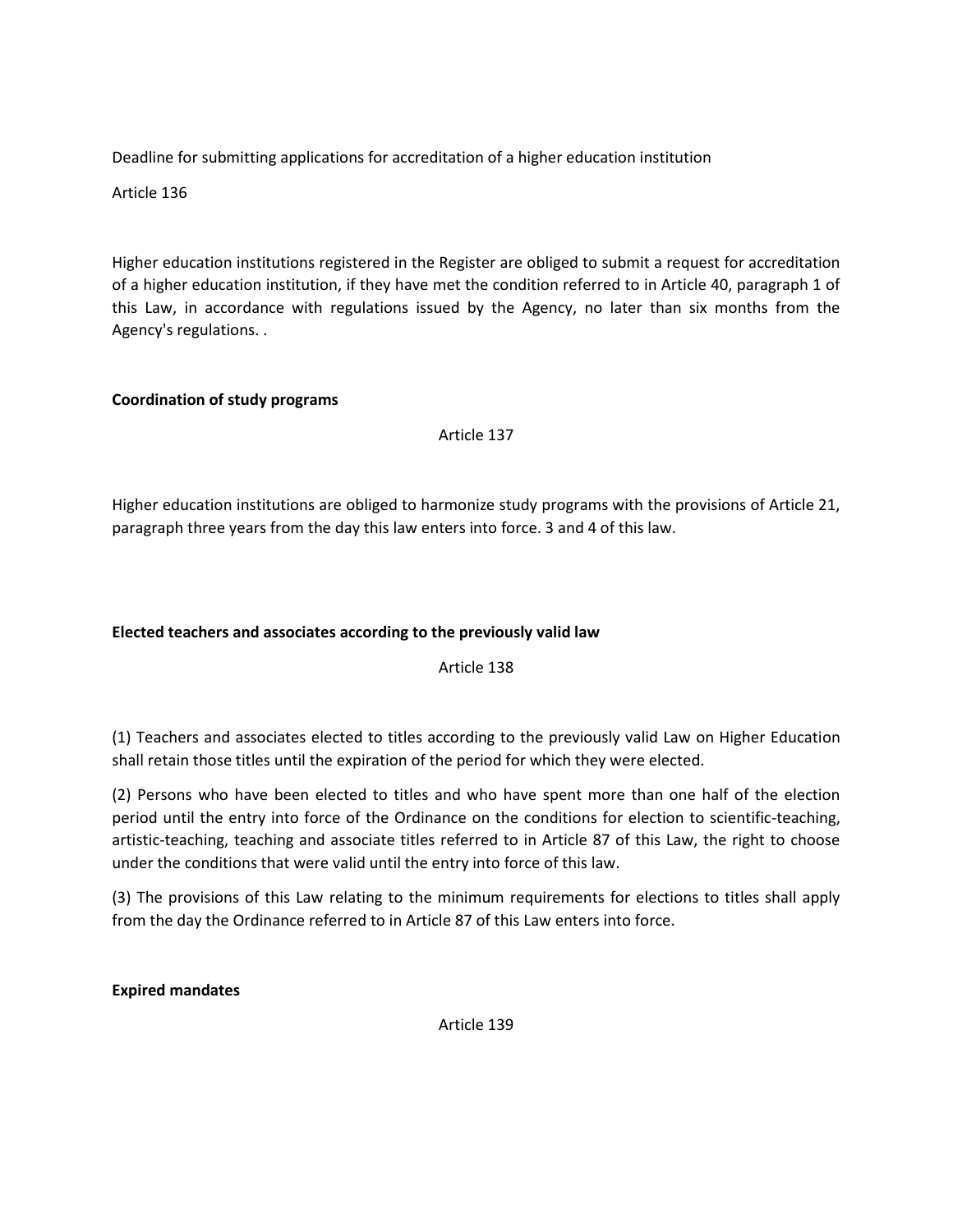Deadline for submitting applications for accreditation of a higher education institution

Article 136

Higher education institutions registered in the Register are obliged to submit a request for accreditation of a higher education institution, if they have met the condition referred to in Article 40, paragraph 1 of this Law, in accordance with regulations issued by the Agency, no later than six months from the Agency's regulations. .

**Coordination of study programs**

Article 137

Higher education institutions are obliged to harmonize study programs with the provisions of Article 21, paragraph three years from the day this law enters into force. 3 and 4 of this law.

**Elected teachers and associates according to the previously valid law**

Article 138

(1) Teachers and associates elected to titles according to the previously valid Law on Higher Education shall retain those titles until the expiration of the period for which they were elected.

(2) Persons who have been elected to titles and who have spent more than one half of the election period until the entry into force of the Ordinance on the conditions for election to scientific-teaching, artistic-teaching, teaching and associate titles referred to in Article 87 of this Law, the right to choose under the conditions that were valid until the entry into force of this law.

(3) The provisions of this Law relating to the minimum requirements for elections to titles shall apply from the day the Ordinance referred to in Article 87 of this Law enters into force.

**Expired mandates**

Article 139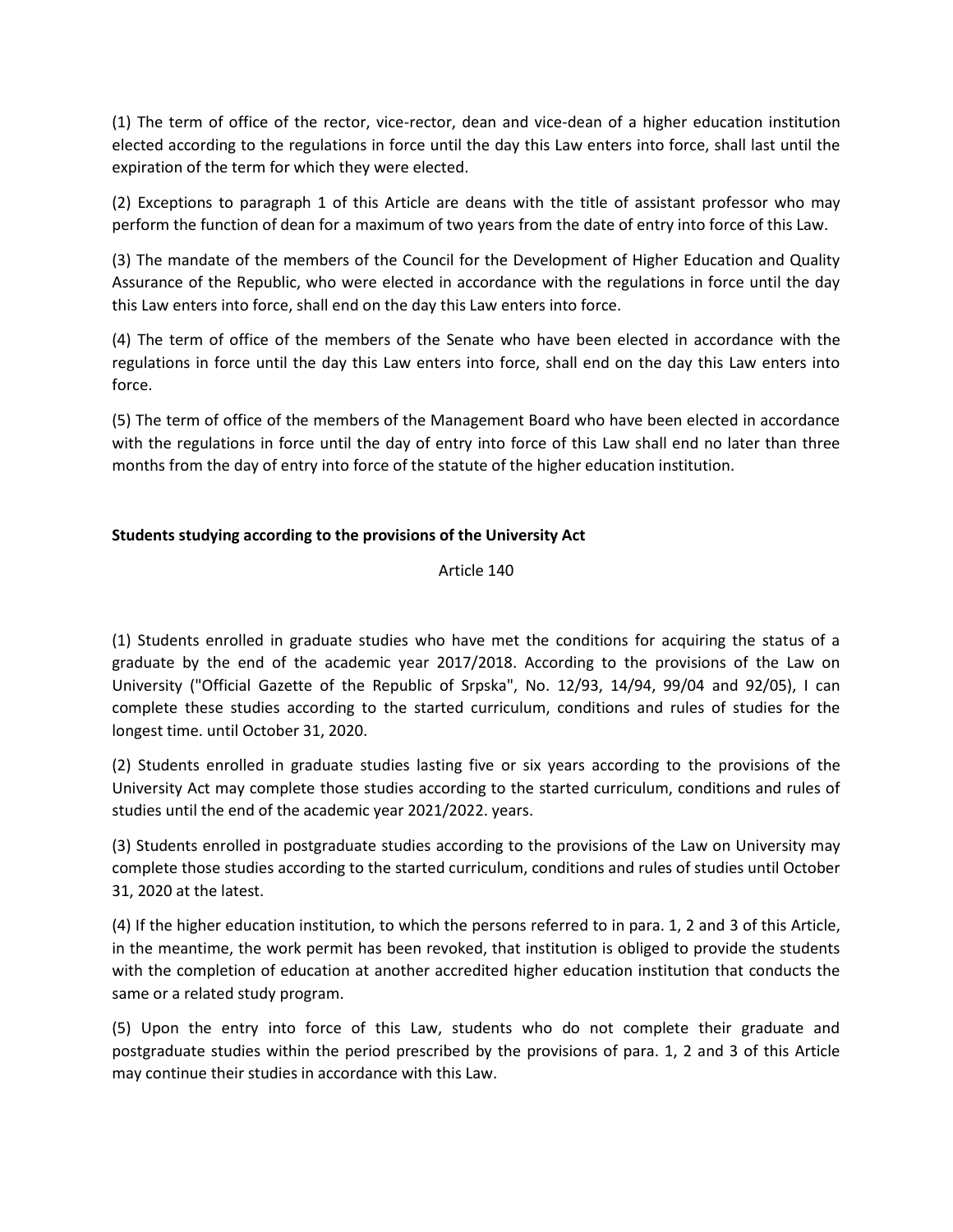(1) The term of office of the rector, vice-rector, dean and vice-dean of a higher education institution elected according to the regulations in force until the day this Law enters into force, shall last until the expiration of the term for which they were elected.

(2) Exceptions to paragraph 1 of this Article are deans with the title of assistant professor who may perform the function of dean for a maximum of two years from the date of entry into force of this Law.

(3) The mandate of the members of the Council for the Development of Higher Education and Quality Assurance of the Republic, who were elected in accordance with the regulations in force until the day this Law enters into force, shall end on the day this Law enters into force.

(4) The term of office of the members of the Senate who have been elected in accordance with the regulations in force until the day this Law enters into force, shall end on the day this Law enters into force.

(5) The term of office of the members of the Management Board who have been elected in accordance with the regulations in force until the day of entry into force of this Law shall end no later than three months from the day of entry into force of the statute of the higher education institution.

**Students studying according to the provisions of the University Act**

Article 140

(1) Students enrolled in graduate studies who have met the conditions for acquiring the status of a graduate by the end of the academic year 2017/2018. According to the provisions of the Law on University ("Official Gazette of the Republic of Srpska", No. 12/93, 14/94, 99/04 and 92/05), I can complete these studies according to the started curriculum, conditions and rules of studies for the longest time. until October 31, 2020.

(2) Students enrolled in graduate studies lasting five or six years according to the provisions of the University Act may complete those studies according to the started curriculum, conditions and rules of studies until the end of the academic year 2021/2022. years.

(3) Students enrolled in postgraduate studies according to the provisions of the Law on University may complete those studies according to the started curriculum, conditions and rules of studies until October 31, 2020 at the latest.

(4) If the higher education institution, to which the persons referred to in para. 1, 2 and 3 of this Article, in the meantime, the work permit has been revoked, that institution is obliged to provide the students with the completion of education at another accredited higher education institution that conducts the same or a related study program.

(5) Upon the entry into force of this Law, students who do not complete their graduate and postgraduate studies within the period prescribed by the provisions of para. 1, 2 and 3 of this Article may continue their studies in accordance with this Law.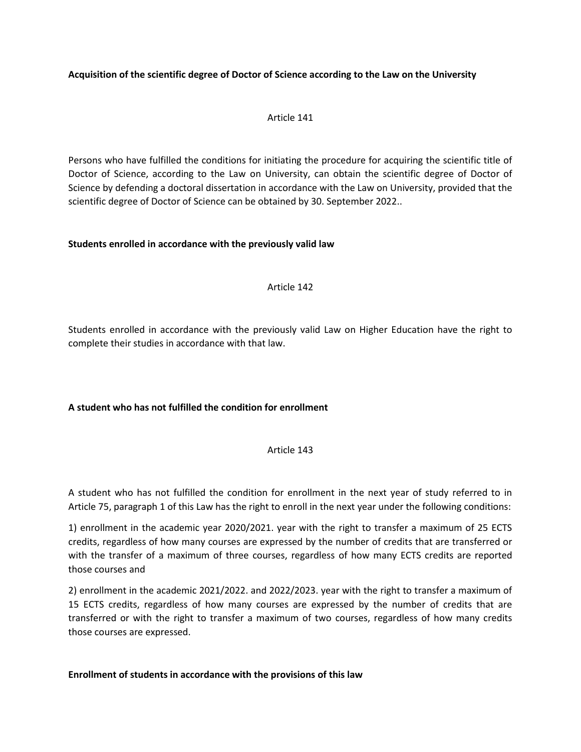**Acquisition of the scientific degree of Doctor of Science according to the Law on the University**

Article 141

Persons who have fulfilled the conditions for initiating the procedure for acquiring the scientific title of Doctor of Science, according to the Law on University, can obtain the scientific degree of Doctor of Science by defending a doctoral dissertation in accordance with the Law on University, provided that the scientific degree of Doctor of Science can be obtained by 30. September 2022..

**Students enrolled in accordance with the previously valid law**

Article 142

Students enrolled in accordance with the previously valid Law on Higher Education have the right to complete their studies in accordance with that law.

**A student who has not fulfilled the condition for enrollment**

Article 143

A student who has not fulfilled the condition for enrollment in the next year of study referred to in Article 75, paragraph 1 of this Law has the right to enroll in the next year under the following conditions:

1) enrollment in the academic year 2020/2021. year with the right to transfer a maximum of 25 ECTS credits, regardless of how many courses are expressed by the number of credits that are transferred or with the transfer of a maximum of three courses, regardless of how many ECTS credits are reported those courses and

2) enrollment in the academic 2021/2022. and 2022/2023. year with the right to transfer a maximum of 15 ECTS credits, regardless of how many courses are expressed by the number of credits that are transferred or with the right to transfer a maximum of two courses, regardless of how many credits those courses are expressed.

**Enrollment of students in accordance with the provisions of this law**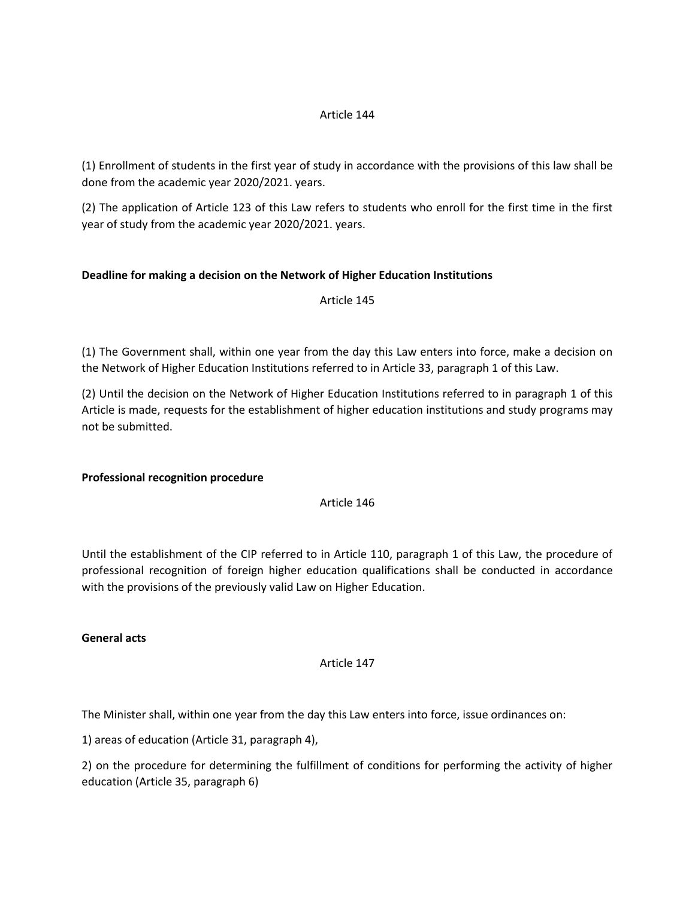Article 144

(1) Enrollment of students in the first year of study in accordance with the provisions of this law shall be done from the academic year 2020/2021. years.

(2) The application of Article 123 of this Law refers to students who enroll for the first time in the first year of study from the academic year 2020/2021. years.

**Deadline for making a decision on the Network of Higher Education Institutions**

Article 145

(1) The Government shall, within one year from the day this Law enters into force, make a decision on the Network of Higher Education Institutions referred to in Article 33, paragraph 1 of this Law.

(2) Until the decision on the Network of Higher Education Institutions referred to in paragraph 1 of this Article is made, requests for the establishment of higher education institutions and study programs may not be submitted.

**Professional recognition procedure**

Article 146

Until the establishment of the CIP referred to in Article 110, paragraph 1 of this Law, the procedure of professional recognition of foreign higher education qualifications shall be conducted in accordance with the provisions of the previously valid Law on Higher Education.

**General acts**

Article 147

The Minister shall, within one year from the day this Law enters into force, issue ordinances on:

1) areas of education (Article 31, paragraph 4),

2) on the procedure for determining the fulfillment of conditions for performing the activity of higher education (Article 35, paragraph 6)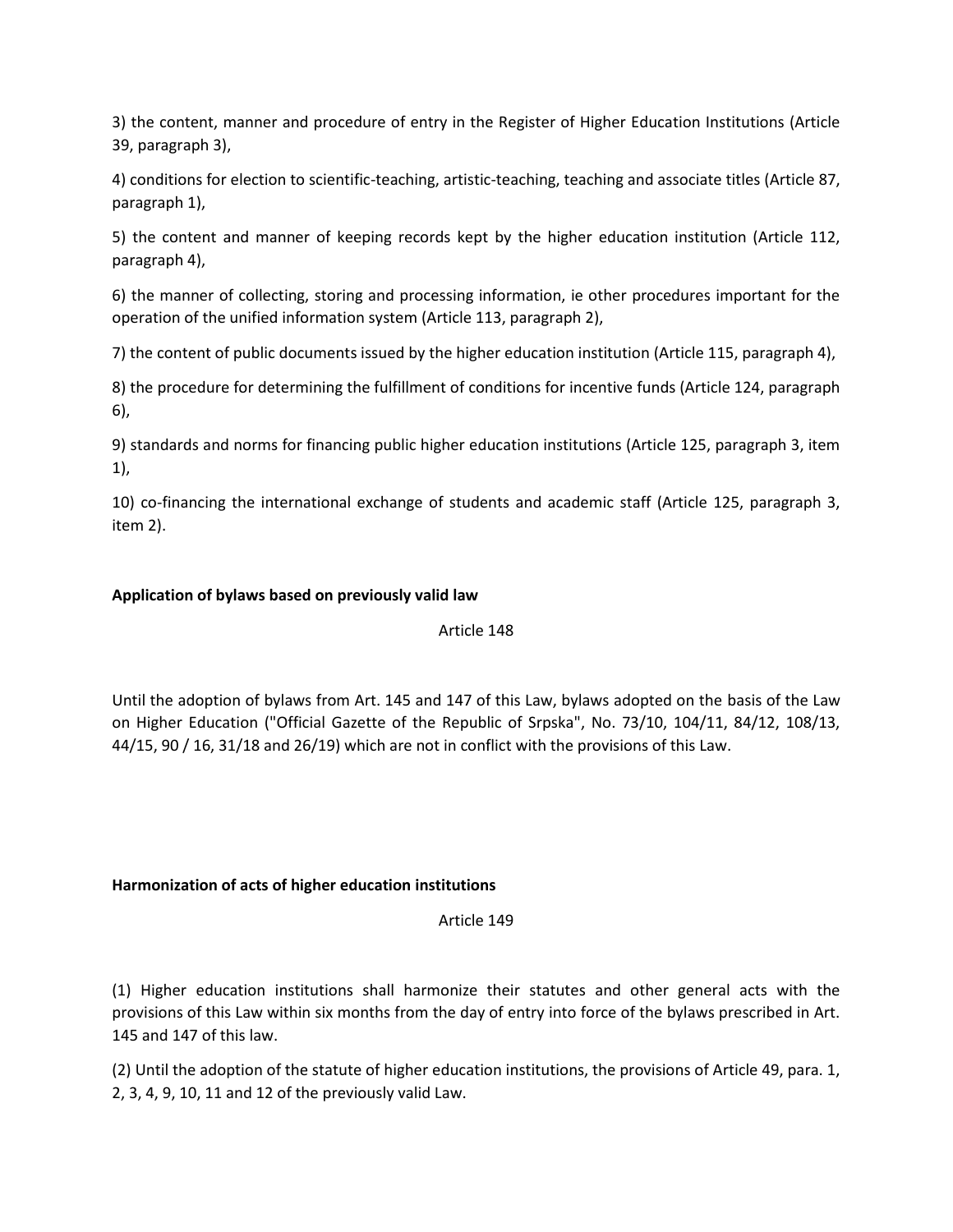3) the content, manner and procedure of entry in the Register of Higher Education Institutions (Article 39, paragraph 3),

4) conditions for election to scientific-teaching, artistic-teaching, teaching and associate titles (Article 87, paragraph 1),

5) the content and manner of keeping records kept by the higher education institution (Article 112, paragraph 4),

6) the manner of collecting, storing and processing information, ie other procedures important for the operation of the unified information system (Article 113, paragraph 2),

7) the content of public documents issued by the higher education institution (Article 115, paragraph 4),

8) the procedure for determining the fulfillment of conditions for incentive funds (Article 124, paragraph 6),

9) standards and norms for financing public higher education institutions (Article 125, paragraph 3, item 1),

10) co-financing the international exchange of students and academic staff (Article 125, paragraph 3, item 2).

**Application of bylaws based on previously valid law**

Article 148

Until the adoption of bylaws from Art. 145 and 147 of this Law, bylaws adopted on the basis of the Law on Higher Education ("Official Gazette of the Republic of Srpska", No. 73/10, 104/11, 84/12, 108/13, 44/15, 90 / 16, 31/18 and 26/19) which are not in conflict with the provisions of this Law.

**Harmonization of acts of higher education institutions**

Article 149

(1) Higher education institutions shall harmonize their statutes and other general acts with the provisions of this Law within six months from the day of entry into force of the bylaws prescribed in Art. 145 and 147 of this law.

(2) Until the adoption of the statute of higher education institutions, the provisions of Article 49, para. 1, 2, 3, 4, 9, 10, 11 and 12 of the previously valid Law.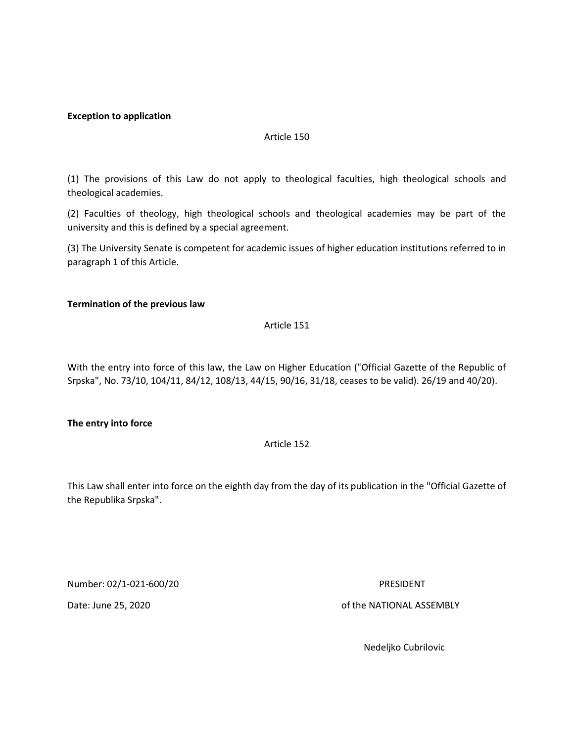**Exception to application**

Article 150

(1) The provisions of this Law do not apply to theological faculties, high theological schools and theological academies.

(2) Faculties of theology, high theological schools and theological academies may be part of the university and this is defined by a special agreement.

(3) The University Senate is competent for academic issues of higher education institutions referred to in paragraph 1 of this Article.

**Termination of the previous law**

Article 151

With the entry into force of this law, the Law on Higher Education ("Official Gazette of the Republic of Srpska", No. 73/10, 104/11, 84/12, 108/13, 44/15, 90/16, 31/18, ceases to be valid). 26/19 and 40/20).

**The entry into force**

Article 152

This Law shall enter into force on the eighth day from the day of its publication in the "Official Gazette of the Republika Srpska".

Number: 02/1-021-600/20

Date: June 25, 2020

PRESIDENT

of the NATIONAL ASSEMBLY

Nedeljko Cubrilovic